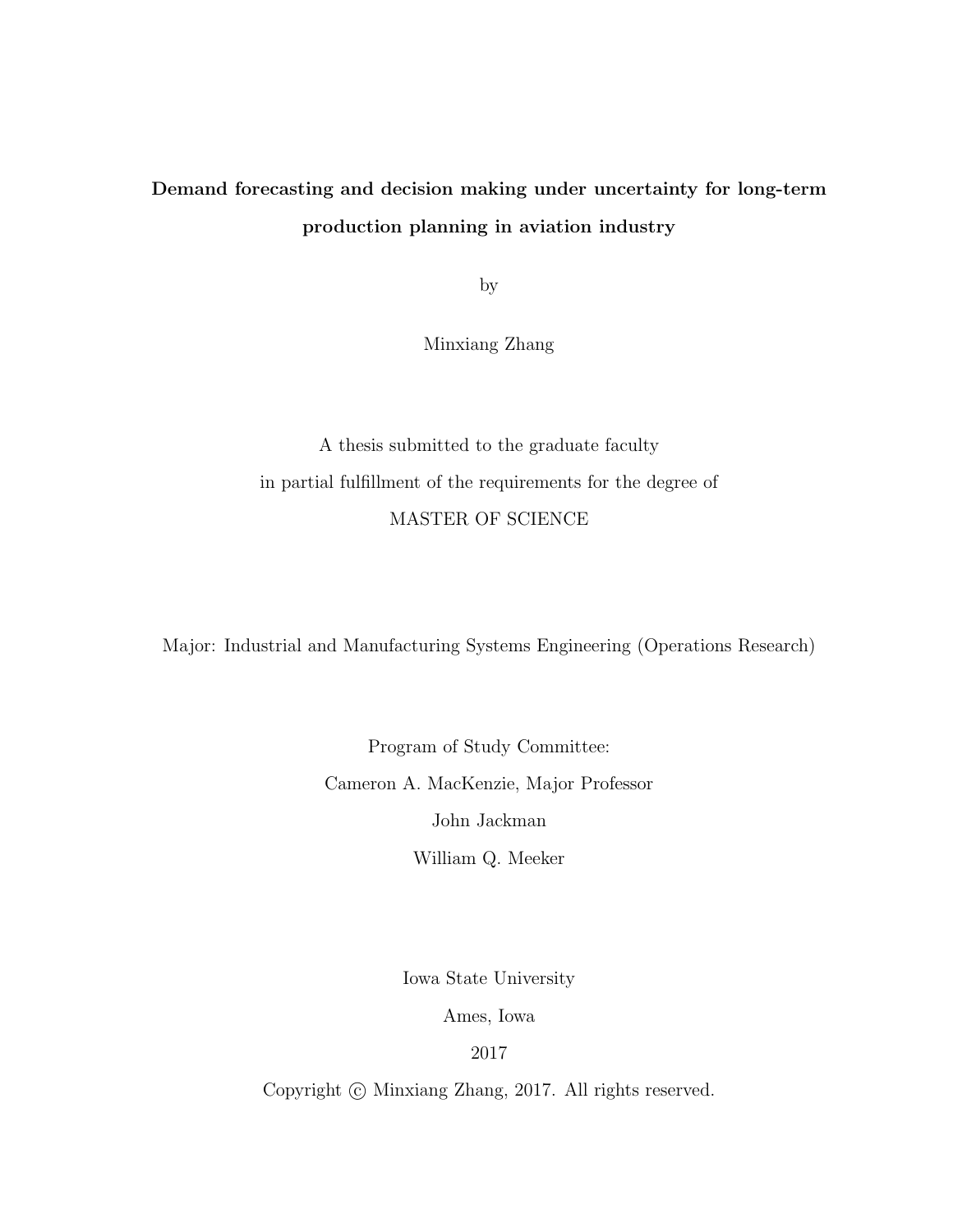# Demand forecasting and decision making under uncertainty for long-term production planning in aviation industry

by

Minxiang Zhang

A thesis submitted to the graduate faculty

in partial fulfillment of the requirements for the degree of

MASTER OF SCIENCE

Major: Industrial and Manufacturing Systems Engineering (Operations Research)

Program of Study Committee:

Cameron A. MacKenzie, Major Professor

John Jackman

William Q. Meeker

Iowa State University

Ames, Iowa

2017

Copyright © Minxiang Zhang, 2017. All rights reserved.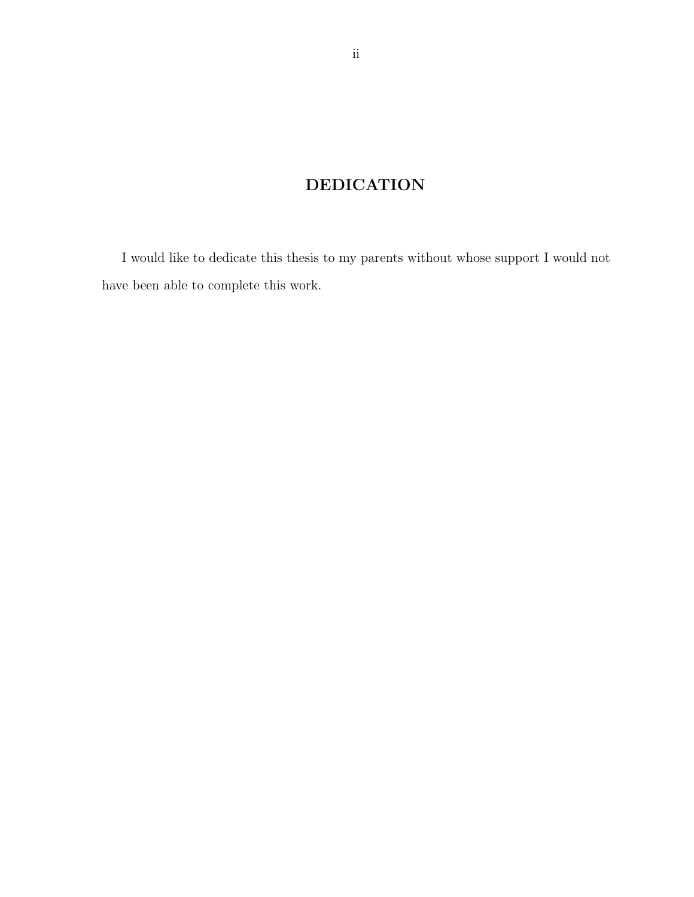# DEDICATION

I would like to dedicate this thesis to my parents without whose support I would not have been able to complete this work.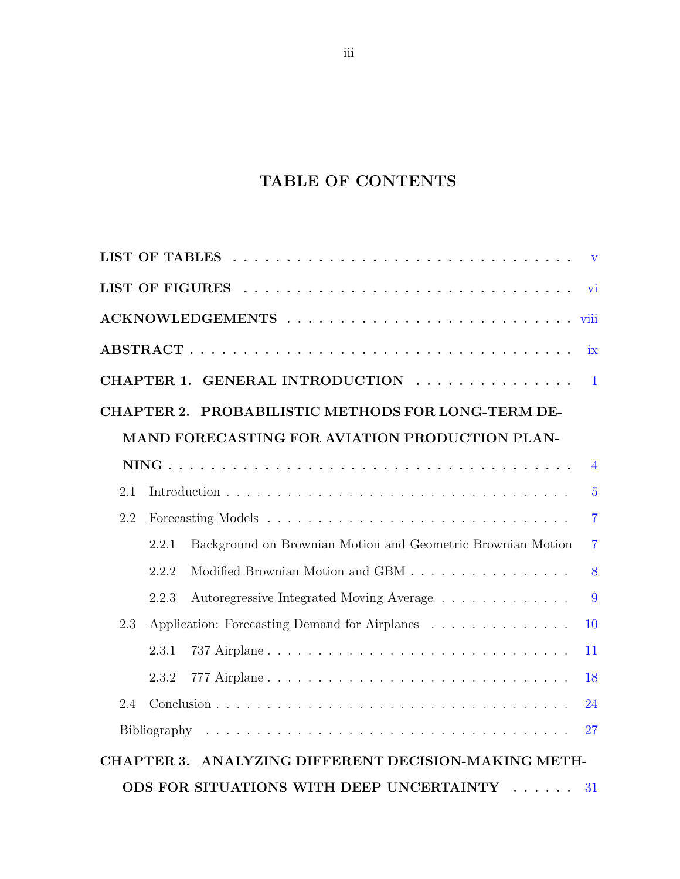# TABLE OF CONTENTS

**LIST OF TABLES** . . . . . . . . . . . . . . . . . . . . . . . . . . . . . . v

**LIST OF FIGURES** . . . . . . . . . . . . . . . . . . . . . . . . . . . . . vi

**ACKNOWLEDGEMENTS** . . . . . . . . . . . . . . . . . . . . . . . . . . viii

**ABSTRACT** . . . . . . . . . . . . . . . . . . . . . . . . . . . . . . . . . ix

**CHAPTER 1. GENERAL INTRODUCTION** . . . . . . . . . . . . . . . . 1

**CHAPTER 2. PROBABILISTIC METHODS FOR LONG-TERM DEMAND FORECASTING FOR AVIATION PRODUCTION PLANNING** . . . . . . . . . . . . . . . . . . . . . . . . . . . . . . . . . 4

- 2.1 Introduction . . . . . . . . . . . . . . . . . . . . . . . . . . . . . . . 5
- 2.2 Forecasting Models . . . . . . . . . . . . . . . . . . . . . . . . . . . 7
  - 2.2.1 Background on Brownian Motion and Geometric Brownian Motion 7
  - 2.2.2 Modified Brownian Motion and GBM . . . . . . . . . . . . . . . . 8
  - 2.2.3 Autoregressive Integrated Moving Average . . . . . . . . . . . . . 9
- 2.3 Application: Forecasting Demand for Airplanes . . . . . . . . . . . . . 10
  - 2.3.1 737 Airplane . . . . . . . . . . . . . . . . . . . . . . . . . . . . 11
  - 2.3.2 777 Airplane . . . . . . . . . . . . . . . . . . . . . . . . . . . . 18
- 2.4 Conclusion . . . . . . . . . . . . . . . . . . . . . . . . . . . . . . . 24
- Bibliography . . . . . . . . . . . . . . . . . . . . . . . . . . . . . . . . 27

**CHAPTER 3. ANALYZING DIFFERENT DECISION-MAKING METHODS FOR SITUATIONS WITH DEEP UNCERTAINTY** . . . . . . 31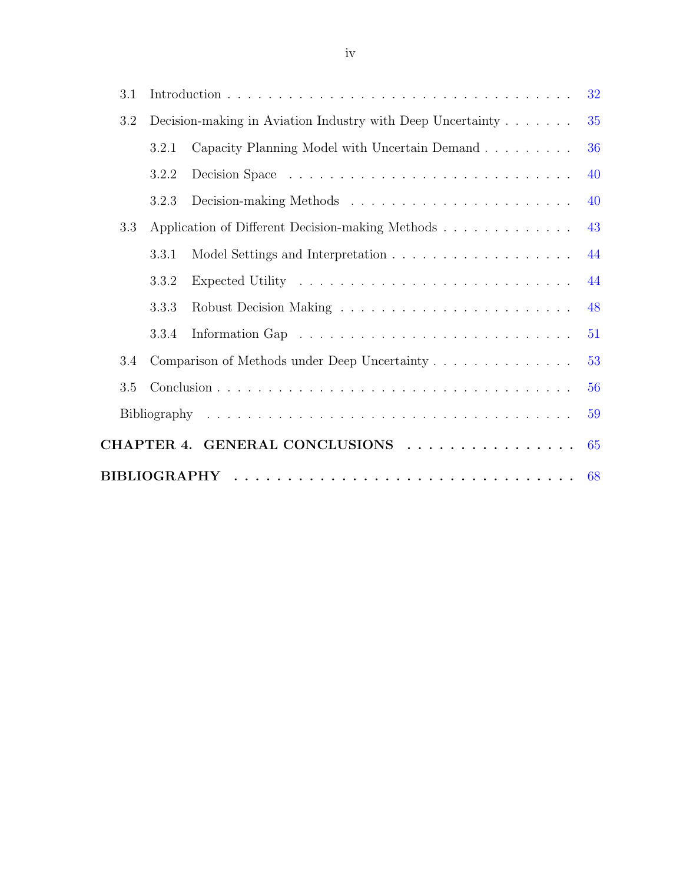3.1 Introduction . . . . . . . . . . . . . . . . . . . . . . . . . . . . . . . . . . . . 32

3.2 Decision-making in Aviation Industry with Deep Uncertainty . . . . . . . 35

  3.2.1 Capacity Planning Model with Uncertain Demand . . . . . . . . . 36

  3.2.2 Decision Space . . . . . . . . . . . . . . . . . . . . . . . . . . . . 40

  3.2.3 Decision-making Methods . . . . . . . . . . . . . . . . . . . . . . 40

3.3 Application of Different Decision-making Methods . . . . . . . . . . . . . 43

  3.3.1 Model Settings and Interpretation . . . . . . . . . . . . . . . . . . 44

  3.3.2 Expected Utility . . . . . . . . . . . . . . . . . . . . . . . . . . . 44

  3.3.3 Robust Decision Making . . . . . . . . . . . . . . . . . . . . . . . 48

  3.3.4 Information Gap . . . . . . . . . . . . . . . . . . . . . . . . . . . 51

3.4 Comparison of Methods under Deep Uncertainty . . . . . . . . . . . . . . 53

3.5 Conclusion . . . . . . . . . . . . . . . . . . . . . . . . . . . . . . . . . . . 56

Bibliography . . . . . . . . . . . . . . . . . . . . . . . . . . . . . . . . . . . . 59

**CHAPTER 4. GENERAL CONCLUSIONS . . . . . . . . . . . . . . . . . 65**

**BIBLIOGRAPHY . . . . . . . . . . . . . . . . . . . . . . . . . . . . . . . 68**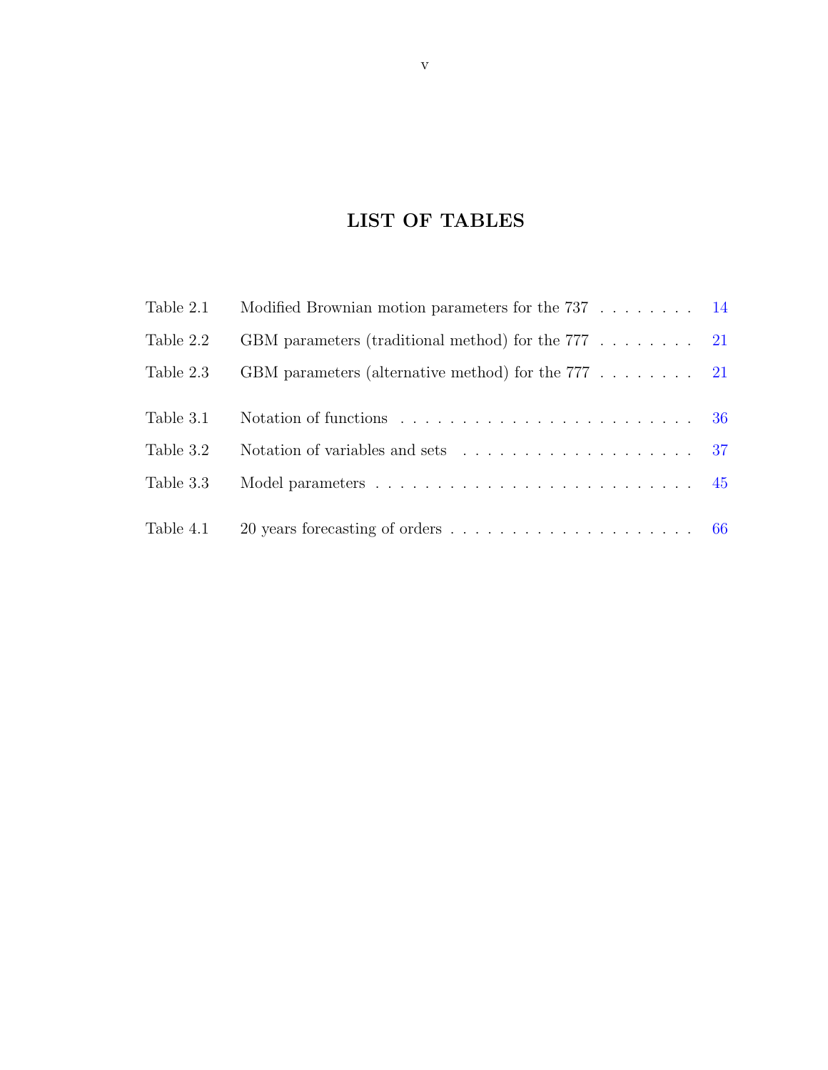# LIST OF TABLES

| | | |
|---|---|---|
| Table 2.1 | Modified Brownian motion parameters for the 737 | 14 |
| Table 2.2 | GBM parameters (traditional method) for the 777 | 21 |
| Table 2.3 | GBM parameters (alternative method) for the 777 | 21 |
| Table 3.1 | Notation of functions | 36 |
| Table 3.2 | Notation of variables and sets | 37 |
| Table 3.3 | Model parameters | 45 |
| Table 4.1 | 20 years forecasting of orders | 66 |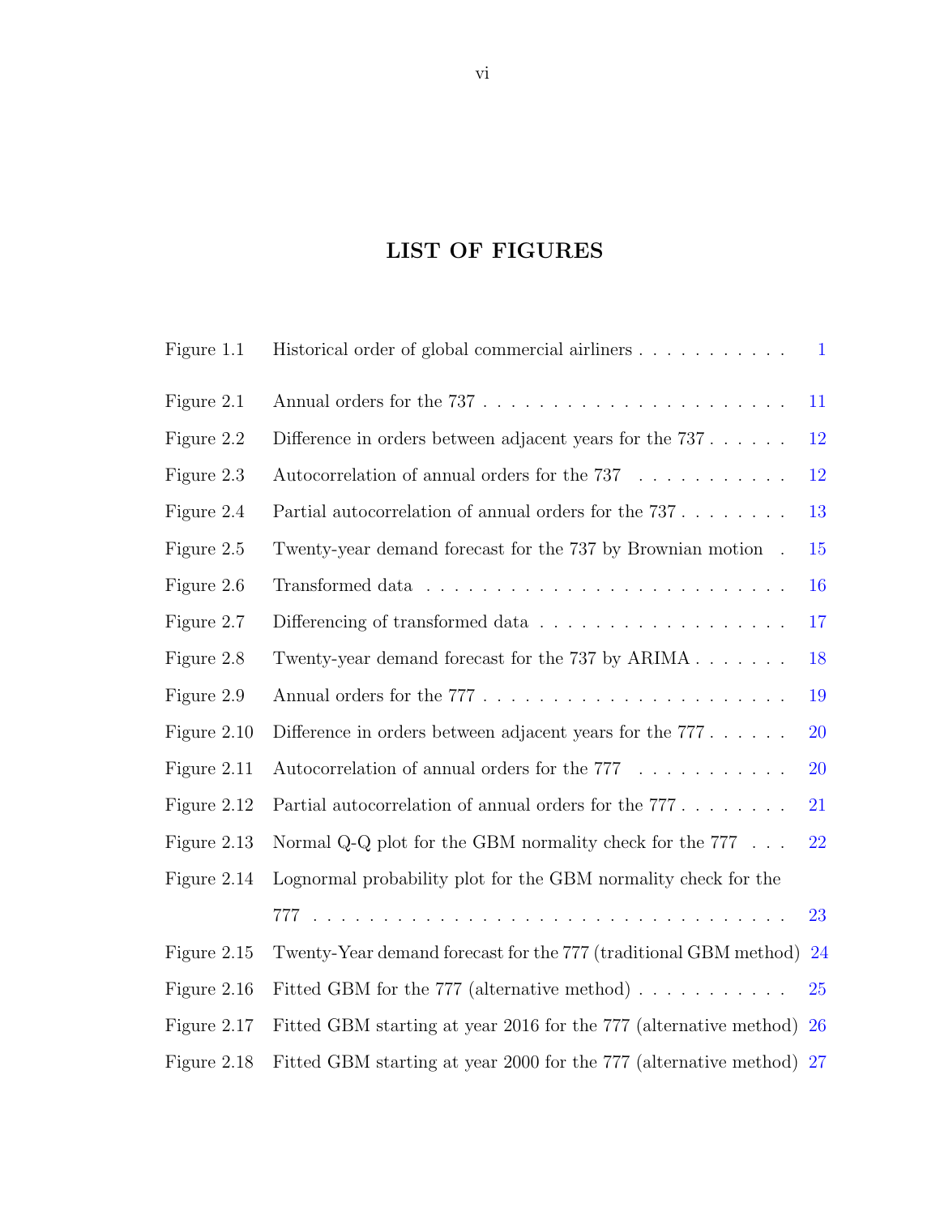# LIST OF FIGURES

| | | |
|---|---|---|
| Figure 1.1 | Historical order of global commercial airliners | 1 |
| Figure 2.1 | Annual orders for the 737 | 11 |
| Figure 2.2 | Difference in orders between adjacent years for the 737 | 12 |
| Figure 2.3 | Autocorrelation of annual orders for the 737 | 12 |
| Figure 2.4 | Partial autocorrelation of annual orders for the 737 | 13 |
| Figure 2.5 | Twenty-year demand forecast for the 737 by Brownian motion | 15 |
| Figure 2.6 | Transformed data | 16 |
| Figure 2.7 | Differencing of transformed data | 17 |
| Figure 2.8 | Twenty-year demand forecast for the 737 by ARIMA | 18 |
| Figure 2.9 | Annual orders for the 777 | 19 |
| Figure 2.10 | Difference in orders between adjacent years for the 777 | 20 |
| Figure 2.11 | Autocorrelation of annual orders for the 777 | 20 |
| Figure 2.12 | Partial autocorrelation of annual orders for the 777 | 21 |
| Figure 2.13 | Normal Q-Q plot for the GBM normality check for the 777 | 22 |
| Figure 2.14 | Lognormal probability plot for the GBM normality check for the 777 | 23 |
| Figure 2.15 | Twenty-Year demand forecast for the 777 (traditional GBM method) | 24 |
| Figure 2.16 | Fitted GBM for the 777 (alternative method) | 25 |
| Figure 2.17 | Fitted GBM starting at year 2016 for the 777 (alternative method) | 26 |
| Figure 2.18 | Fitted GBM starting at year 2000 for the 777 (alternative method) | 27 |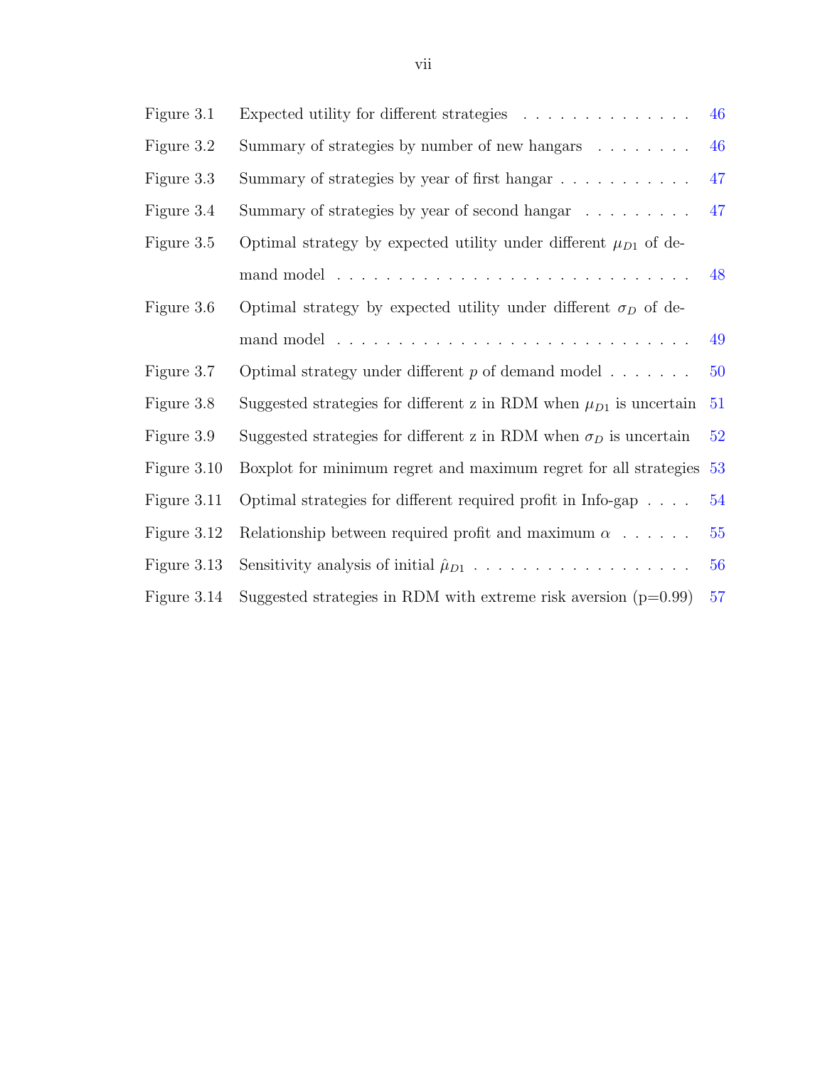| | | |
|---|---|---|
| Figure 3.1 | Expected utility for different strategies | 46 |
| Figure 3.2 | Summary of strategies by number of new hangars | 46 |
| Figure 3.3 | Summary of strategies by year of first hangar | 47 |
| Figure 3.4 | Summary of strategies by year of second hangar | 47 |
| Figure 3.5 | Optimal strategy by expected utility under different $\mu_{D1}$ of demand model | 48 |
| Figure 3.6 | Optimal strategy by expected utility under different $\sigma_D$ of demand model | 49 |
| Figure 3.7 | Optimal strategy under different $p$ of demand model | 50 |
| Figure 3.8 | Suggested strategies for different z in RDM when $\mu_{D1}$ is uncertain | 51 |
| Figure 3.9 | Suggested strategies for different z in RDM when $\sigma_D$ is uncertain | 52 |
| Figure 3.10 | Boxplot for minimum regret and maximum regret for all strategies | 53 |
| Figure 3.11 | Optimal strategies for different required profit in Info-gap | 54 |
| Figure 3.12 | Relationship between required profit and maximum $\alpha$ | 55 |
| Figure 3.13 | Sensitivity analysis of initial $\hat{\mu}_{D1}$ | 56 |
| Figure 3.14 | Suggested strategies in RDM with extreme risk aversion (p=0.99) | 57 |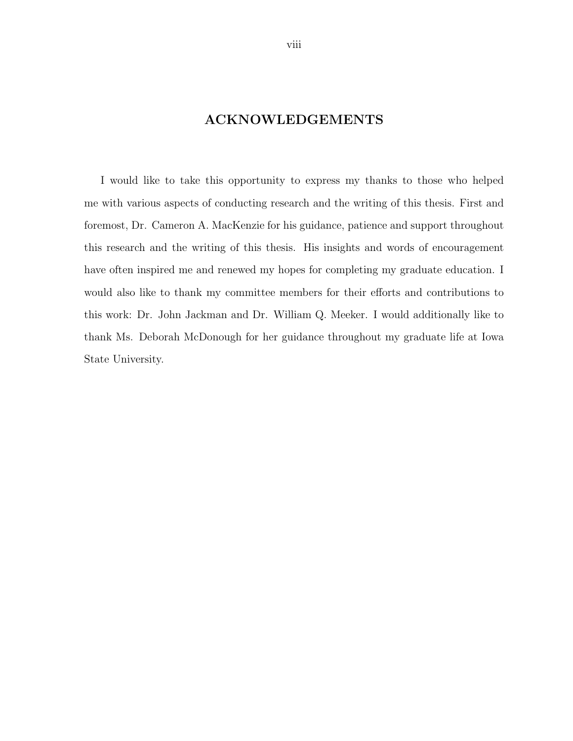# ACKNOWLEDGEMENTS

I would like to take this opportunity to express my thanks to those who helped me with various aspects of conducting research and the writing of this thesis. First and foremost, Dr. Cameron A. MacKenzie for his guidance, patience and support throughout this research and the writing of this thesis. His insights and words of encouragement have often inspired me and renewed my hopes for completing my graduate education. I would also like to thank my committee members for their efforts and contributions to this work: Dr. John Jackman and Dr. William Q. Meeker. I would additionally like to thank Ms. Deborah McDonough for her guidance throughout my graduate life at Iowa State University.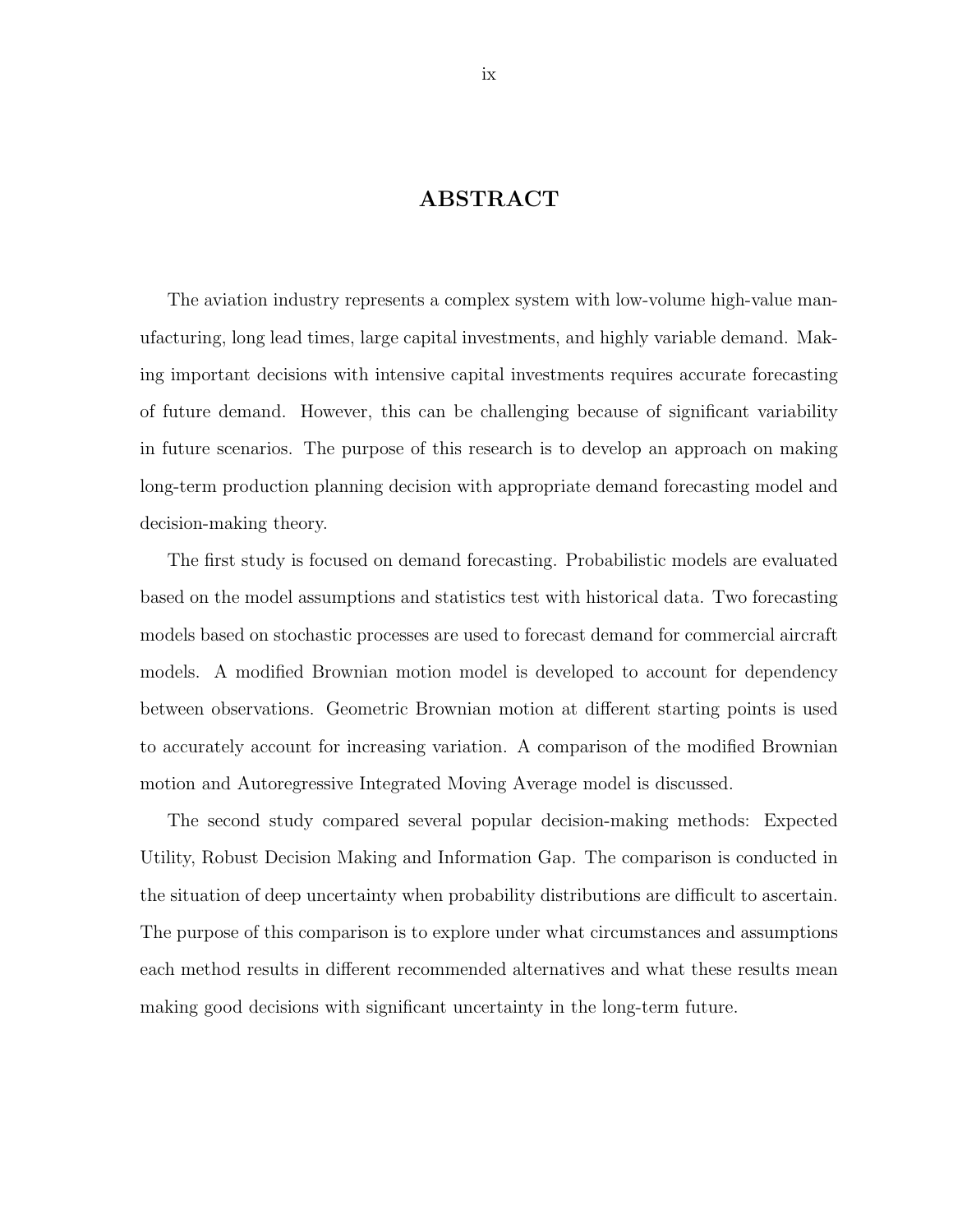# ABSTRACT

The aviation industry represents a complex system with low-volume high-value manufacturing, long lead times, large capital investments, and highly variable demand. Making important decisions with intensive capital investments requires accurate forecasting of future demand. However, this can be challenging because of significant variability in future scenarios. The purpose of this research is to develop an approach on making long-term production planning decision with appropriate demand forecasting model and decision-making theory.

The first study is focused on demand forecasting. Probabilistic models are evaluated based on the model assumptions and statistics test with historical data. Two forecasting models based on stochastic processes are used to forecast demand for commercial aircraft models. A modified Brownian motion model is developed to account for dependency between observations. Geometric Brownian motion at different starting points is used to accurately account for increasing variation. A comparison of the modified Brownian motion and Autoregressive Integrated Moving Average model is discussed.

The second study compared several popular decision-making methods: Expected Utility, Robust Decision Making and Information Gap. The comparison is conducted in the situation of deep uncertainty when probability distributions are difficult to ascertain. The purpose of this comparison is to explore under what circumstances and assumptions each method results in different recommended alternatives and what these results mean making good decisions with significant uncertainty in the long-term future.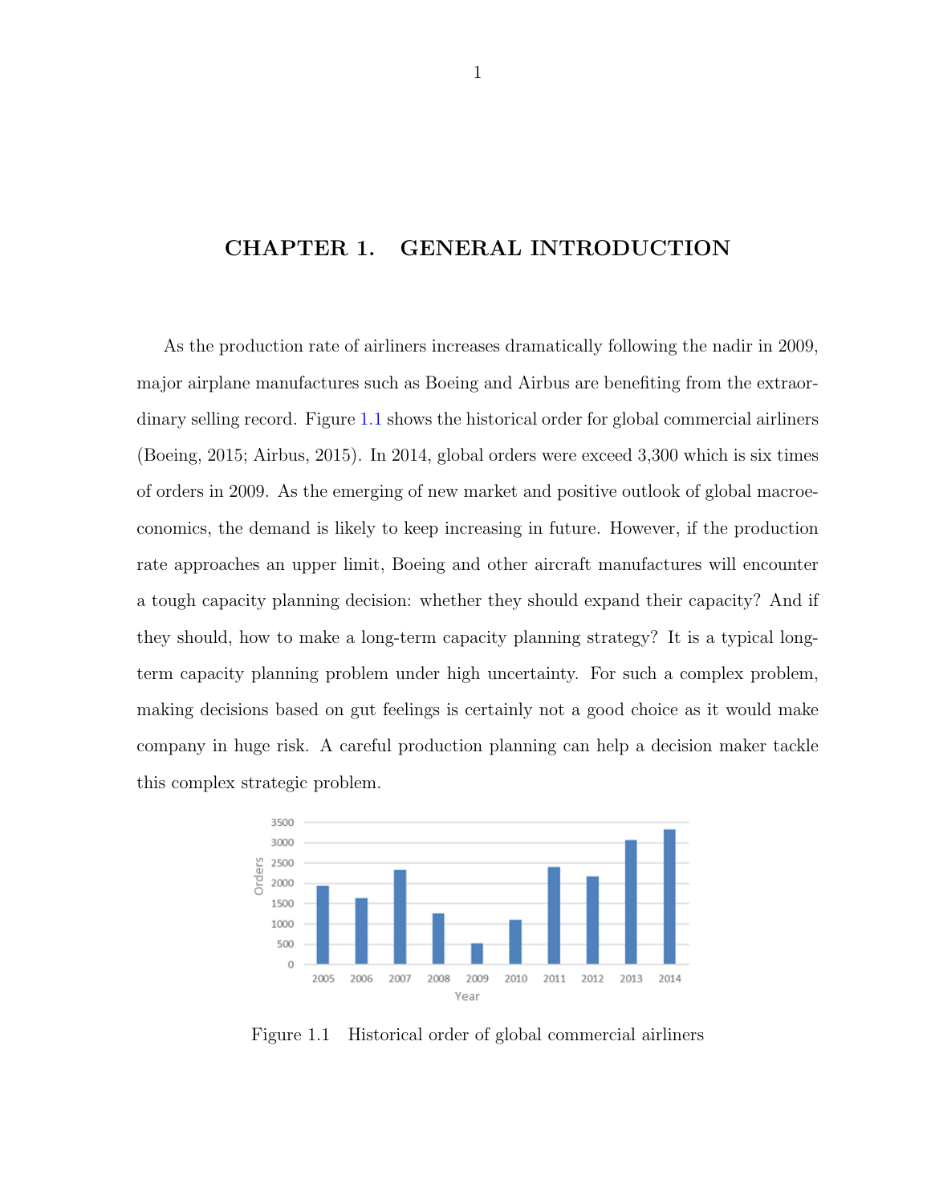# CHAPTER 1. GENERAL INTRODUCTION

As the production rate of airliners increases dramatically following the nadir in 2009, major airplane manufactures such as Boeing and Airbus are benefiting from the extraordinary selling record. Figure 1.1 shows the historical order for global commercial airliners (Boeing, 2015; Airbus, 2015). In 2014, global orders were exceed 3,300 which is six times of orders in 2009. As the emerging of new market and positive outlook of global macroeconomics, the demand is likely to keep increasing in future. However, if the production rate approaches an upper limit, Boeing and other aircraft manufactures will encounter a tough capacity planning decision: whether they should expand their capacity? And if they should, how to make a long-term capacity planning strategy? It is a typical long-term capacity planning problem under high uncertainty. For such a complex problem, making decisions based on gut feelings is certainly not a good choice as it would make company in huge risk. A careful production planning can help a decision maker tackle this complex strategic problem.

Figure 1.1 Historical order of global commercial airliners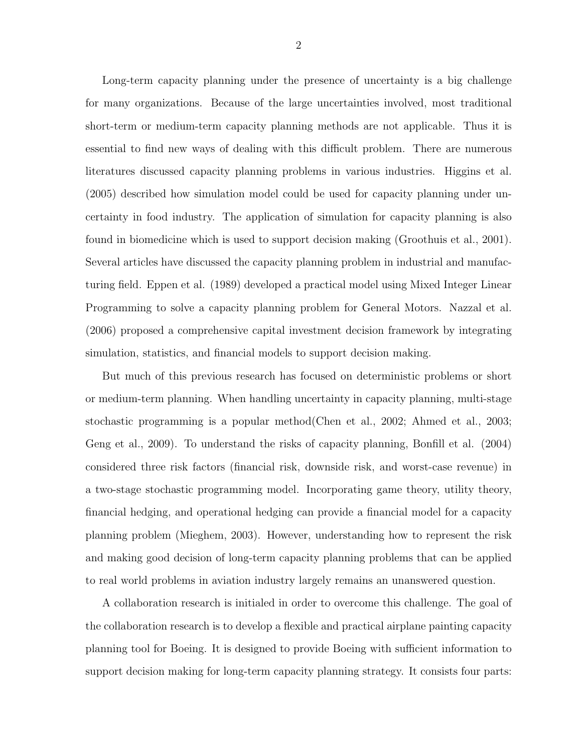Long-term capacity planning under the presence of uncertainty is a big challenge for many organizations. Because of the large uncertainties involved, most traditional short-term or medium-term capacity planning methods are not applicable. Thus it is essential to find new ways of dealing with this difficult problem. There are numerous literatures discussed capacity planning problems in various industries. Higgins et al. (2005) described how simulation model could be used for capacity planning under uncertainty in food industry. The application of simulation for capacity planning is also found in biomedicine which is used to support decision making (Groothuis et al., 2001). Several articles have discussed the capacity planning problem in industrial and manufacturing field. Eppen et al. (1989) developed a practical model using Mixed Integer Linear Programming to solve a capacity planning problem for General Motors. Nazzal et al. (2006) proposed a comprehensive capital investment decision framework by integrating simulation, statistics, and financial models to support decision making.

But much of this previous research has focused on deterministic problems or short or medium-term planning. When handling uncertainty in capacity planning, multi-stage stochastic programming is a popular method(Chen et al., 2002; Ahmed et al., 2003; Geng et al., 2009). To understand the risks of capacity planning, Bonfill et al. (2004) considered three risk factors (financial risk, downside risk, and worst-case revenue) in a two-stage stochastic programming model. Incorporating game theory, utility theory, financial hedging, and operational hedging can provide a financial model for a capacity planning problem (Mieghem, 2003). However, understanding how to represent the risk and making good decision of long-term capacity planning problems that can be applied to real world problems in aviation industry largely remains an unanswered question.

A collaboration research is initialed in order to overcome this challenge. The goal of the collaboration research is to develop a flexible and practical airplane painting capacity planning tool for Boeing. It is designed to provide Boeing with sufficient information to support decision making for long-term capacity planning strategy. It consists four parts: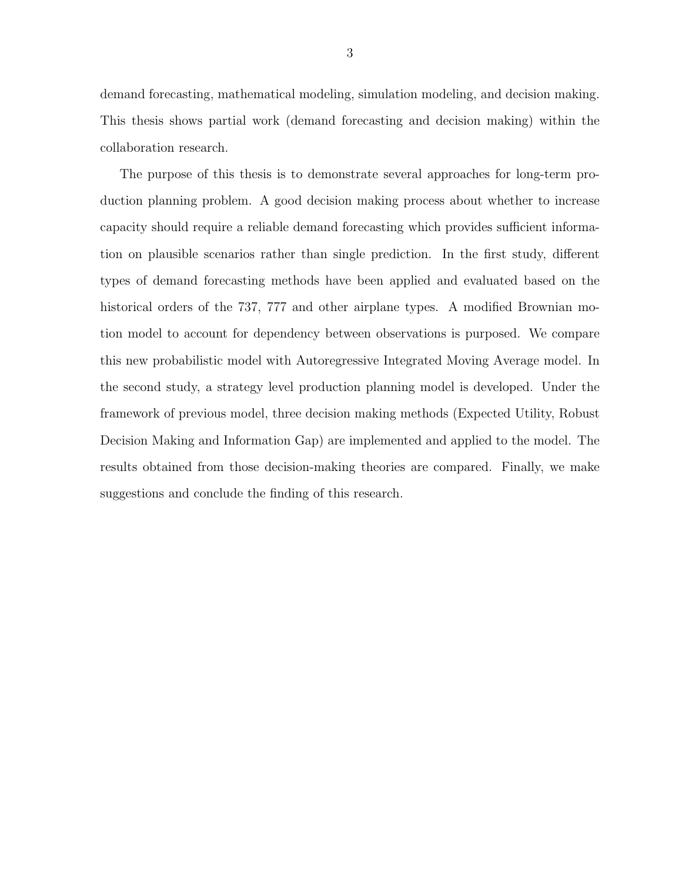demand forecasting, mathematical modeling, simulation modeling, and decision making. This thesis shows partial work (demand forecasting and decision making) within the collaboration research.

The purpose of this thesis is to demonstrate several approaches for long-term production planning problem. A good decision making process about whether to increase capacity should require a reliable demand forecasting which provides sufficient information on plausible scenarios rather than single prediction. In the first study, different types of demand forecasting methods have been applied and evaluated based on the historical orders of the 737, 777 and other airplane types. A modified Brownian motion model to account for dependency between observations is purposed. We compare this new probabilistic model with Autoregressive Integrated Moving Average model. In the second study, a strategy level production planning model is developed. Under the framework of previous model, three decision making methods (Expected Utility, Robust Decision Making and Information Gap) are implemented and applied to the model. The results obtained from those decision-making theories are compared. Finally, we make suggestions and conclude the finding of this research.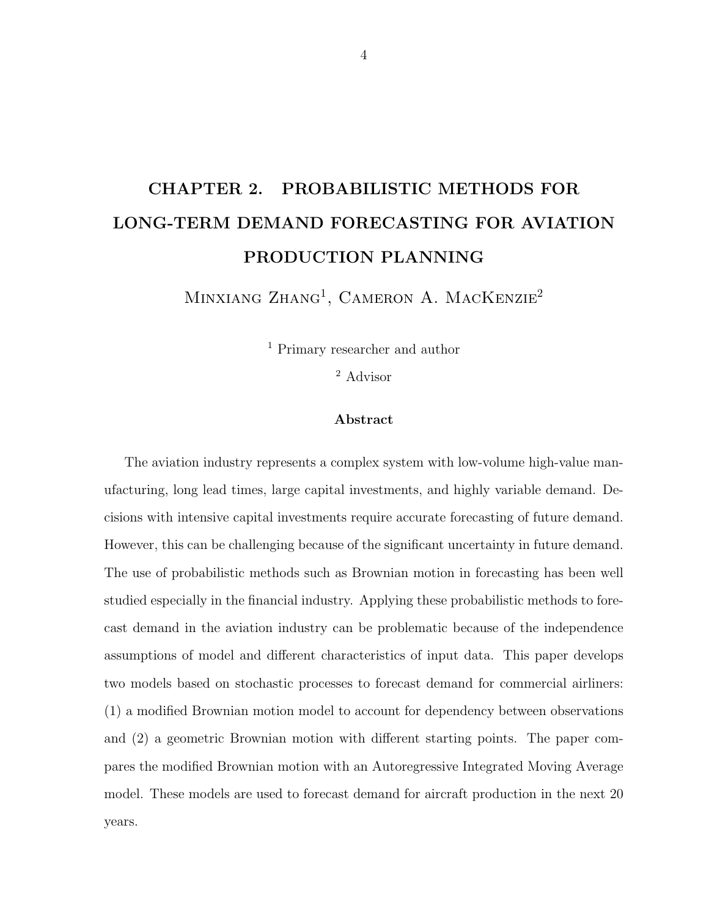# CHAPTER 2. PROBABILISTIC METHODS FOR LONG-TERM DEMAND FORECASTING FOR AVIATION PRODUCTION PLANNING

Minxiang Zhang[1], Cameron A. MacKenzie[2]

[1] Primary researcher and author

[2] Advisor

### Abstract

The aviation industry represents a complex system with low-volume high-value manufacturing, long lead times, large capital investments, and highly variable demand. Decisions with intensive capital investments require accurate forecasting of future demand. However, this can be challenging because of the significant uncertainty in future demand. The use of probabilistic methods such as Brownian motion in forecasting has been well studied especially in the financial industry. Applying these probabilistic methods to forecast demand in the aviation industry can be problematic because of the independence assumptions of model and different characteristics of input data. This paper develops two models based on stochastic processes to forecast demand for commercial airliners: (1) a modified Brownian motion model to account for dependency between observations and (2) a geometric Brownian motion with different starting points. The paper compares the modified Brownian motion with an Autoregressive Integrated Moving Average model. These models are used to forecast demand for aircraft production in the next 20 years.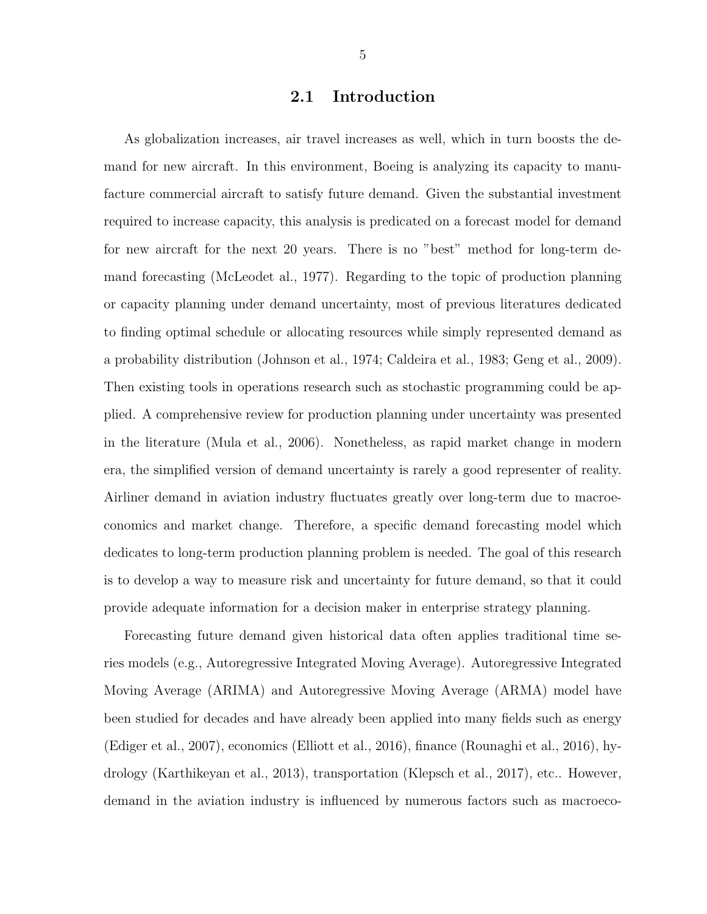## 2.1 Introduction

As globalization increases, air travel increases as well, which in turn boosts the demand for new aircraft. In this environment, Boeing is analyzing its capacity to manufacture commercial aircraft to satisfy future demand. Given the substantial investment required to increase capacity, this analysis is predicated on a forecast model for demand for new aircraft for the next 20 years. There is no "best" method for long-term demand forecasting (McLeodet al., 1977). Regarding to the topic of production planning or capacity planning under demand uncertainty, most of previous literatures dedicated to finding optimal schedule or allocating resources while simply represented demand as a probability distribution (Johnson et al., 1974; Caldeira et al., 1983; Geng et al., 2009). Then existing tools in operations research such as stochastic programming could be applied. A comprehensive review for production planning under uncertainty was presented in the literature (Mula et al., 2006). Nonetheless, as rapid market change in modern era, the simplified version of demand uncertainty is rarely a good representer of reality. Airliner demand in aviation industry fluctuates greatly over long-term due to macroeconomics and market change. Therefore, a specific demand forecasting model which dedicates to long-term production planning problem is needed. The goal of this research is to develop a way to measure risk and uncertainty for future demand, so that it could provide adequate information for a decision maker in enterprise strategy planning.

Forecasting future demand given historical data often applies traditional time series models (e.g., Autoregressive Integrated Moving Average). Autoregressive Integrated Moving Average (ARIMA) and Autoregressive Moving Average (ARMA) model have been studied for decades and have already been applied into many fields such as energy (Ediger et al., 2007), economics (Elliott et al., 2016), finance (Rounaghi et al., 2016), hydrology (Karthikeyan et al., 2013), transportation (Klepsch et al., 2017), etc.. However, demand in the aviation industry is influenced by numerous factors such as macroeco-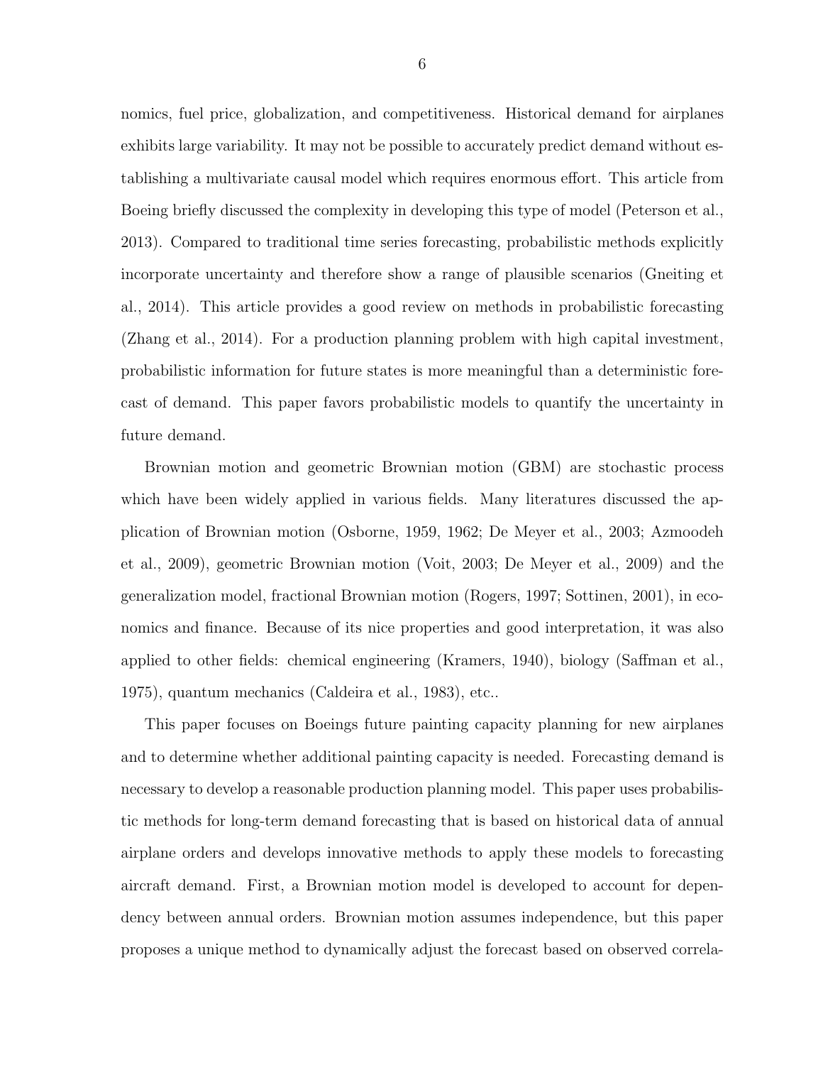nomics, fuel price, globalization, and competitiveness. Historical demand for airplanes exhibits large variability. It may not be possible to accurately predict demand without establishing a multivariate causal model which requires enormous effort. This article from Boeing briefly discussed the complexity in developing this type of model (Peterson et al., 2013). Compared to traditional time series forecasting, probabilistic methods explicitly incorporate uncertainty and therefore show a range of plausible scenarios (Gneiting et al., 2014). This article provides a good review on methods in probabilistic forecasting (Zhang et al., 2014). For a production planning problem with high capital investment, probabilistic information for future states is more meaningful than a deterministic forecast of demand. This paper favors probabilistic models to quantify the uncertainty in future demand.

Brownian motion and geometric Brownian motion (GBM) are stochastic process which have been widely applied in various fields. Many literatures discussed the application of Brownian motion (Osborne, 1959, 1962; De Meyer et al., 2003; Azmoodeh et al., 2009), geometric Brownian motion (Voit, 2003; De Meyer et al., 2009) and the generalization model, fractional Brownian motion (Rogers, 1997; Sottinen, 2001), in economics and finance. Because of its nice properties and good interpretation, it was also applied to other fields: chemical engineering (Kramers, 1940), biology (Saffman et al., 1975), quantum mechanics (Caldeira et al., 1983), etc..

This paper focuses on Boeings future painting capacity planning for new airplanes and to determine whether additional painting capacity is needed. Forecasting demand is necessary to develop a reasonable production planning model. This paper uses probabilistic methods for long-term demand forecasting that is based on historical data of annual airplane orders and develops innovative methods to apply these models to forecasting aircraft demand. First, a Brownian motion model is developed to account for dependency between annual orders. Brownian motion assumes independence, but this paper proposes a unique method to dynamically adjust the forecast based on observed correla-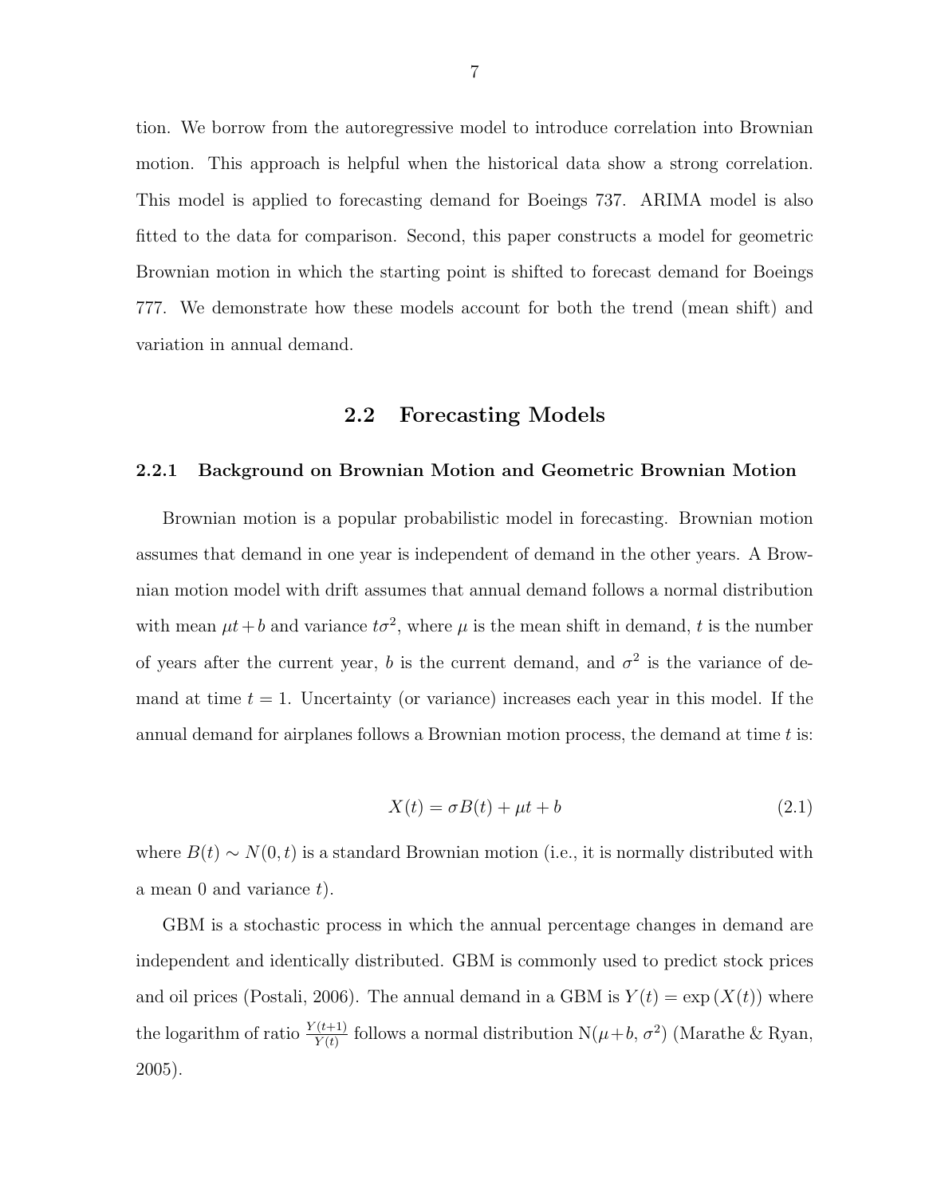tion. We borrow from the autoregressive model to introduce correlation into Brownian motion. This approach is helpful when the historical data show a strong correlation. This model is applied to forecasting demand for Boeings 737. ARIMA model is also fitted to the data for comparison. Second, this paper constructs a model for geometric Brownian motion in which the starting point is shifted to forecast demand for Boeings 777. We demonstrate how these models account for both the trend (mean shift) and variation in annual demand.

## 2.2 Forecasting Models

### 2.2.1 Background on Brownian Motion and Geometric Brownian Motion

Brownian motion is a popular probabilistic model in forecasting. Brownian motion assumes that demand in one year is independent of demand in the other years. A Brownian motion model with drift assumes that annual demand follows a normal distribution with mean $\mu t + b$ and variance $t\sigma^2$, where $\mu$ is the mean shift in demand, $t$ is the number of years after the current year, $b$ is the current demand, and $\sigma^2$ is the variance of demand at time $t = 1$. Uncertainty (or variance) increases each year in this model. If the annual demand for airplanes follows a Brownian motion process, the demand at time $t$ is:

$$X(t) = \sigma B(t) + \mu t + b \tag{2.1}$$

where $B(t) \sim N(0, t)$ is a standard Brownian motion (i.e., it is normally distributed with a mean 0 and variance $t$).

GBM is a stochastic process in which the annual percentage changes in demand are independent and identically distributed. GBM is commonly used to predict stock prices and oil prices (Postali, 2006). The annual demand in a GBM is $Y(t) = \exp(X(t))$ where the logarithm of ratio $\frac{Y(t+1)}{Y(t)}$ follows a normal distribution $\mathrm{N}(\mu + b, \sigma^2)$ (Marathe & Ryan, 2005).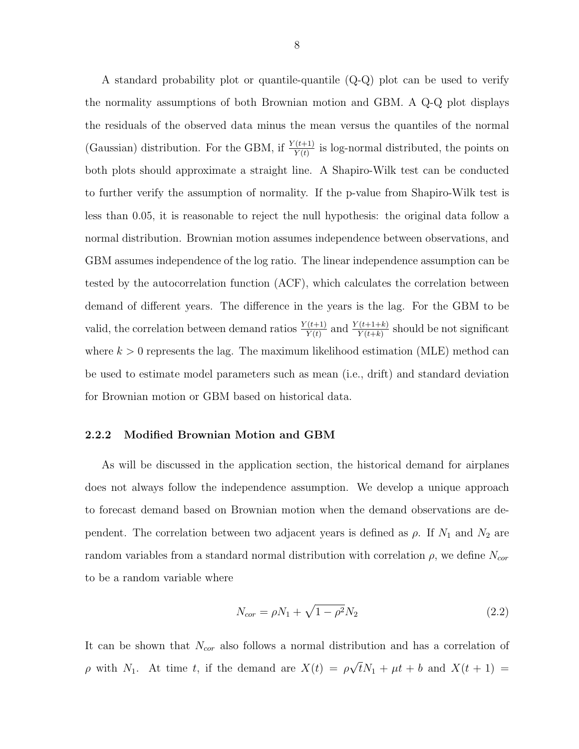A standard probability plot or quantile-quantile (Q-Q) plot can be used to verify the normality assumptions of both Brownian motion and GBM. A Q-Q plot displays the residuals of the observed data minus the mean versus the quantiles of the normal (Gaussian) distribution. For the GBM, if $\frac{Y(t+1)}{Y(t)}$ is log-normal distributed, the points on both plots should approximate a straight line. A Shapiro-Wilk test can be conducted to further verify the assumption of normality. If the p-value from Shapiro-Wilk test is less than 0.05, it is reasonable to reject the null hypothesis: the original data follow a normal distribution. Brownian motion assumes independence between observations, and GBM assumes independence of the log ratio. The linear independence assumption can be tested by the autocorrelation function (ACF), which calculates the correlation between demand of different years. The difference in the years is the lag. For the GBM to be valid, the correlation between demand ratios $\frac{Y(t+1)}{Y(t)}$ and $\frac{Y(t+1+k)}{Y(t+k)}$ should be not significant where $k > 0$ represents the lag. The maximum likelihood estimation (MLE) method can be used to estimate model parameters such as mean (i.e., drift) and standard deviation for Brownian motion or GBM based on historical data.

### 2.2.2 Modified Brownian Motion and GBM

As will be discussed in the application section, the historical demand for airplanes does not always follow the independence assumption. We develop a unique approach to forecast demand based on Brownian motion when the demand observations are dependent. The correlation between two adjacent years is defined as $\rho$. If $N_1$ and $N_2$ are random variables from a standard normal distribution with correlation $\rho$, we define $N_{cor}$ to be a random variable where

$$N_{cor} = \rho N_1 + \sqrt{1-\rho^2} N_2 \tag{2.2}$$

It can be shown that $N_{cor}$ also follows a normal distribution and has a correlation of $\rho$ with $N_1$. At time $t$, if the demand are $X(t) = \rho\sqrt{t} N_1 + \mu t + b$ and $X(t+1) =$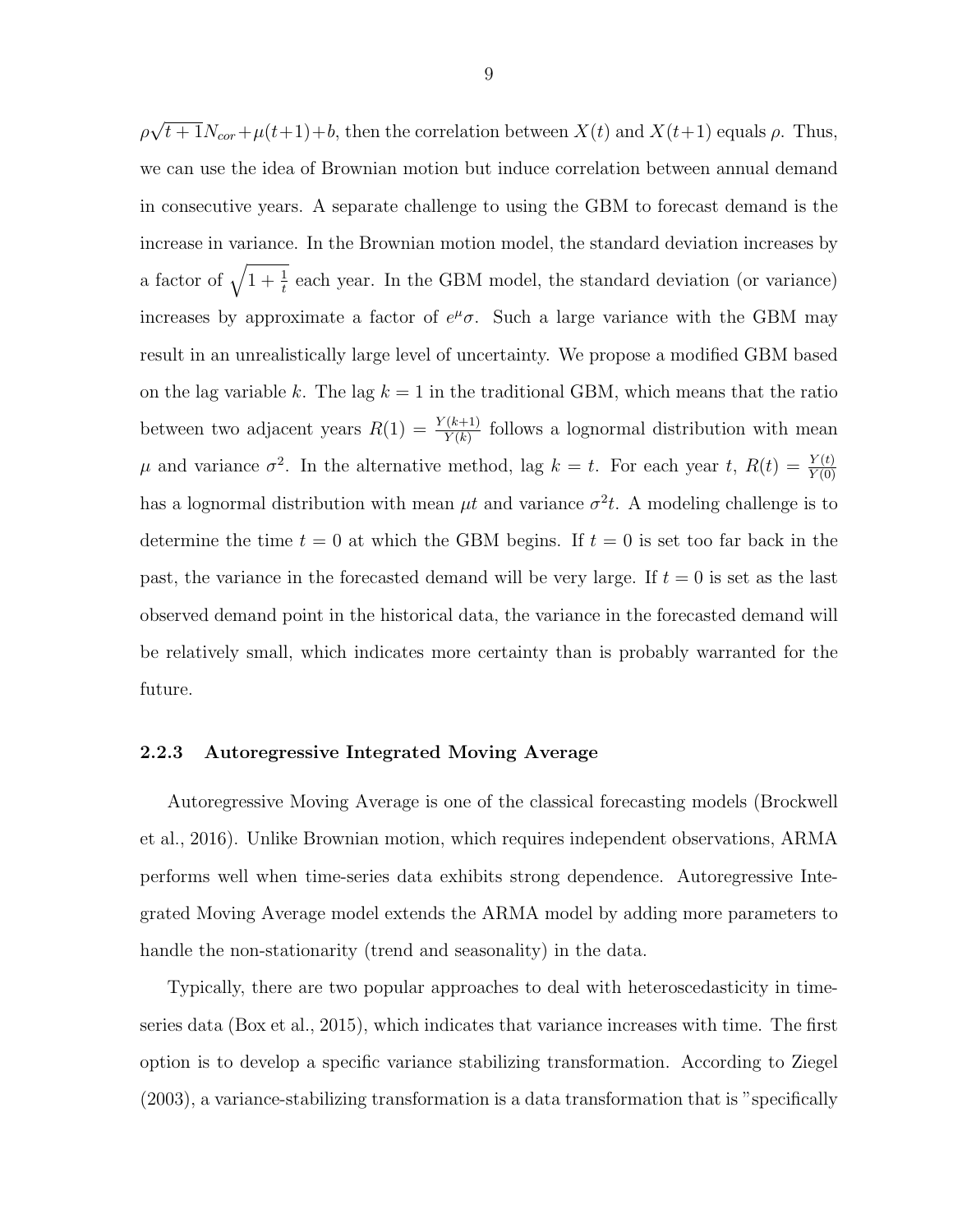$\rho\sqrt{t+1}N_{cor}+\mu(t+1)+b$, then the correlation between $X(t)$ and $X(t+1)$ equals $\rho$. Thus, we can use the idea of Brownian motion but induce correlation between annual demand in consecutive years. A separate challenge to using the GBM to forecast demand is the increase in variance. In the Brownian motion model, the standard deviation increases by a factor of $\sqrt{1+\frac{1}{t}}$ each year. In the GBM model, the standard deviation (or variance) increases by approximate a factor of $e^{\mu}\sigma$. Such a large variance with the GBM may result in an unrealistically large level of uncertainty. We propose a modified GBM based on the lag variable $k$. The lag $k=1$ in the traditional GBM, which means that the ratio between two adjacent years $R(1)=\frac{Y(k+1)}{Y(k)}$ follows a lognormal distribution with mean $\mu$ and variance $\sigma^2$. In the alternative method, lag $k=t$. For each year $t$, $R(t)=\frac{Y(t)}{Y(0)}$ has a lognormal distribution with mean $\mu t$ and variance $\sigma^2 t$. A modeling challenge is to determine the time $t=0$ at which the GBM begins. If $t=0$ is set too far back in the past, the variance in the forecasted demand will be very large. If $t=0$ is set as the last observed demand point in the historical data, the variance in the forecasted demand will be relatively small, which indicates more certainty than is probably warranted for the future.

### 2.2.3 Autoregressive Integrated Moving Average

Autoregressive Moving Average is one of the classical forecasting models (Brockwell et al., 2016). Unlike Brownian motion, which requires independent observations, ARMA performs well when time-series data exhibits strong dependence. Autoregressive Integrated Moving Average model extends the ARMA model by adding more parameters to handle the non-stationarity (trend and seasonality) in the data.

Typically, there are two popular approaches to deal with heteroscedasticity in time-series data (Box et al., 2015), which indicates that variance increases with time. The first option is to develop a specific variance stabilizing transformation. According to Ziegel (2003), a variance-stabilizing transformation is a data transformation that is "specifically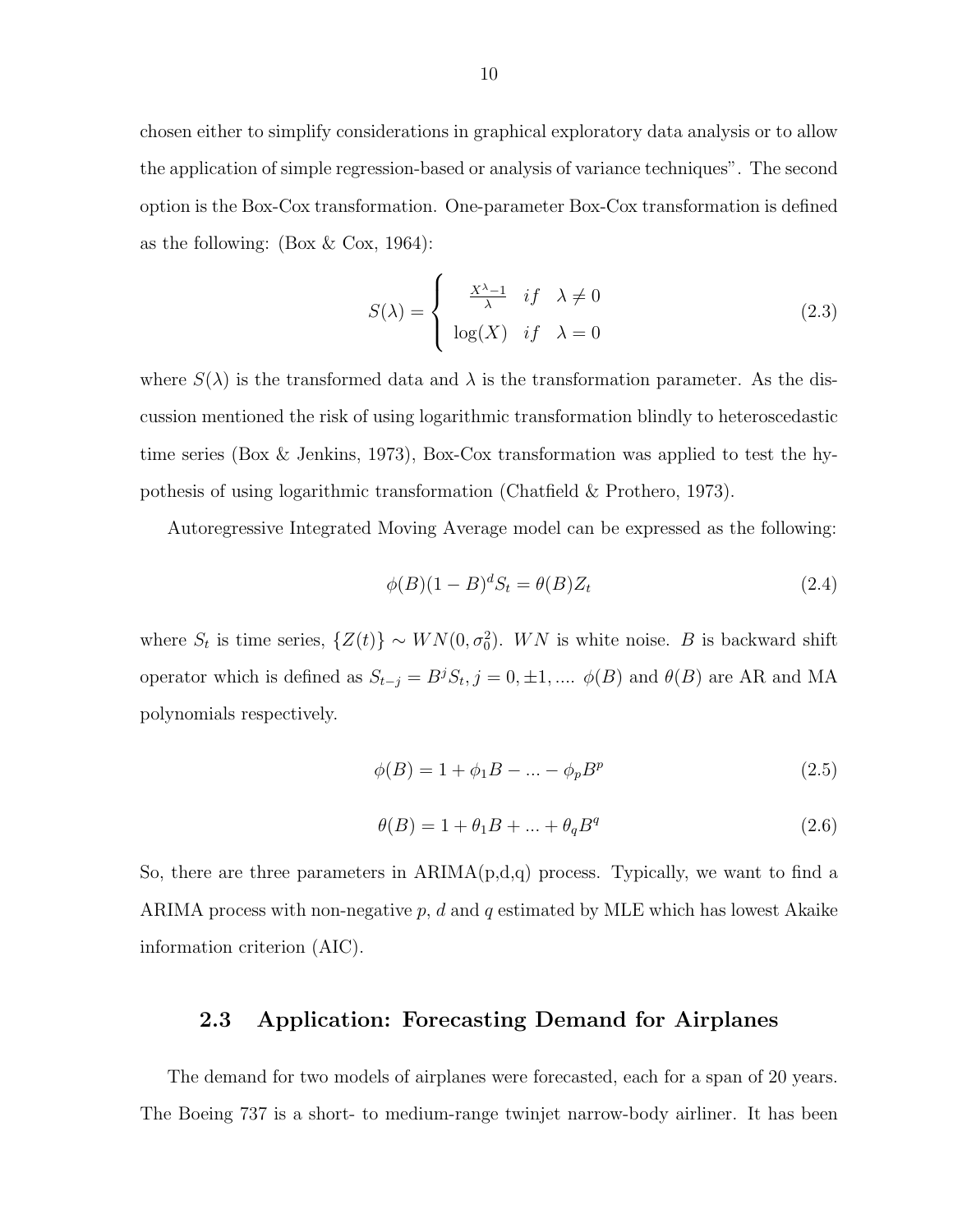chosen either to simplify considerations in graphical exploratory data analysis or to allow the application of simple regression-based or analysis of variance techniques". The second option is the Box-Cox transformation. One-parameter Box-Cox transformation is defined as the following: (Box & Cox, 1964):

$$S(\lambda) = \begin{cases} \frac{X^{\lambda}-1}{\lambda} & if \quad \lambda \neq 0 \\ \log(X) & if \quad \lambda = 0 \end{cases} \tag{2.3}$$

where $S(\lambda)$ is the transformed data and $\lambda$ is the transformation parameter. As the discussion mentioned the risk of using logarithmic transformation blindly to heteroscedastic time series (Box & Jenkins, 1973), Box-Cox transformation was applied to test the hypothesis of using logarithmic transformation (Chatfield & Prothero, 1973).

Autoregressive Integrated Moving Average model can be expressed as the following:

$$\phi(B)(1-B)^d S_t = \theta(B) Z_t \tag{2.4}$$

where $S_t$ is time series, $\{Z(t)\} \sim WN(0, \sigma_0^2)$. $WN$ is white noise. $B$ is backward shift operator which is defined as $S_{t-j} = B^j S_t, j = 0, \pm 1, ....$ $\phi(B)$ and $\theta(B)$ are AR and MA polynomials respectively.

$$\phi(B) = 1 + \phi_1 B - ... - \phi_p B^p \tag{2.5}$$

$$\theta(B) = 1 + \theta_1 B + ... + \theta_q B^q \tag{2.6}$$

So, there are three parameters in ARIMA(p,d,q) process. Typically, we want to find a ARIMA process with non-negative $p$, $d$ and $q$ estimated by MLE which has lowest Akaike information criterion (AIC).

## 2.3 Application: Forecasting Demand for Airplanes

The demand for two models of airplanes were forecasted, each for a span of 20 years. The Boeing 737 is a short- to medium-range twinjet narrow-body airliner. It has been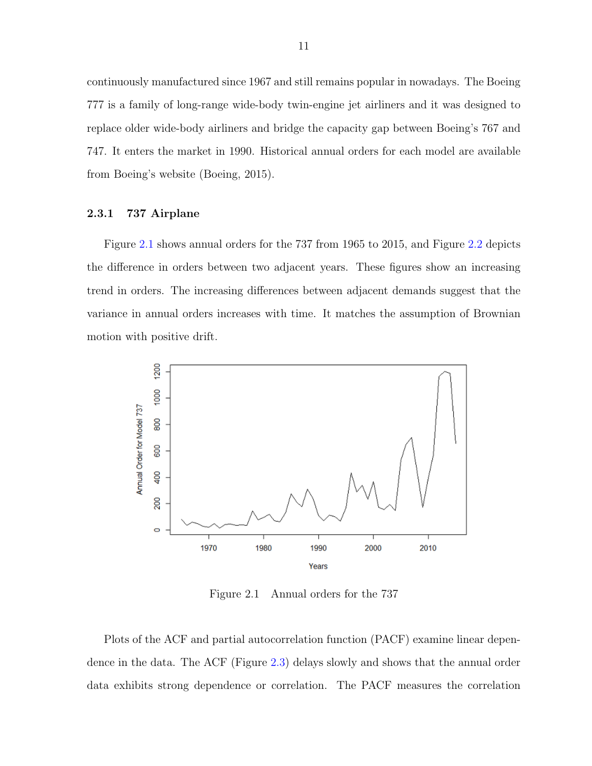continuously manufactured since 1967 and still remains popular in nowadays. The Boeing 777 is a family of long-range wide-body twin-engine jet airliners and it was designed to replace older wide-body airliners and bridge the capacity gap between Boeing's 767 and 747. It enters the market in 1990. Historical annual orders for each model are available from Boeing's website (Boeing, 2015).

### 2.3.1 737 Airplane

Figure 2.1 shows annual orders for the 737 from 1965 to 2015, and Figure 2.2 depicts the difference in orders between two adjacent years. These figures show an increasing trend in orders. The increasing differences between adjacent demands suggest that the variance in annual orders increases with time. It matches the assumption of Brownian motion with positive drift.

Figure 2.1 Annual orders for the 737

Plots of the ACF and partial autocorrelation function (PACF) examine linear dependence in the data. The ACF (Figure 2.3) delays slowly and shows that the annual order data exhibits strong dependence or correlation. The PACF measures the correlation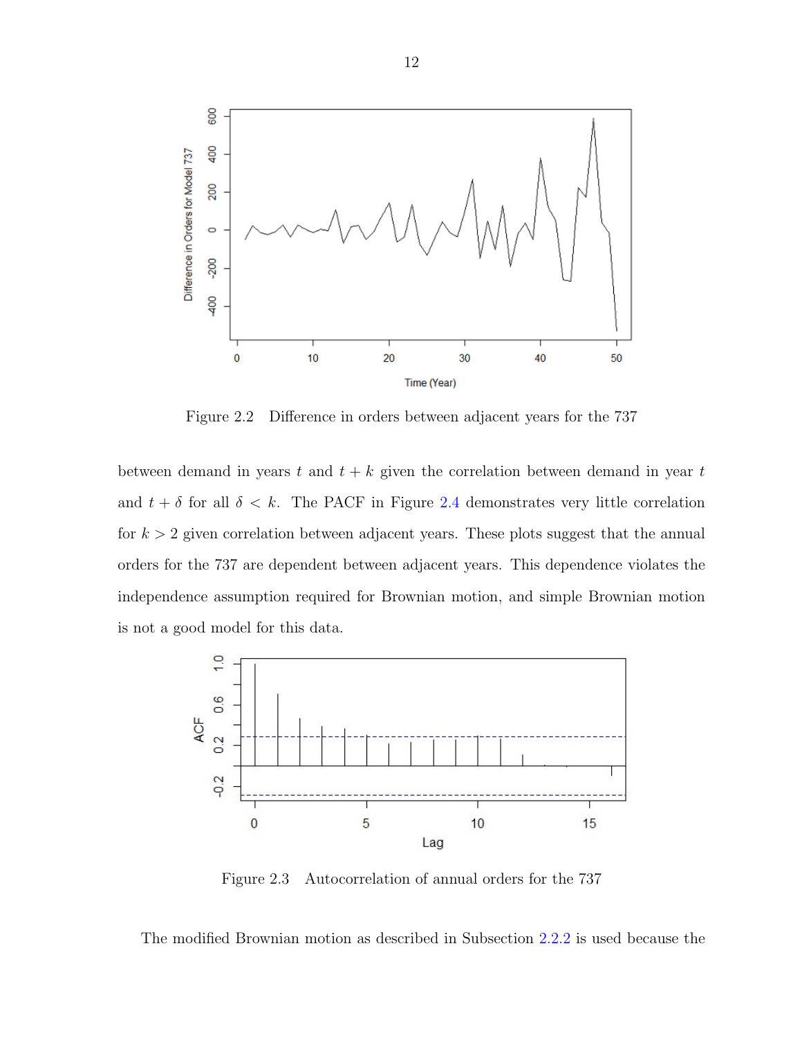Figure 2.2 Difference in orders between adjacent years for the 737

between demand in years $t$ and $t + k$ given the correlation between demand in year $t$ and $t + \delta$ for all $\delta < k$. The PACF in Figure 2.4 demonstrates very little correlation for $k > 2$ given correlation between adjacent years. These plots suggest that the annual orders for the 737 are dependent between adjacent years. This dependence violates the independence assumption required for Brownian motion, and simple Brownian motion is not a good model for this data.

Figure 2.3 Autocorrelation of annual orders for the 737

The modified Brownian motion as described in Subsection 2.2.2 is used because the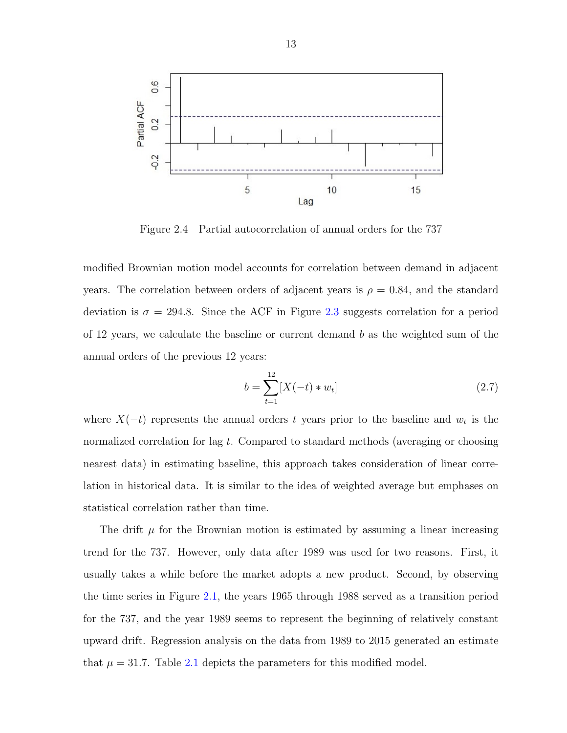Figure 2.4 Partial autocorrelation of annual orders for the 737

modified Brownian motion model accounts for correlation between demand in adjacent years. The correlation between orders of adjacent years is $\rho = 0.84$, and the standard deviation is $\sigma = 294.8$. Since the ACF in Figure 2.3 suggests correlation for a period of 12 years, we calculate the baseline or current demand $b$ as the weighted sum of the annual orders of the previous 12 years:

$$b = \sum_{t=1}^{12} [X(-t) * w_t] \tag{2.7}$$

where $X(-t)$ represents the annual orders $t$ years prior to the baseline and $w_t$ is the normalized correlation for lag $t$. Compared to standard methods (averaging or choosing nearest data) in estimating baseline, this approach takes consideration of linear correlation in historical data. It is similar to the idea of weighted average but emphases on statistical correlation rather than time.

The drift $\mu$ for the Brownian motion is estimated by assuming a linear increasing trend for the 737. However, only data after 1989 was used for two reasons. First, it usually takes a while before the market adopts a new product. Second, by observing the time series in Figure 2.1, the years 1965 through 1988 served as a transition period for the 737, and the year 1989 seems to represent the beginning of relatively constant upward drift. Regression analysis on the data from 1989 to 2015 generated an estimate that $\mu = 31.7$. Table 2.1 depicts the parameters for this modified model.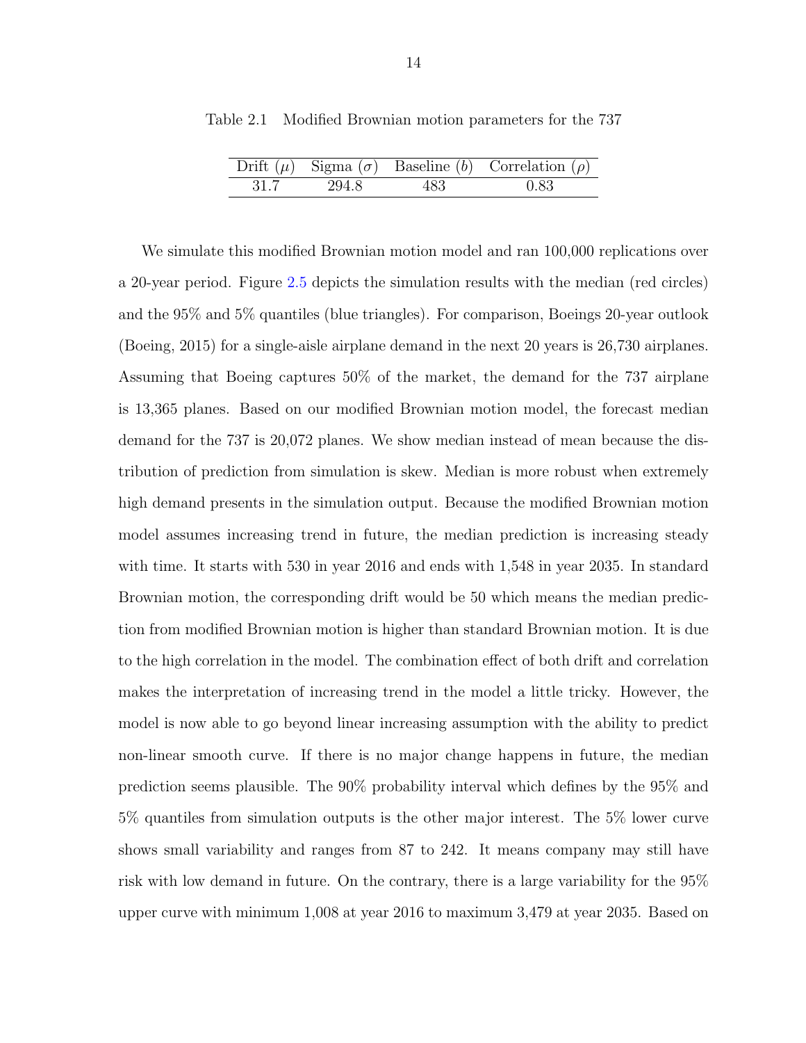Table 2.1 Modified Brownian motion parameters for the 737

| Drift ($\mu$) | Sigma ($\sigma$) | Baseline ($b$) | Correlation ($\rho$) |
|---|---|---|---|
| 31.7 | 294.8 | 483 | 0.83 |

We simulate this modified Brownian motion model and ran 100,000 replications over a 20-year period. Figure 2.5 depicts the simulation results with the median (red circles) and the 95% and 5% quantiles (blue triangles). For comparison, Boeings 20-year outlook (Boeing, 2015) for a single-aisle airplane demand in the next 20 years is 26,730 airplanes. Assuming that Boeing captures 50% of the market, the demand for the 737 airplane is 13,365 planes. Based on our modified Brownian motion model, the forecast median demand for the 737 is 20,072 planes. We show median instead of mean because the distribution of prediction from simulation is skew. Median is more robust when extremely high demand presents in the simulation output. Because the modified Brownian motion model assumes increasing trend in future, the median prediction is increasing steady with time. It starts with 530 in year 2016 and ends with 1,548 in year 2035. In standard Brownian motion, the corresponding drift would be 50 which means the median prediction from modified Brownian motion is higher than standard Brownian motion. It is due to the high correlation in the model. The combination effect of both drift and correlation makes the interpretation of increasing trend in the model a little tricky. However, the model is now able to go beyond linear increasing assumption with the ability to predict non-linear smooth curve. If there is no major change happens in future, the median prediction seems plausible. The 90% probability interval which defines by the 95% and 5% quantiles from simulation outputs is the other major interest. The 5% lower curve shows small variability and ranges from 87 to 242. It means company may still have risk with low demand in future. On the contrary, there is a large variability for the 95% upper curve with minimum 1,008 at year 2016 to maximum 3,479 at year 2035. Based on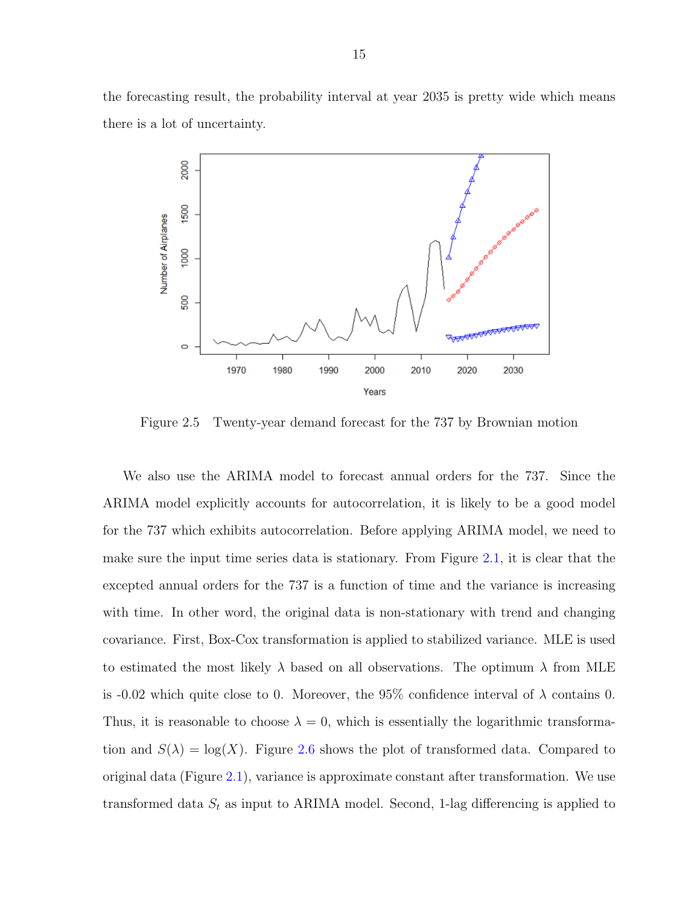the forecasting result, the probability interval at year 2035 is pretty wide which means there is a lot of uncertainty.

Figure 2.5 Twenty-year demand forecast for the 737 by Brownian motion

We also use the ARIMA model to forecast annual orders for the 737. Since the ARIMA model explicitly accounts for autocorrelation, it is likely to be a good model for the 737 which exhibits autocorrelation. Before applying ARIMA model, we need to make sure the input time series data is stationary. From Figure 2.1, it is clear that the excepted annual orders for the 737 is a function of time and the variance is increasing with time. In other word, the original data is non-stationary with trend and changing covariance. First, Box-Cox transformation is applied to stabilized variance. MLE is used to estimated the most likely $\lambda$ based on all observations. The optimum $\lambda$ from MLE is -0.02 which quite close to 0. Moreover, the 95% confidence interval of $\lambda$ contains 0. Thus, it is reasonable to choose $\lambda = 0$, which is essentially the logarithmic transformation and $S(\lambda) = \log(X)$. Figure 2.6 shows the plot of transformed data. Compared to original data (Figure 2.1), variance is approximate constant after transformation. We use transformed data $S_t$ as input to ARIMA model. Second, 1-lag differencing is applied to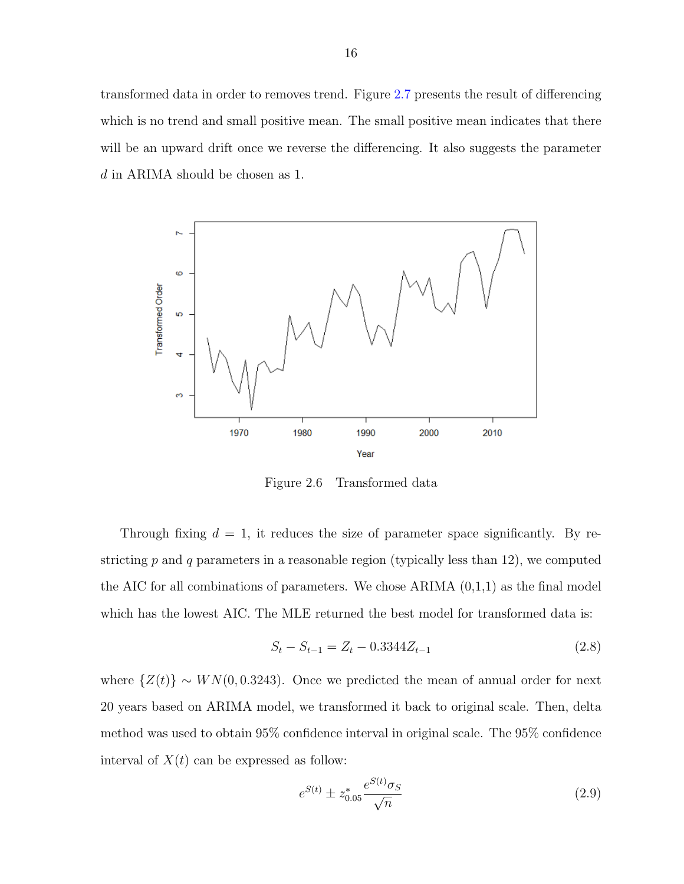transformed data in order to removes trend. Figure 2.7 presents the result of differencing which is no trend and small positive mean. The small positive mean indicates that there will be an upward drift once we reverse the differencing. It also suggests the parameter $d$ in ARIMA should be chosen as 1.

Figure 2.6 Transformed data

Through fixing $d = 1$, it reduces the size of parameter space significantly. By restricting $p$ and $q$ parameters in a reasonable region (typically less than 12), we computed the AIC for all combinations of parameters. We chose ARIMA (0,1,1) as the final model which has the lowest AIC. The MLE returned the best model for transformed data is:

$$S_t - S_{t-1} = Z_t - 0.3344Z_{t-1} \tag{2.8}$$

where $\{Z(t)\} \sim WN(0, 0.3243)$. Once we predicted the mean of annual order for next 20 years based on ARIMA model, we transformed it back to original scale. Then, delta method was used to obtain 95% confidence interval in original scale. The 95% confidence interval of $X(t)$ can be expressed as follow:

$$e^{S(t)} \pm z^*_{0.05} \frac{e^{S(t)} \sigma_S}{\sqrt{n}} \tag{2.9}$$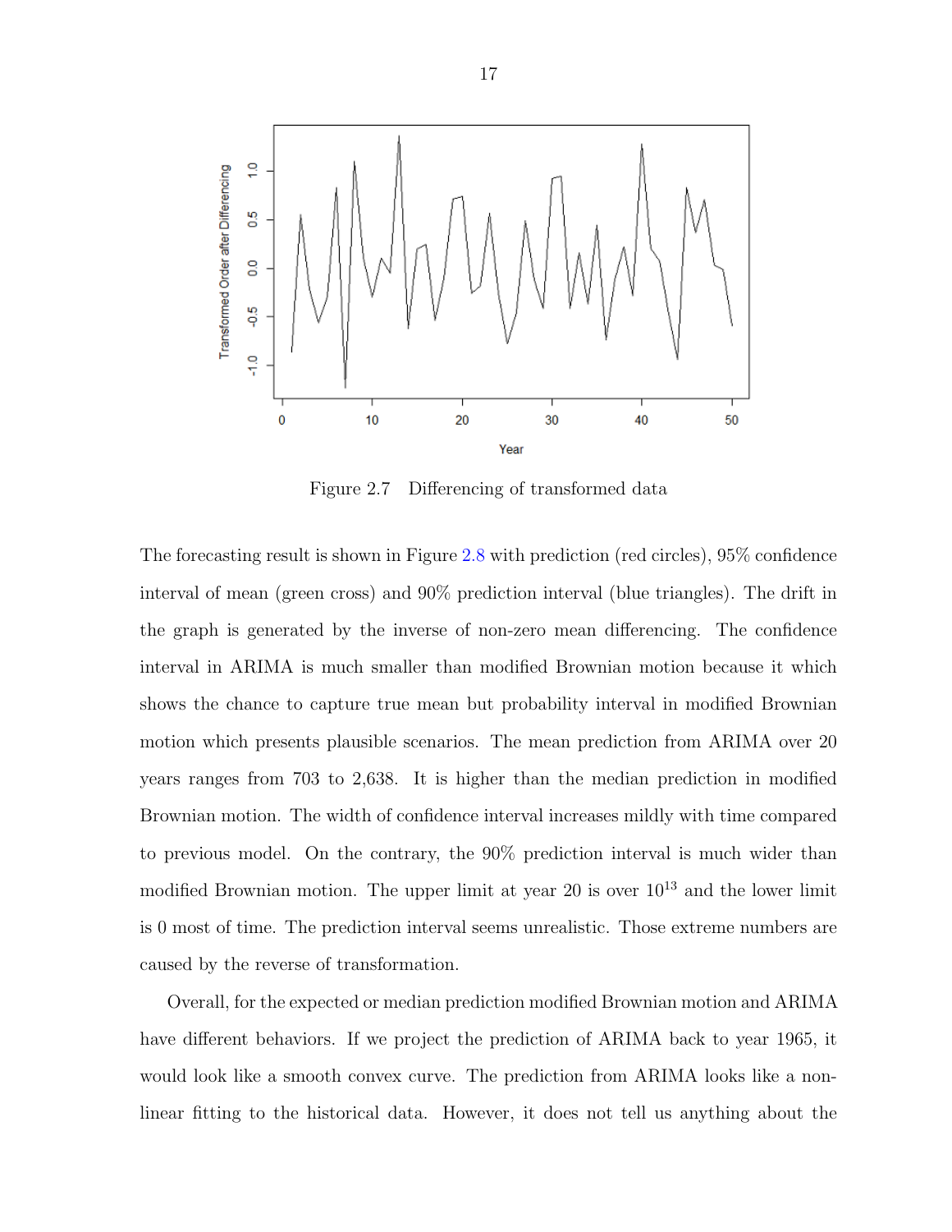Figure 2.7 Differencing of transformed data

The forecasting result is shown in Figure 2.8 with prediction (red circles), 95% confidence interval of mean (green cross) and 90% prediction interval (blue triangles). The drift in the graph is generated by the inverse of non-zero mean differencing. The confidence interval in ARIMA is much smaller than modified Brownian motion because it which shows the chance to capture true mean but probability interval in modified Brownian motion which presents plausible scenarios. The mean prediction from ARIMA over 20 years ranges from 703 to 2,638. It is higher than the median prediction in modified Brownian motion. The width of confidence interval increases mildly with time compared to previous model. On the contrary, the 90% prediction interval is much wider than modified Brownian motion. The upper limit at year 20 is over $10^{13}$ and the lower limit is 0 most of time. The prediction interval seems unrealistic. Those extreme numbers are caused by the reverse of transformation.

Overall, for the expected or median prediction modified Brownian motion and ARIMA have different behaviors. If we project the prediction of ARIMA back to year 1965, it would look like a smooth convex curve. The prediction from ARIMA looks like a non-linear fitting to the historical data. However, it does not tell us anything about the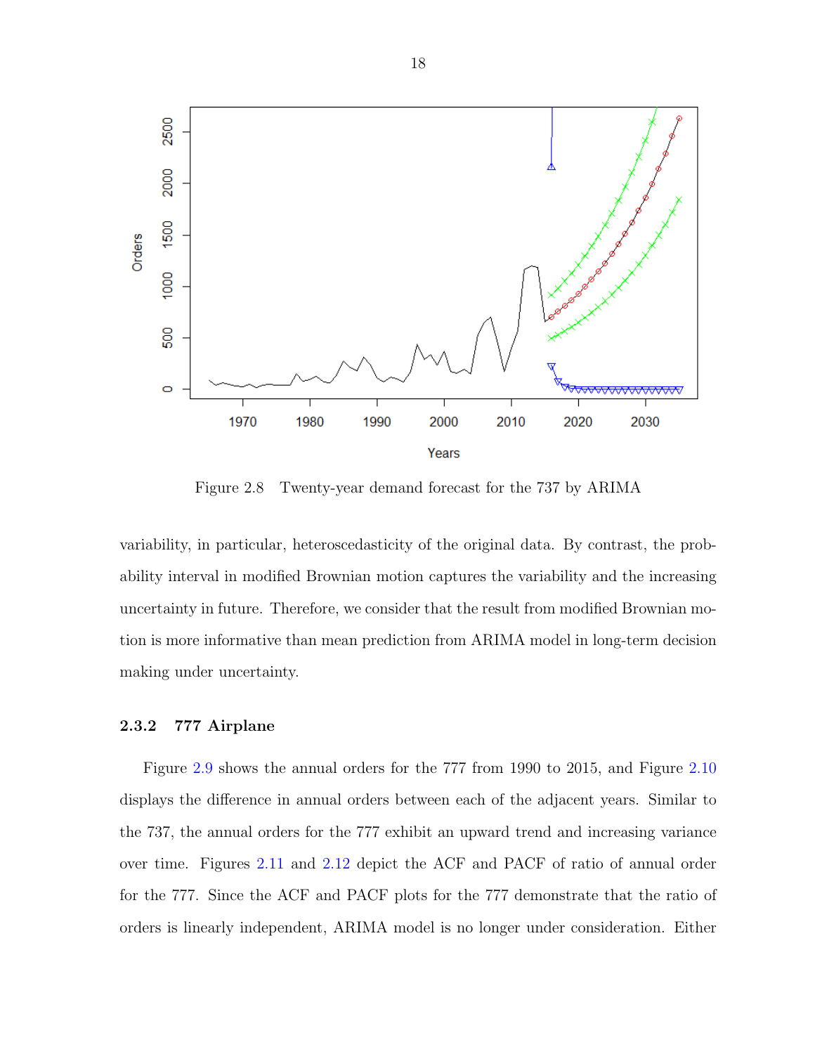Figure 2.8 Twenty-year demand forecast for the 737 by ARIMA

variability, in particular, heteroscedasticity of the original data. By contrast, the probability interval in modified Brownian motion captures the variability and the increasing uncertainty in future. Therefore, we consider that the result from modified Brownian motion is more informative than mean prediction from ARIMA model in long-term decision making under uncertainty.

### 2.3.2 777 Airplane

Figure 2.9 shows the annual orders for the 777 from 1990 to 2015, and Figure 2.10 displays the difference in annual orders between each of the adjacent years. Similar to the 737, the annual orders for the 777 exhibit an upward trend and increasing variance over time. Figures 2.11 and 2.12 depict the ACF and PACF of ratio of annual order for the 777. Since the ACF and PACF plots for the 777 demonstrate that the ratio of orders is linearly independent, ARIMA model is no longer under consideration. Either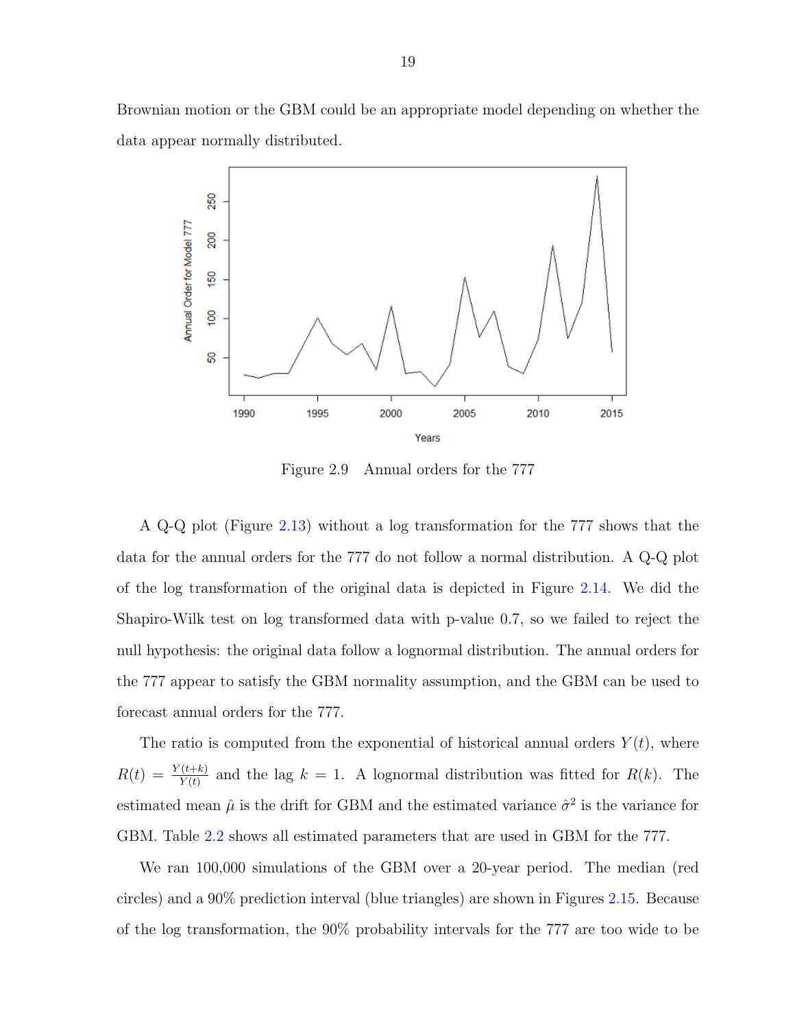Brownian motion or the GBM could be an appropriate model depending on whether the data appear normally distributed.

Figure 2.9 Annual orders for the 777

A Q-Q plot (Figure 2.13) without a log transformation for the 777 shows that the data for the annual orders for the 777 do not follow a normal distribution. A Q-Q plot of the log transformation of the original data is depicted in Figure 2.14. We did the Shapiro-Wilk test on log transformed data with p-value 0.7, so we failed to reject the null hypothesis: the original data follow a lognormal distribution. The annual orders for the 777 appear to satisfy the GBM normality assumption, and the GBM can be used to forecast annual orders for the 777.

The ratio is computed from the exponential of historical annual orders $Y(t)$, where $R(t) = \frac{Y(t+k)}{Y(t)}$ and the lag $k = 1$. A lognormal distribution was fitted for $R(k)$. The estimated mean $\hat{\mu}$ is the drift for GBM and the estimated variance $\hat{\sigma}^2$ is the variance for GBM. Table 2.2 shows all estimated parameters that are used in GBM for the 777.

We ran 100,000 simulations of the GBM over a 20-year period. The median (red circles) and a 90% prediction interval (blue triangles) are shown in Figures 2.15. Because of the log transformation, the 90% probability intervals for the 777 are too wide to be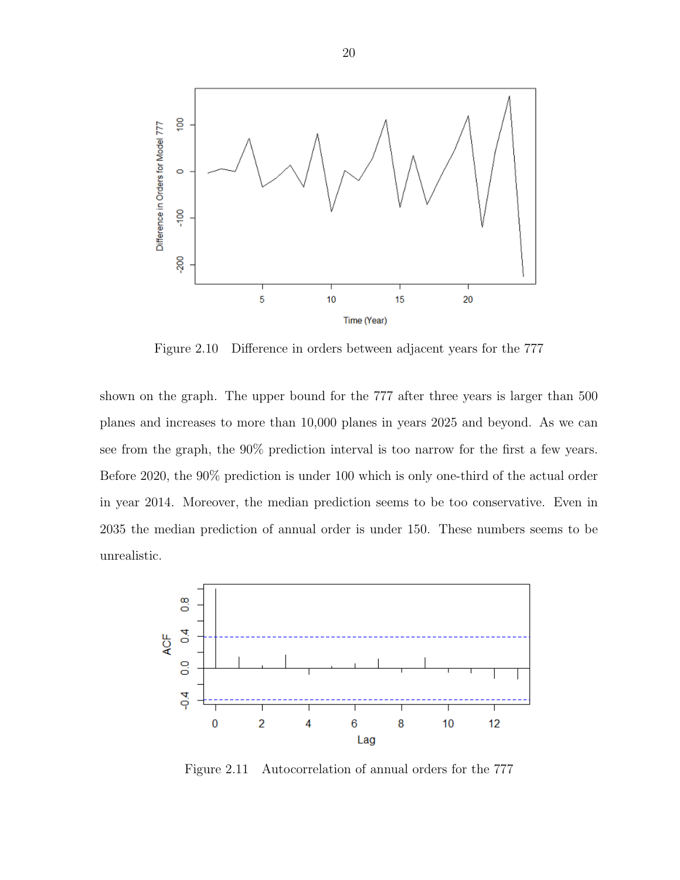Figure 2.10 Difference in orders between adjacent years for the 777

shown on the graph. The upper bound for the 777 after three years is larger than 500 planes and increases to more than 10,000 planes in years 2025 and beyond. As we can see from the graph, the 90% prediction interval is too narrow for the first a few years. Before 2020, the 90% prediction is under 100 which is only one-third of the actual order in year 2014. Moreover, the median prediction seems to be too conservative. Even in 2035 the median prediction of annual order is under 150. These numbers seems to be unrealistic.

Figure 2.11 Autocorrelation of annual orders for the 777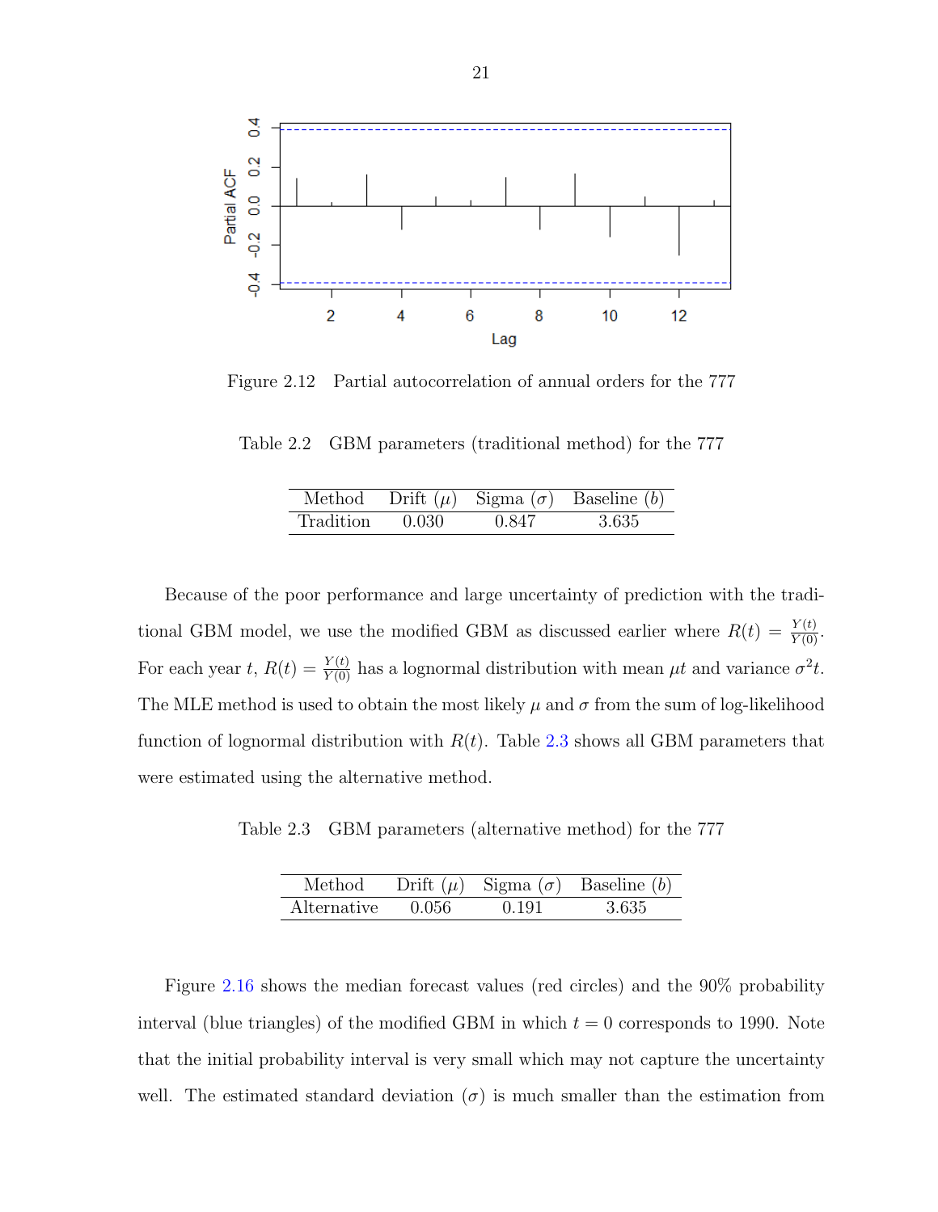Figure 2.12 Partial autocorrelation of annual orders for the 777

Table 2.2 GBM parameters (traditional method) for the 777

| Method | Drift ($\mu$) | Sigma ($\sigma$) | Baseline ($b$) |
|---|---|---|---|
| Tradition | 0.030 | 0.847 | 3.635 |

Because of the poor performance and large uncertainty of prediction with the traditional GBM model, we use the modified GBM as discussed earlier where $R(t) = \frac{Y(t)}{Y(0)}$. For each year $t$, $R(t) = \frac{Y(t)}{Y(0)}$ has a lognormal distribution with mean $\mu t$ and variance $\sigma^2 t$. The MLE method is used to obtain the most likely $\mu$ and $\sigma$ from the sum of log-likelihood function of lognormal distribution with $R(t)$. Table 2.3 shows all GBM parameters that were estimated using the alternative method.

Table 2.3 GBM parameters (alternative method) for the 777

| Method | Drift ($\mu$) | Sigma ($\sigma$) | Baseline ($b$) |
|---|---|---|---|
| Alternative | 0.056 | 0.191 | 3.635 |

Figure 2.16 shows the median forecast values (red circles) and the 90% probability interval (blue triangles) of the modified GBM in which $t = 0$ corresponds to 1990. Note that the initial probability interval is very small which may not capture the uncertainty well. The estimated standard deviation ($\sigma$) is much smaller than the estimation from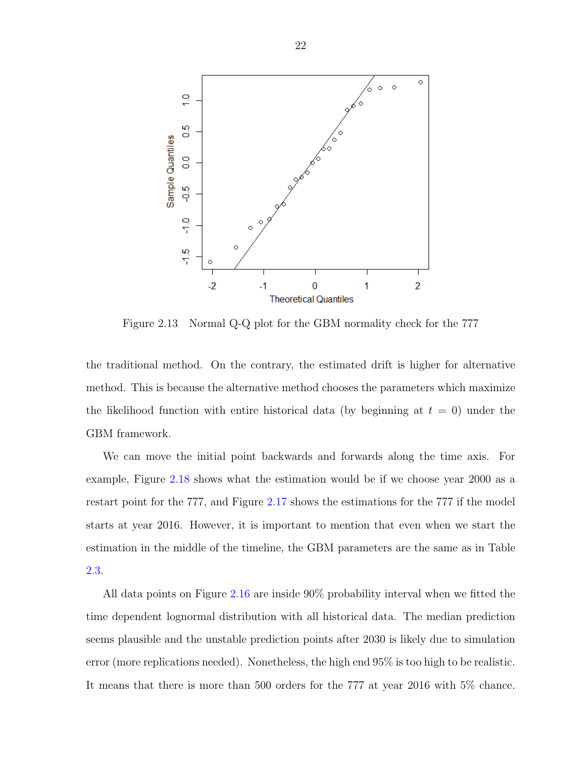Figure 2.13 Normal Q-Q plot for the GBM normality check for the 777

the traditional method. On the contrary, the estimated drift is higher for alternative method. This is because the alternative method chooses the parameters which maximize the likelihood function with entire historical data (by beginning at $t = 0$) under the GBM framework.

We can move the initial point backwards and forwards along the time axis. For example, Figure 2.18 shows what the estimation would be if we choose year 2000 as a restart point for the 777, and Figure 2.17 shows the estimations for the 777 if the model starts at year 2016. However, it is important to mention that even when we start the estimation in the middle of the timeline, the GBM parameters are the same as in Table 2.3.

All data points on Figure 2.16 are inside 90% probability interval when we fitted the time dependent lognormal distribution with all historical data. The median prediction seems plausible and the unstable prediction points after 2030 is likely due to simulation error (more replications needed). Nonetheless, the high end 95% is too high to be realistic. It means that there is more than 500 orders for the 777 at year 2016 with 5% chance.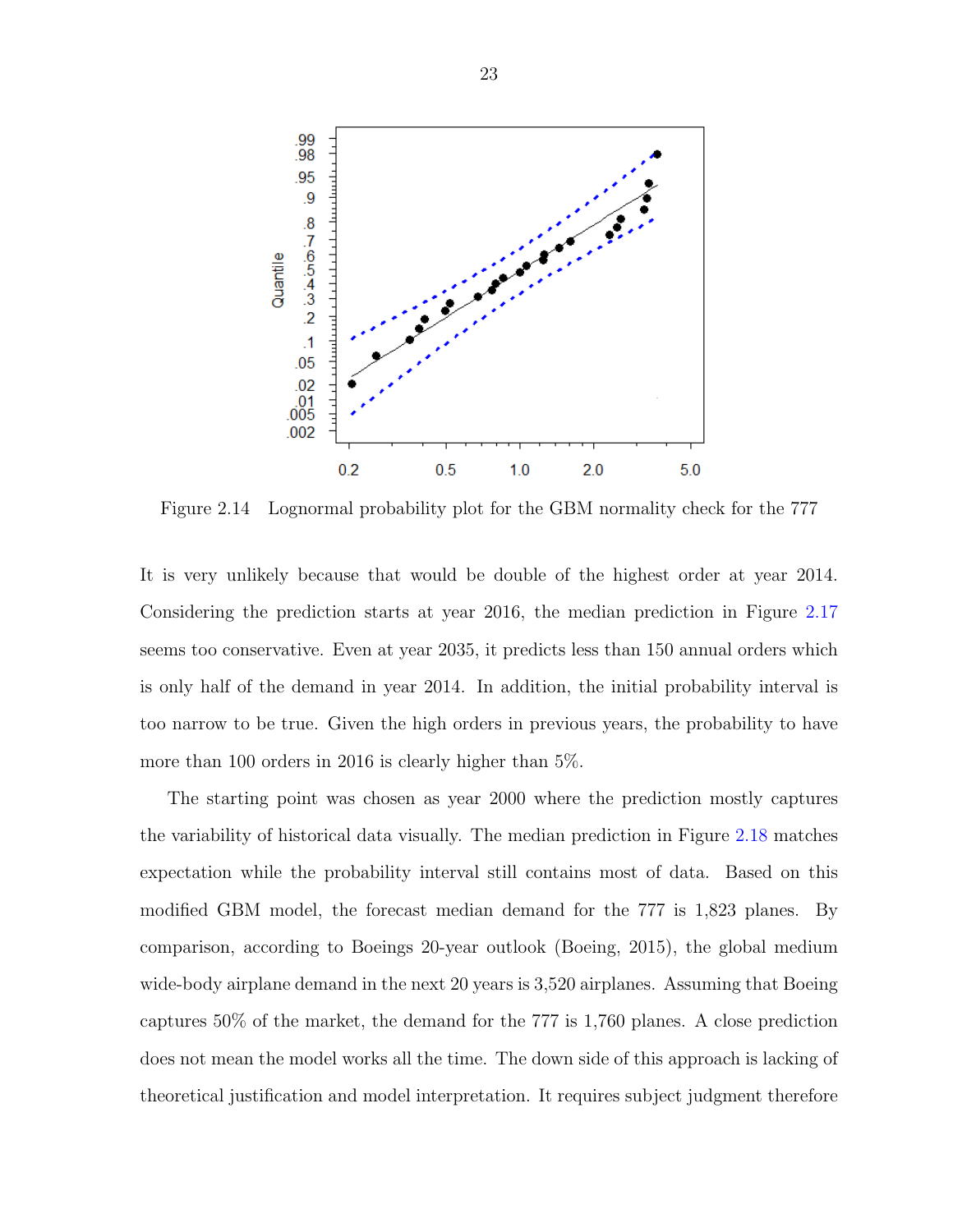Figure 2.14 Lognormal probability plot for the GBM normality check for the 777

It is very unlikely because that would be double of the highest order at year 2014. Considering the prediction starts at year 2016, the median prediction in Figure 2.17 seems too conservative. Even at year 2035, it predicts less than 150 annual orders which is only half of the demand in year 2014. In addition, the initial probability interval is too narrow to be true. Given the high orders in previous years, the probability to have more than 100 orders in 2016 is clearly higher than 5%.

The starting point was chosen as year 2000 where the prediction mostly captures the variability of historical data visually. The median prediction in Figure 2.18 matches expectation while the probability interval still contains most of data. Based on this modified GBM model, the forecast median demand for the 777 is 1,823 planes. By comparison, according to Boeings 20-year outlook (Boeing, 2015), the global medium wide-body airplane demand in the next 20 years is 3,520 airplanes. Assuming that Boeing captures 50% of the market, the demand for the 777 is 1,760 planes. A close prediction does not mean the model works all the time. The down side of this approach is lacking of theoretical justification and model interpretation. It requires subject judgment therefore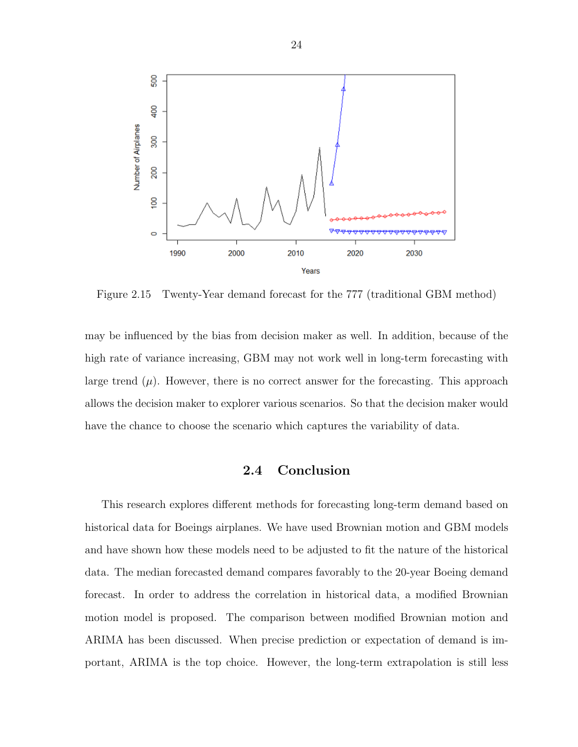Figure 2.15 Twenty-Year demand forecast for the 777 (traditional GBM method)

may be influenced by the bias from decision maker as well. In addition, because of the high rate of variance increasing, GBM may not work well in long-term forecasting with large trend ($\mu$). However, there is no correct answer for the forecasting. This approach allows the decision maker to explorer various scenarios. So that the decision maker would have the chance to choose the scenario which captures the variability of data.

## 2.4 Conclusion

This research explores different methods for forecasting long-term demand based on historical data for Boeings airplanes. We have used Brownian motion and GBM models and have shown how these models need to be adjusted to fit the nature of the historical data. The median forecasted demand compares favorably to the 20-year Boeing demand forecast. In order to address the correlation in historical data, a modified Brownian motion model is proposed. The comparison between modified Brownian motion and ARIMA has been discussed. When precise prediction or expectation of demand is important, ARIMA is the top choice. However, the long-term extrapolation is still less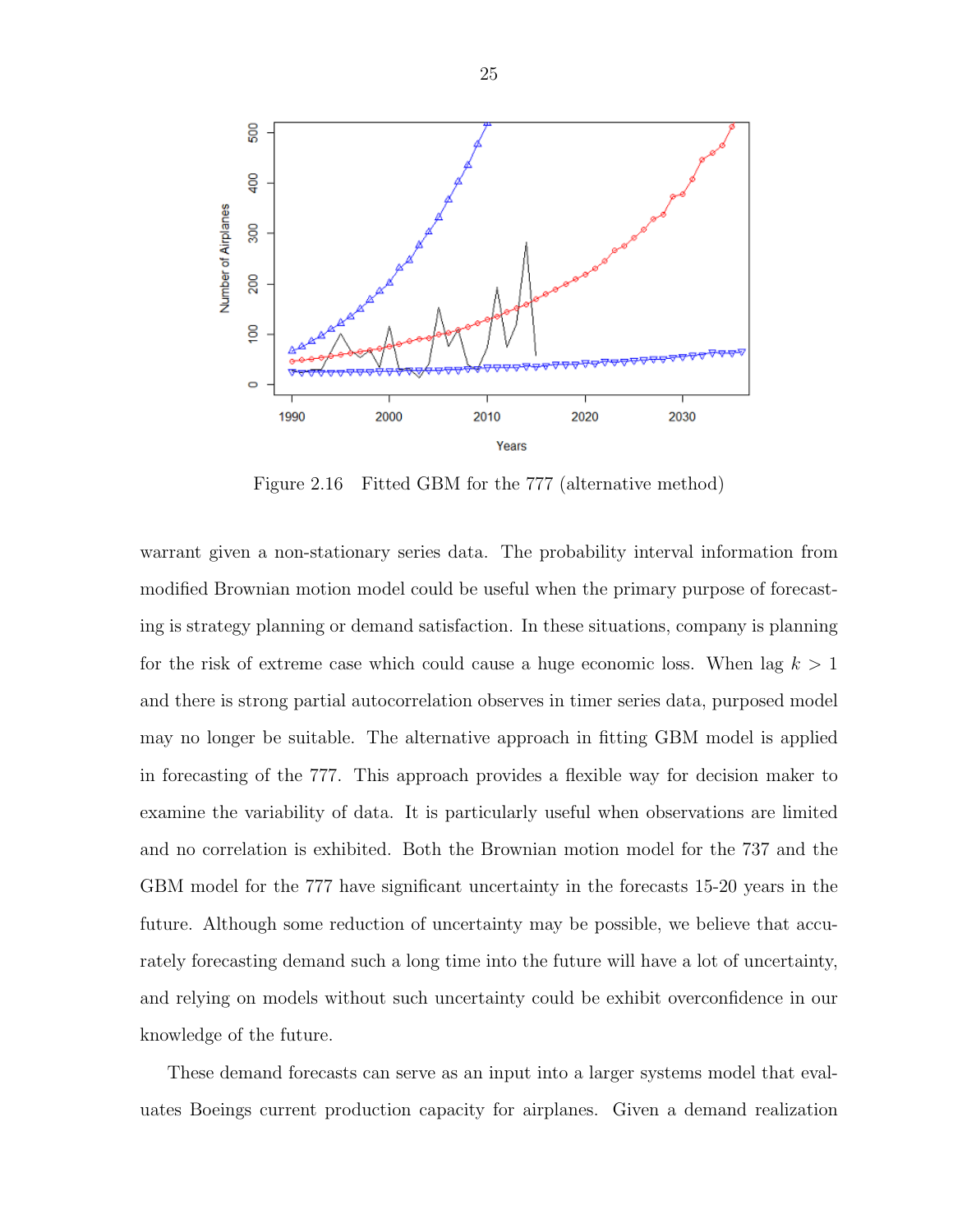Figure 2.16 Fitted GBM for the 777 (alternative method)

warrant given a non-stationary series data. The probability interval information from modified Brownian motion model could be useful when the primary purpose of forecasting is strategy planning or demand satisfaction. In these situations, company is planning for the risk of extreme case which could cause a huge economic loss. When lag $k > 1$ and there is strong partial autocorrelation observes in timer series data, purposed model may no longer be suitable. The alternative approach in fitting GBM model is applied in forecasting of the 777. This approach provides a flexible way for decision maker to examine the variability of data. It is particularly useful when observations are limited and no correlation is exhibited. Both the Brownian motion model for the 737 and the GBM model for the 777 have significant uncertainty in the forecasts 15-20 years in the future. Although some reduction of uncertainty may be possible, we believe that accurately forecasting demand such a long time into the future will have a lot of uncertainty, and relying on models without such uncertainty could be exhibit overconfidence in our knowledge of the future.

These demand forecasts can serve as an input into a larger systems model that evaluates Boeings current production capacity for airplanes. Given a demand realization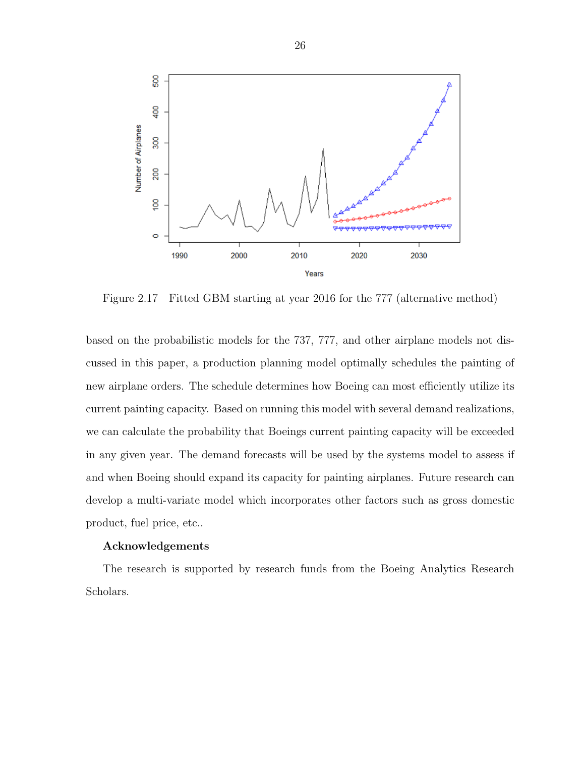Figure 2.17 Fitted GBM starting at year 2016 for the 777 (alternative method)

based on the probabilistic models for the 737, 777, and other airplane models not discussed in this paper, a production planning model optimally schedules the painting of new airplane orders. The schedule determines how Boeing can most efficiently utilize its current painting capacity. Based on running this model with several demand realizations, we can calculate the probability that Boeings current painting capacity will be exceeded in any given year. The demand forecasts will be used by the systems model to assess if and when Boeing should expand its capacity for painting airplanes. Future research can develop a multi-variate model which incorporates other factors such as gross domestic product, fuel price, etc..

**Acknowledgements**

The research is supported by research funds from the Boeing Analytics Research Scholars.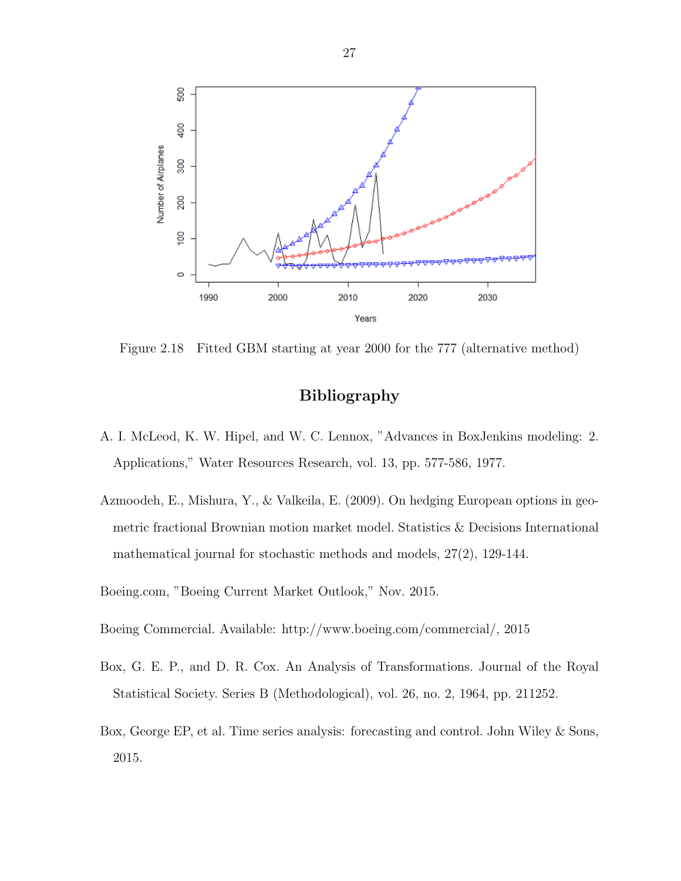Figure 2.18 Fitted GBM starting at year 2000 for the 777 (alternative method)

## Bibliography

A. I. McLeod, K. W. Hipel, and W. C. Lennox, "Advances in BoxJenkins modeling: 2. Applications," Water Resources Research, vol. 13, pp. 577-586, 1977.

Azmoodeh, E., Mishura, Y., & Valkeila, E. (2009). On hedging European options in geometric fractional Brownian motion market model. Statistics & Decisions International mathematical journal for stochastic methods and models, 27(2), 129-144.

Boeing.com, "Boeing Current Market Outlook," Nov. 2015.

Boeing Commercial. Available: http://www.boeing.com/commercial/, 2015

Box, G. E. P., and D. R. Cox. An Analysis of Transformations. Journal of the Royal Statistical Society. Series B (Methodological), vol. 26, no. 2, 1964, pp. 211252.

Box, George EP, et al. Time series analysis: forecasting and control. John Wiley & Sons, 2015.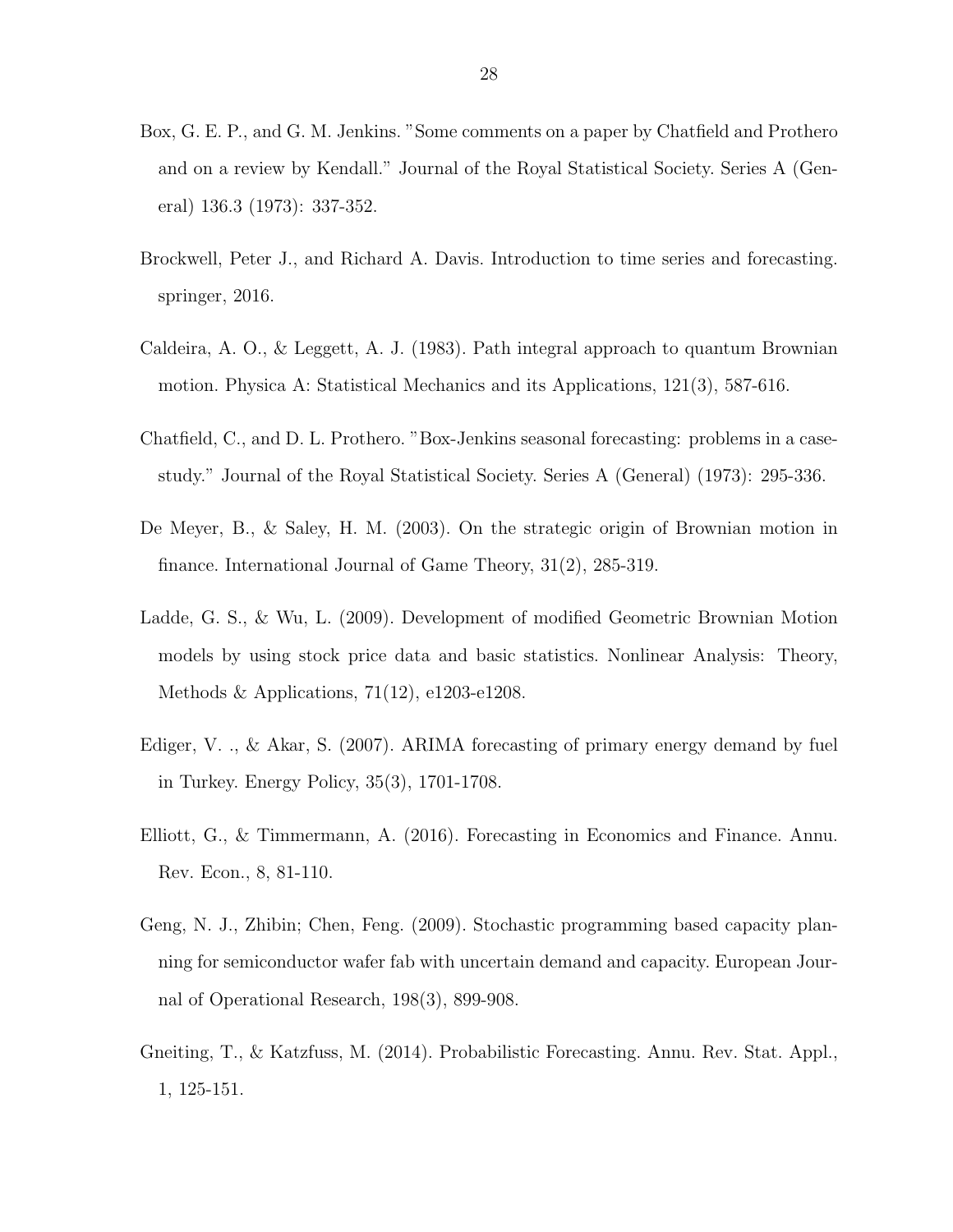Box, G. E. P., and G. M. Jenkins. "Some comments on a paper by Chatfield and Prothero and on a review by Kendall." Journal of the Royal Statistical Society. Series A (General) 136.3 (1973): 337-352.

Brockwell, Peter J., and Richard A. Davis. Introduction to time series and forecasting. springer, 2016.

Caldeira, A. O., & Leggett, A. J. (1983). Path integral approach to quantum Brownian motion. Physica A: Statistical Mechanics and its Applications, 121(3), 587-616.

Chatfield, C., and D. L. Prothero. "Box-Jenkins seasonal forecasting: problems in a case-study." Journal of the Royal Statistical Society. Series A (General) (1973): 295-336.

De Meyer, B., & Saley, H. M. (2003). On the strategic origin of Brownian motion in finance. International Journal of Game Theory, 31(2), 285-319.

Ladde, G. S., & Wu, L. (2009). Development of modified Geometric Brownian Motion models by using stock price data and basic statistics. Nonlinear Analysis: Theory, Methods & Applications, 71(12), e1203-e1208.

Ediger, V. ., & Akar, S. (2007). ARIMA forecasting of primary energy demand by fuel in Turkey. Energy Policy, 35(3), 1701-1708.

Elliott, G., & Timmermann, A. (2016). Forecasting in Economics and Finance. Annu. Rev. Econ., 8, 81-110.

Geng, N. J., Zhibin; Chen, Feng. (2009). Stochastic programming based capacity planning for semiconductor wafer fab with uncertain demand and capacity. European Journal of Operational Research, 198(3), 899-908.

Gneiting, T., & Katzfuss, M. (2014). Probabilistic Forecasting. Annu. Rev. Stat. Appl., 1, 125-151.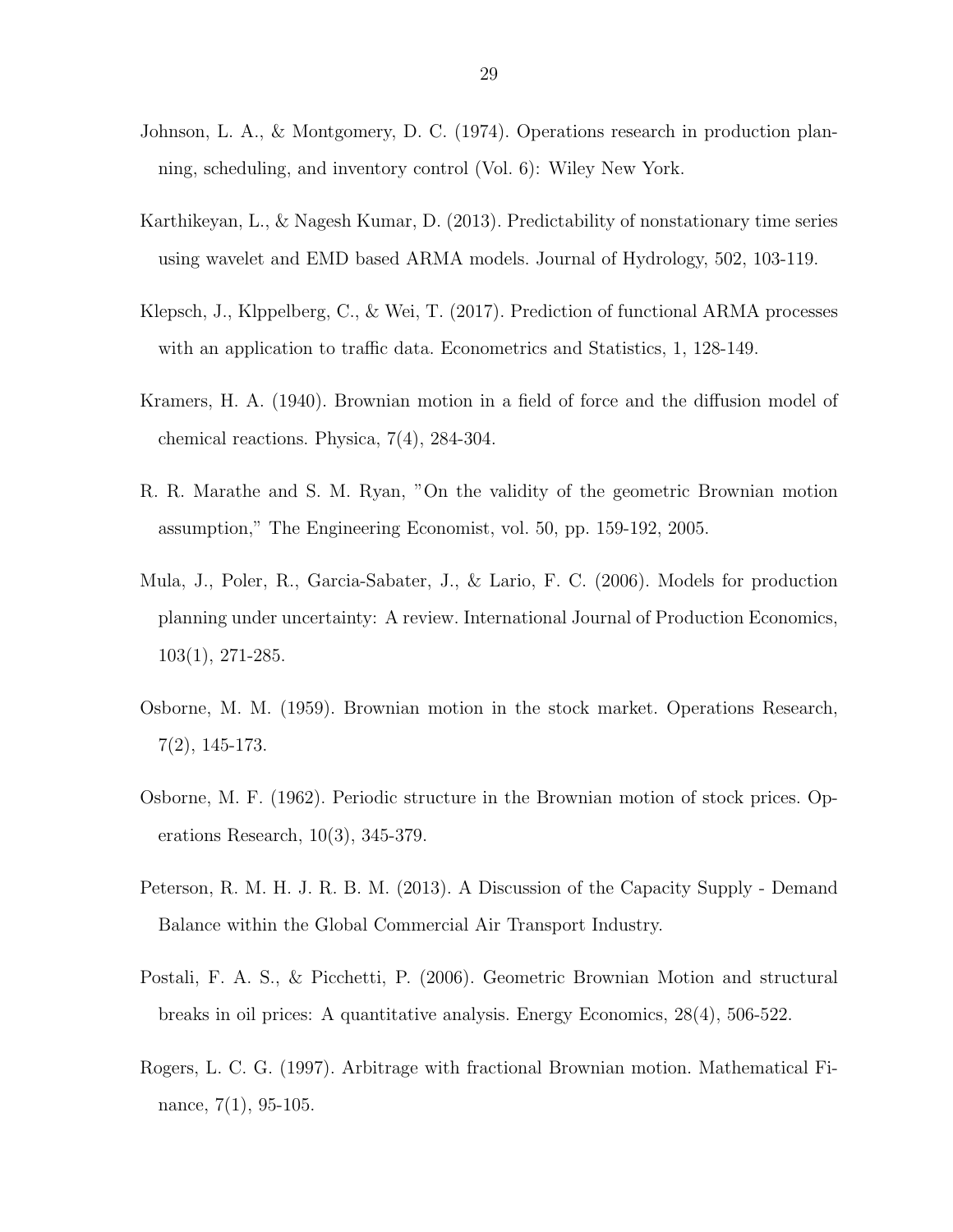Johnson, L. A., & Montgomery, D. C. (1974). Operations research in production planning, scheduling, and inventory control (Vol. 6): Wiley New York.

Karthikeyan, L., & Nagesh Kumar, D. (2013). Predictability of nonstationary time series using wavelet and EMD based ARMA models. Journal of Hydrology, 502, 103-119.

Klepsch, J., Klppelberg, C., & Wei, T. (2017). Prediction of functional ARMA processes with an application to traffic data. Econometrics and Statistics, 1, 128-149.

Kramers, H. A. (1940). Brownian motion in a field of force and the diffusion model of chemical reactions. Physica, 7(4), 284-304.

R. R. Marathe and S. M. Ryan, "On the validity of the geometric Brownian motion assumption," The Engineering Economist, vol. 50, pp. 159-192, 2005.

Mula, J., Poler, R., Garcia-Sabater, J., & Lario, F. C. (2006). Models for production planning under uncertainty: A review. International Journal of Production Economics, 103(1), 271-285.

Osborne, M. M. (1959). Brownian motion in the stock market. Operations Research, 7(2), 145-173.

Osborne, M. F. (1962). Periodic structure in the Brownian motion of stock prices. Operations Research, 10(3), 345-379.

Peterson, R. M. H. J. R. B. M. (2013). A Discussion of the Capacity Supply - Demand Balance within the Global Commercial Air Transport Industry.

Postali, F. A. S., & Picchetti, P. (2006). Geometric Brownian Motion and structural breaks in oil prices: A quantitative analysis. Energy Economics, 28(4), 506-522.

Rogers, L. C. G. (1997). Arbitrage with fractional Brownian motion. Mathematical Finance, 7(1), 95-105.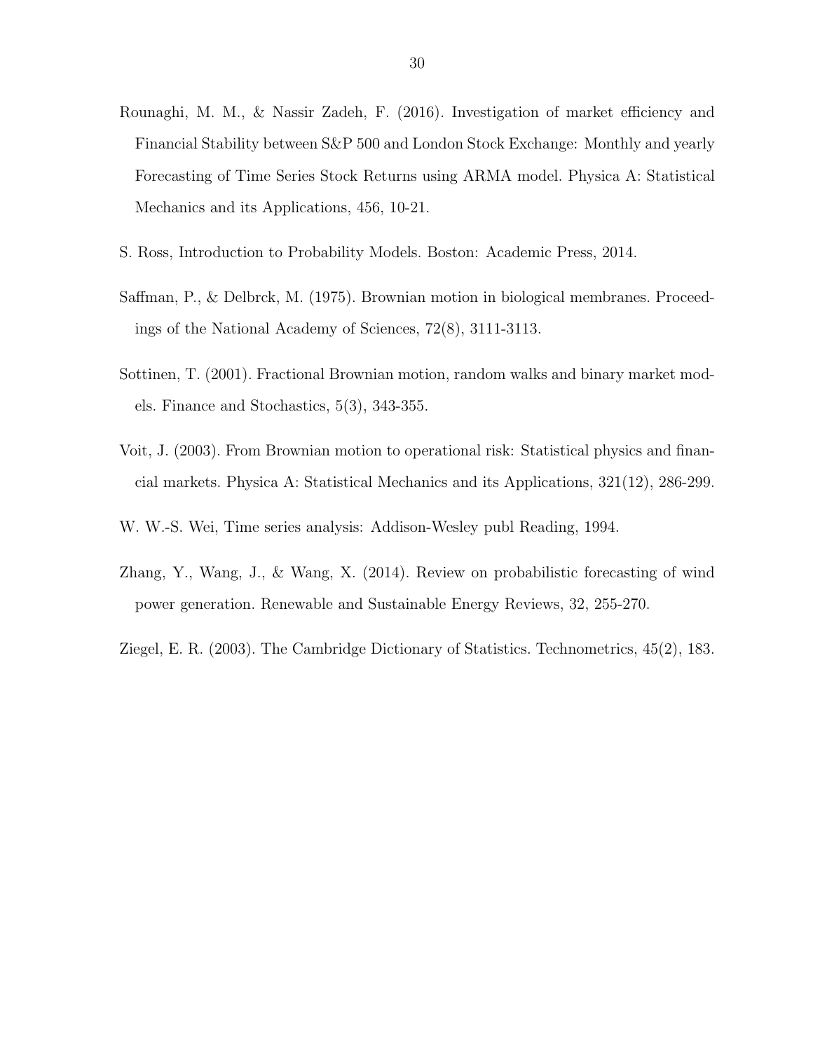Rounaghi, M. M., & Nassir Zadeh, F. (2016). Investigation of market efficiency and Financial Stability between S&P 500 and London Stock Exchange: Monthly and yearly Forecasting of Time Series Stock Returns using ARMA model. Physica A: Statistical Mechanics and its Applications, 456, 10-21.

S. Ross, Introduction to Probability Models. Boston: Academic Press, 2014.

Saffman, P., & Delbrck, M. (1975). Brownian motion in biological membranes. Proceedings of the National Academy of Sciences, 72(8), 3111-3113.

Sottinen, T. (2001). Fractional Brownian motion, random walks and binary market models. Finance and Stochastics, 5(3), 343-355.

Voit, J. (2003). From Brownian motion to operational risk: Statistical physics and financial markets. Physica A: Statistical Mechanics and its Applications, 321(12), 286-299.

W. W.-S. Wei, Time series analysis: Addison-Wesley publ Reading, 1994.

Zhang, Y., Wang, J., & Wang, X. (2014). Review on probabilistic forecasting of wind power generation. Renewable and Sustainable Energy Reviews, 32, 255-270.

Ziegel, E. R. (2003). The Cambridge Dictionary of Statistics. Technometrics, 45(2), 183.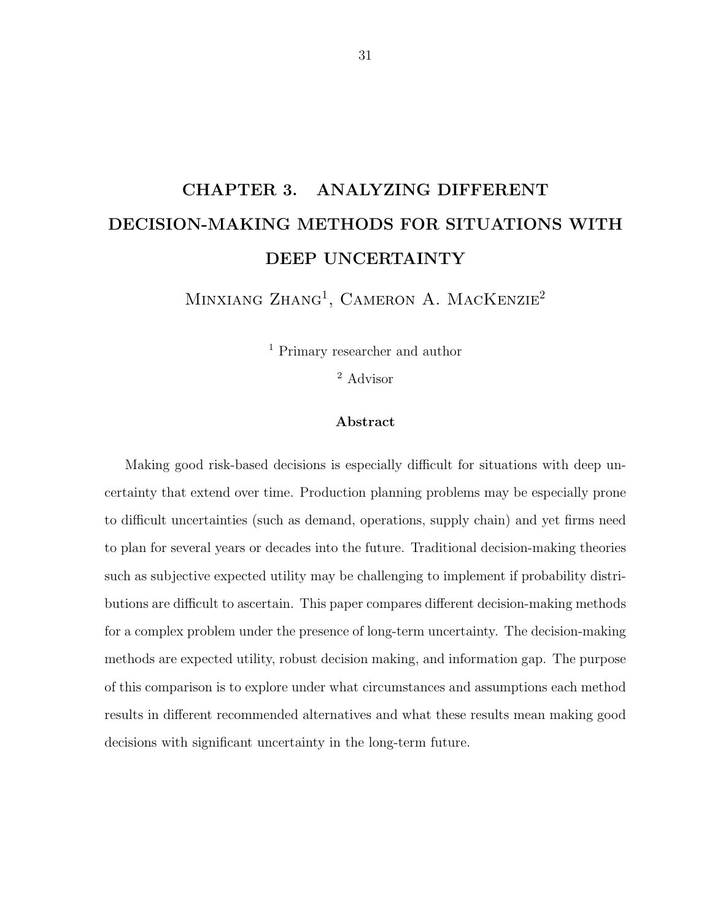# CHAPTER 3. ANALYZING DIFFERENT DECISION-MAKING METHODS FOR SITUATIONS WITH DEEP UNCERTAINTY

Minxiang Zhang[1], Cameron A. MacKenzie[2]

[1] Primary researcher and author

[2] Advisor

### Abstract

Making good risk-based decisions is especially difficult for situations with deep uncertainty that extend over time. Production planning problems may be especially prone to difficult uncertainties (such as demand, operations, supply chain) and yet firms need to plan for several years or decades into the future. Traditional decision-making theories such as subjective expected utility may be challenging to implement if probability distributions are difficult to ascertain. This paper compares different decision-making methods for a complex problem under the presence of long-term uncertainty. The decision-making methods are expected utility, robust decision making, and information gap. The purpose of this comparison is to explore under what circumstances and assumptions each method results in different recommended alternatives and what these results mean making good decisions with significant uncertainty in the long-term future.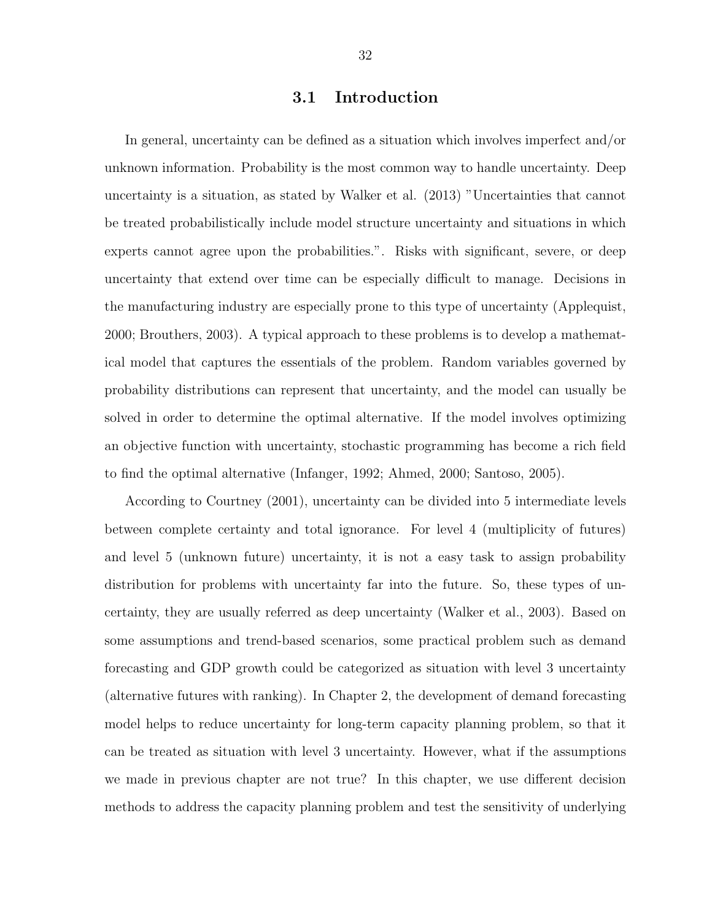## 3.1 Introduction

In general, uncertainty can be defined as a situation which involves imperfect and/or unknown information. Probability is the most common way to handle uncertainty. Deep uncertainty is a situation, as stated by Walker et al. (2013) "Uncertainties that cannot be treated probabilistically include model structure uncertainty and situations in which experts cannot agree upon the probabilities.". Risks with significant, severe, or deep uncertainty that extend over time can be especially difficult to manage. Decisions in the manufacturing industry are especially prone to this type of uncertainty (Applequist, 2000; Brouthers, 2003). A typical approach to these problems is to develop a mathematical model that captures the essentials of the problem. Random variables governed by probability distributions can represent that uncertainty, and the model can usually be solved in order to determine the optimal alternative. If the model involves optimizing an objective function with uncertainty, stochastic programming has become a rich field to find the optimal alternative (Infanger, 1992; Ahmed, 2000; Santoso, 2005).

According to Courtney (2001), uncertainty can be divided into 5 intermediate levels between complete certainty and total ignorance. For level 4 (multiplicity of futures) and level 5 (unknown future) uncertainty, it is not a easy task to assign probability distribution for problems with uncertainty far into the future. So, these types of uncertainty, they are usually referred as deep uncertainty (Walker et al., 2003). Based on some assumptions and trend-based scenarios, some practical problem such as demand forecasting and GDP growth could be categorized as situation with level 3 uncertainty (alternative futures with ranking). In Chapter 2, the development of demand forecasting model helps to reduce uncertainty for long-term capacity planning problem, so that it can be treated as situation with level 3 uncertainty. However, what if the assumptions we made in previous chapter are not true? In this chapter, we use different decision methods to address the capacity planning problem and test the sensitivity of underlying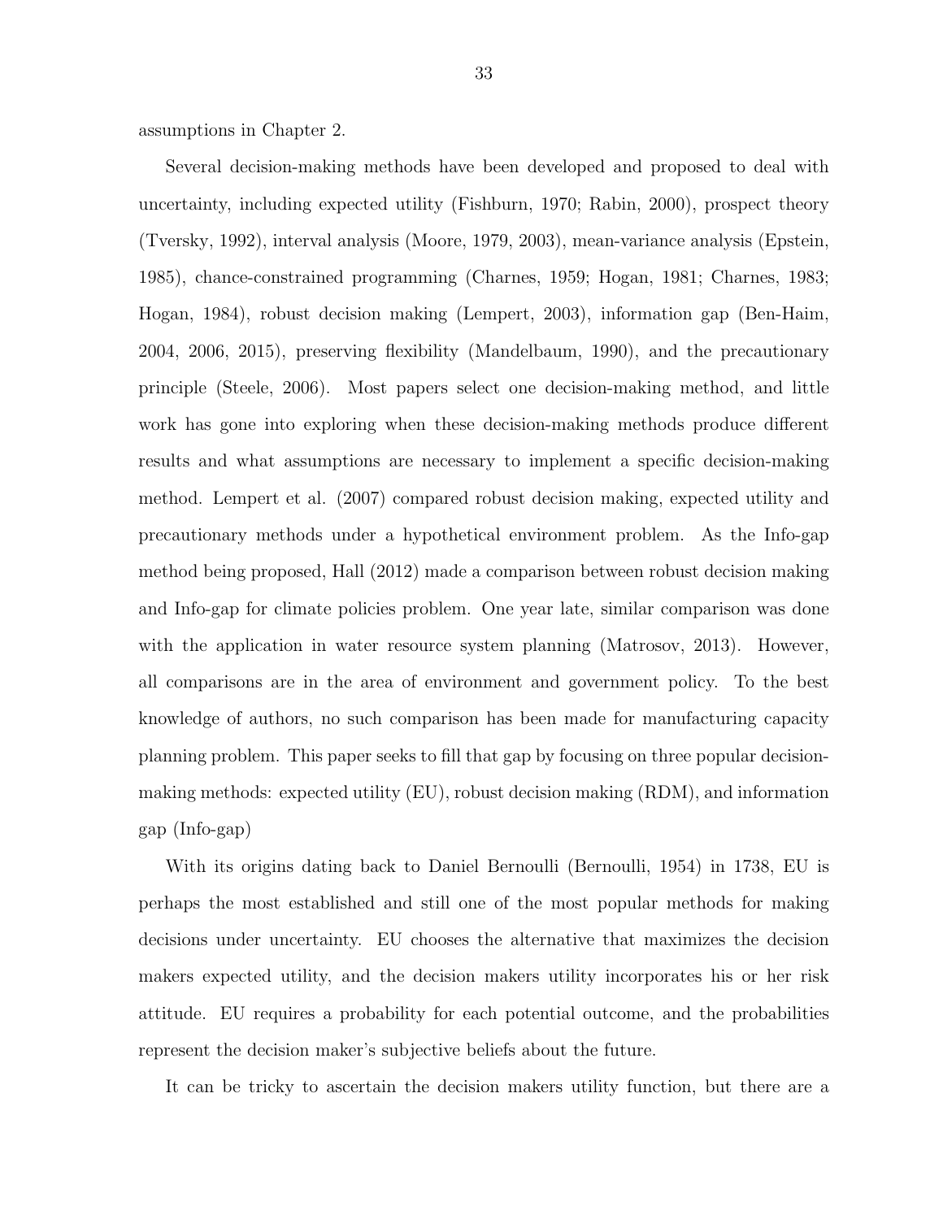assumptions in Chapter 2.

Several decision-making methods have been developed and proposed to deal with uncertainty, including expected utility (Fishburn, 1970; Rabin, 2000), prospect theory (Tversky, 1992), interval analysis (Moore, 1979, 2003), mean-variance analysis (Epstein, 1985), chance-constrained programming (Charnes, 1959; Hogan, 1981; Charnes, 1983; Hogan, 1984), robust decision making (Lempert, 2003), information gap (Ben-Haim, 2004, 2006, 2015), preserving flexibility (Mandelbaum, 1990), and the precautionary principle (Steele, 2006). Most papers select one decision-making method, and little work has gone into exploring when these decision-making methods produce different results and what assumptions are necessary to implement a specific decision-making method. Lempert et al. (2007) compared robust decision making, expected utility and precautionary methods under a hypothetical environment problem. As the Info-gap method being proposed, Hall (2012) made a comparison between robust decision making and Info-gap for climate policies problem. One year late, similar comparison was done with the application in water resource system planning (Matrosov, 2013). However, all comparisons are in the area of environment and government policy. To the best knowledge of authors, no such comparison has been made for manufacturing capacity planning problem. This paper seeks to fill that gap by focusing on three popular decision-making methods: expected utility (EU), robust decision making (RDM), and information gap (Info-gap)

With its origins dating back to Daniel Bernoulli (Bernoulli, 1954) in 1738, EU is perhaps the most established and still one of the most popular methods for making decisions under uncertainty. EU chooses the alternative that maximizes the decision makers expected utility, and the decision makers utility incorporates his or her risk attitude. EU requires a probability for each potential outcome, and the probabilities represent the decision maker's subjective beliefs about the future.

It can be tricky to ascertain the decision makers utility function, but there are a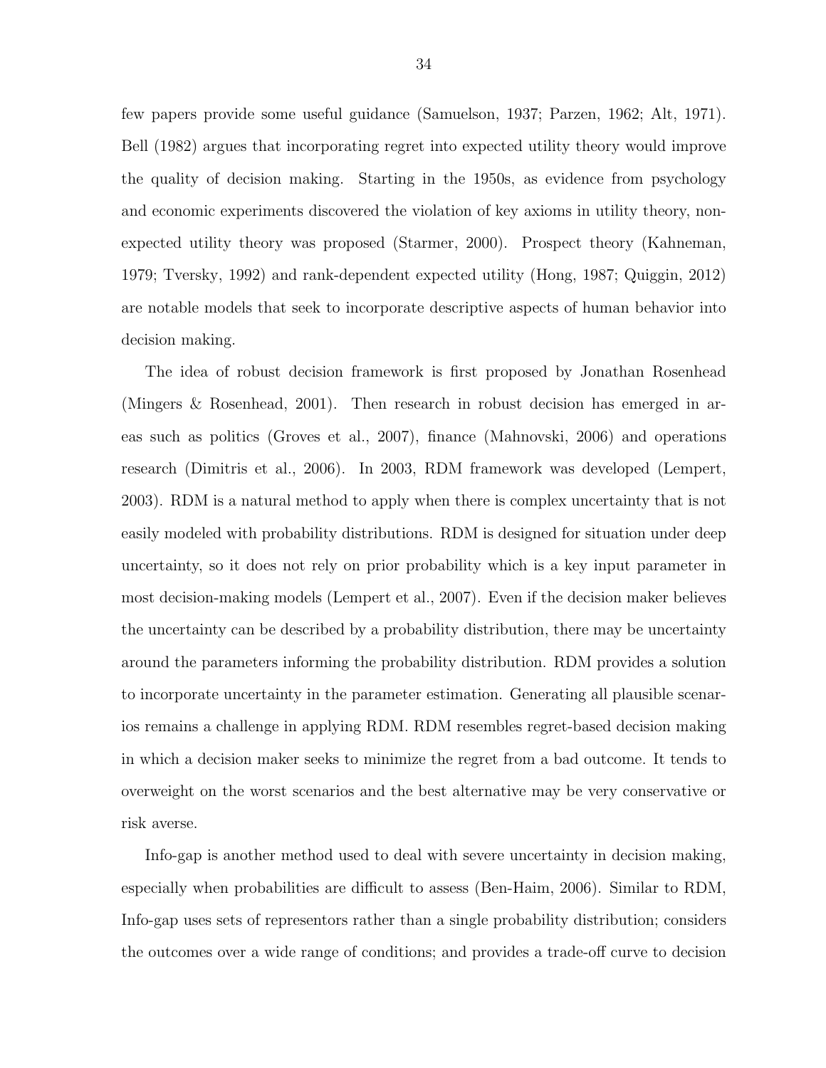few papers provide some useful guidance (Samuelson, 1937; Parzen, 1962; Alt, 1971). Bell (1982) argues that incorporating regret into expected utility theory would improve the quality of decision making. Starting in the 1950s, as evidence from psychology and economic experiments discovered the violation of key axioms in utility theory, non-expected utility theory was proposed (Starmer, 2000). Prospect theory (Kahneman, 1979; Tversky, 1992) and rank-dependent expected utility (Hong, 1987; Quiggin, 2012) are notable models that seek to incorporate descriptive aspects of human behavior into decision making.

The idea of robust decision framework is first proposed by Jonathan Rosenhead (Mingers & Rosenhead, 2001). Then research in robust decision has emerged in areas such as politics (Groves et al., 2007), finance (Mahnovski, 2006) and operations research (Dimitris et al., 2006). In 2003, RDM framework was developed (Lempert, 2003). RDM is a natural method to apply when there is complex uncertainty that is not easily modeled with probability distributions. RDM is designed for situation under deep uncertainty, so it does not rely on prior probability which is a key input parameter in most decision-making models (Lempert et al., 2007). Even if the decision maker believes the uncertainty can be described by a probability distribution, there may be uncertainty around the parameters informing the probability distribution. RDM provides a solution to incorporate uncertainty in the parameter estimation. Generating all plausible scenarios remains a challenge in applying RDM. RDM resembles regret-based decision making in which a decision maker seeks to minimize the regret from a bad outcome. It tends to overweight on the worst scenarios and the best alternative may be very conservative or risk averse.

Info-gap is another method used to deal with severe uncertainty in decision making, especially when probabilities are difficult to assess (Ben-Haim, 2006). Similar to RDM, Info-gap uses sets of representors rather than a single probability distribution; considers the outcomes over a wide range of conditions; and provides a trade-off curve to decision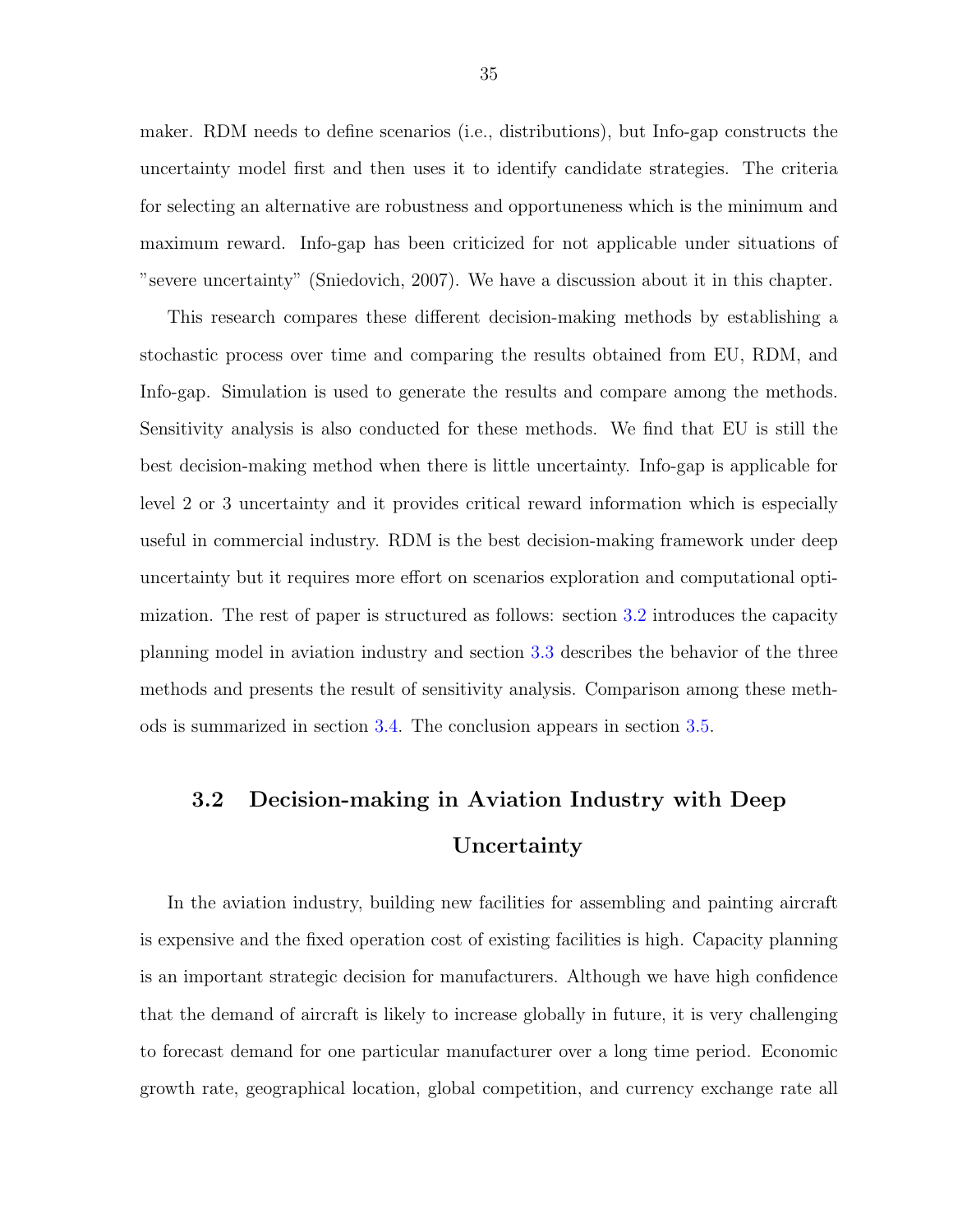maker. RDM needs to define scenarios (i.e., distributions), but Info-gap constructs the uncertainty model first and then uses it to identify candidate strategies. The criteria for selecting an alternative are robustness and opportuneness which is the minimum and maximum reward. Info-gap has been criticized for not applicable under situations of "severe uncertainty" (Sniedovich, 2007). We have a discussion about it in this chapter.

This research compares these different decision-making methods by establishing a stochastic process over time and comparing the results obtained from EU, RDM, and Info-gap. Simulation is used to generate the results and compare among the methods. Sensitivity analysis is also conducted for these methods. We find that EU is still the best decision-making method when there is little uncertainty. Info-gap is applicable for level 2 or 3 uncertainty and it provides critical reward information which is especially useful in commercial industry. RDM is the best decision-making framework under deep uncertainty but it requires more effort on scenarios exploration and computational optimization. The rest of paper is structured as follows: section 3.2 introduces the capacity planning model in aviation industry and section 3.3 describes the behavior of the three methods and presents the result of sensitivity analysis. Comparison among these methods is summarized in section 3.4. The conclusion appears in section 3.5.

## 3.2 Decision-making in Aviation Industry with Deep Uncertainty

In the aviation industry, building new facilities for assembling and painting aircraft is expensive and the fixed operation cost of existing facilities is high. Capacity planning is an important strategic decision for manufacturers. Although we have high confidence that the demand of aircraft is likely to increase globally in future, it is very challenging to forecast demand for one particular manufacturer over a long time period. Economic growth rate, geographical location, global competition, and currency exchange rate all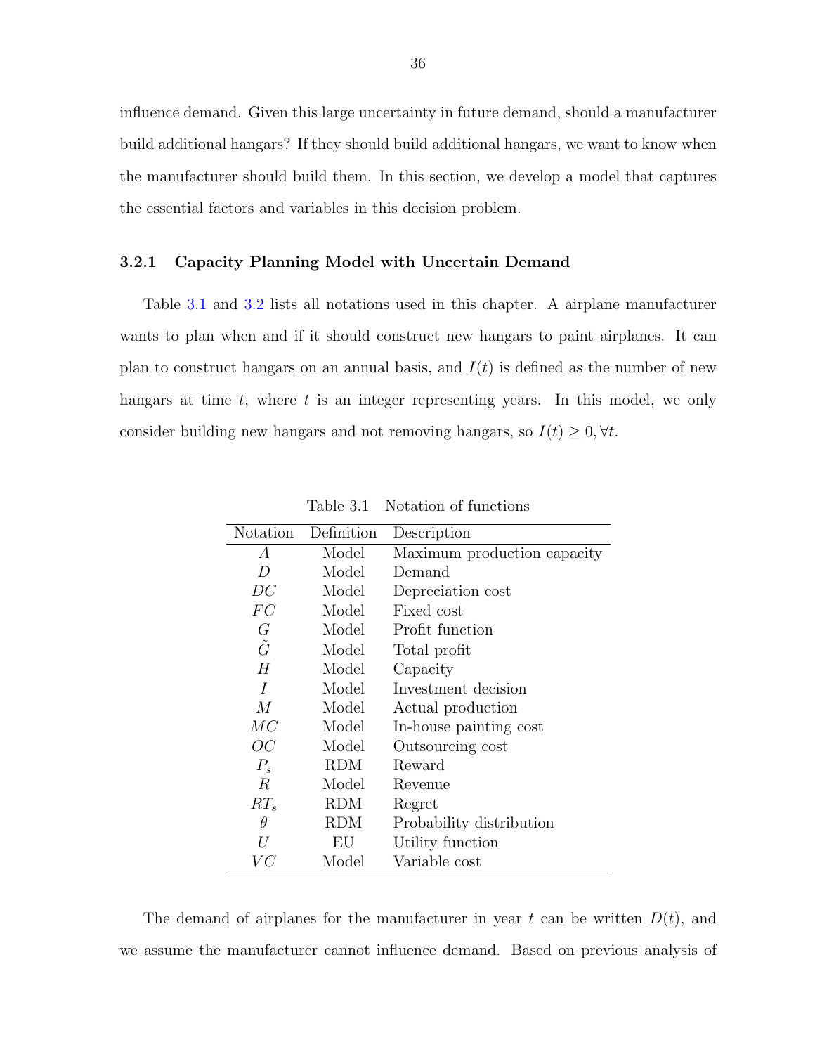influence demand. Given this large uncertainty in future demand, should a manufacturer build additional hangars? If they should build additional hangars, we want to know when the manufacturer should build them. In this section, we develop a model that captures the essential factors and variables in this decision problem.

### 3.2.1 Capacity Planning Model with Uncertain Demand

Table 3.1 and 3.2 lists all notations used in this chapter. A airplane manufacturer wants to plan when and if it should construct new hangars to paint airplanes. It can plan to construct hangars on an annual basis, and $I(t)$ is defined as the number of new hangars at time $t$, where $t$ is an integer representing years. In this model, we only consider building new hangars and not removing hangars, so $I(t) \geq 0, \forall t$.

Table 3.1 Notation of functions

| Notation | Definition | Description |
|---|---|---|
| $A$ | Model | Maximum production capacity |
| $D$ | Model | Demand |
| $DC$ | Model | Depreciation cost |
| $FC$ | Model | Fixed cost |
| $G$ | Model | Profit function |
| $\tilde{G}$ | Model | Total profit |
| $H$ | Model | Capacity |
| $I$ | Model | Investment decision |
| $M$ | Model | Actual production |
| $MC$ | Model | In-house painting cost |
| $OC$ | Model | Outsourcing cost |
| $P_s$ | RDM | Reward |
| $R$ | Model | Revenue |
| $RT_s$ | RDM | Regret |
| $\theta$ | RDM | Probability distribution |
| $U$ | EU | Utility function |
| $VC$ | Model | Variable cost |

The demand of airplanes for the manufacturer in year $t$ can be written $D(t)$, and we assume the manufacturer cannot influence demand. Based on previous analysis of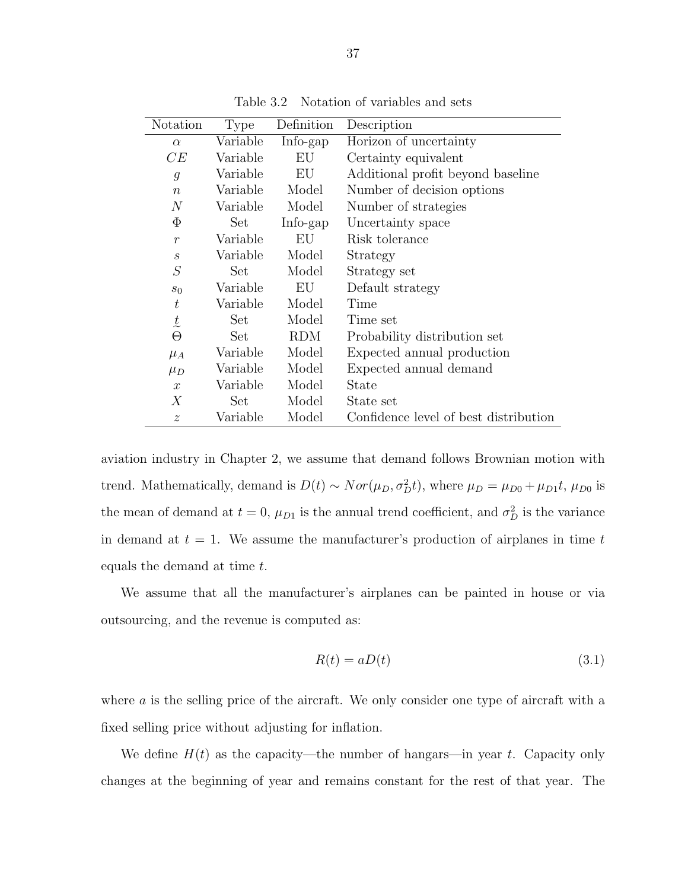Table 3.2 Notation of variables and sets

| Notation | Type | Definition | Description |
|---|---|---|---|
| $\alpha$ | Variable | Info-gap | Horizon of uncertainty |
| $CE$ | Variable | EU | Certainty equivalent |
| $g$ | Variable | EU | Additional profit beyond baseline |
| $n$ | Variable | Model | Number of decision options |
| $N$ | Variable | Model | Number of strategies |
| $\Phi$ | Set | Info-gap | Uncertainty space |
| $r$ | Variable | EU | Risk tolerance |
| $s$ | Variable | Model | Strategy |
| $S$ | Set | Model | Strategy set |
| $s_0$ | Variable | EU | Default strategy |
| $t$ | Variable | Model | Time |
| $\underset{\sim}{t}$ | Set | Model | Time set |
| $\Theta$ | Set | RDM | Probability distribution set |
| $\mu_A$ | Variable | Model | Expected annual production |
| $\mu_D$ | Variable | Model | Expected annual demand |
| $x$ | Variable | Model | State |
| $X$ | Set | Model | State set |
| $z$ | Variable | Model | Confidence level of best distribution |

aviation industry in Chapter 2, we assume that demand follows Brownian motion with trend. Mathematically, demand is $D(t) \sim Nor(\mu_D, \sigma_D^2 t)$, where $\mu_D = \mu_{D0} + \mu_{D1} t$, $\mu_{D0}$ is the mean of demand at $t = 0$, $\mu_{D1}$ is the annual trend coefficient, and $\sigma_D^2$ is the variance in demand at $t = 1$. We assume the manufacturer's production of airplanes in time $t$ equals the demand at time $t$.

We assume that all the manufacturer's airplanes can be painted in house or via outsourcing, and the revenue is computed as:

$$R(t) = aD(t) \tag{3.1}$$

where $a$ is the selling price of the aircraft. We only consider one type of aircraft with a fixed selling price without adjusting for inflation.

We define $H(t)$ as the capacity—the number of hangars—in year $t$. Capacity only changes at the beginning of year and remains constant for the rest of that year. The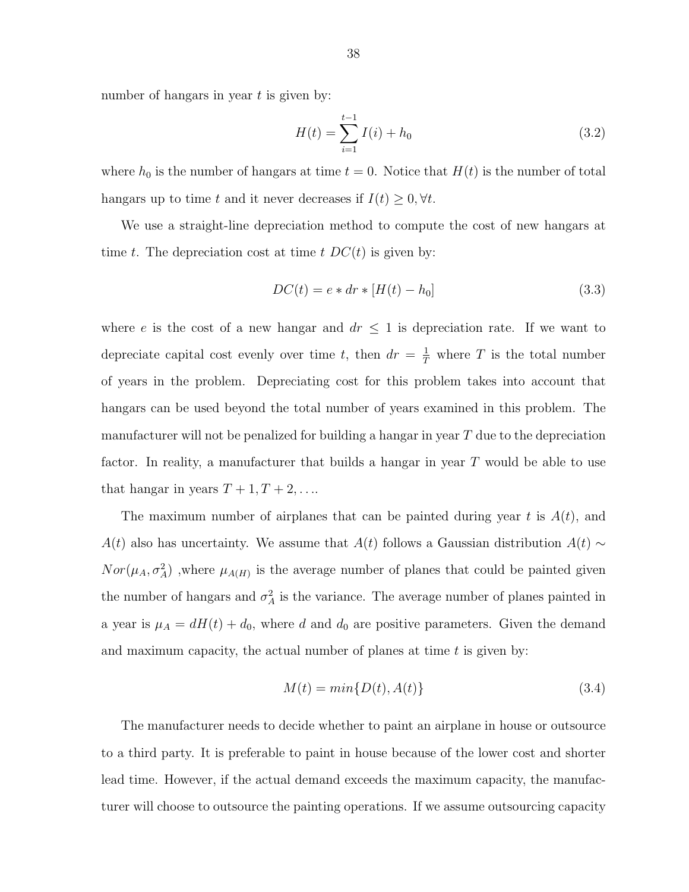number of hangars in year $t$ is given by:

$$H(t) = \sum_{i=1}^{t-1} I(i) + h_0 \tag{3.2}$$

where $h_0$ is the number of hangars at time $t = 0$. Notice that $H(t)$ is the number of total hangars up to time $t$ and it never decreases if $I(t) \geq 0, \forall t$.

We use a straight-line depreciation method to compute the cost of new hangars at time $t$. The depreciation cost at time $t$ $DC(t)$ is given by:

$$DC(t) = e * dr * [H(t) - h_0] \tag{3.3}$$

where $e$ is the cost of a new hangar and $dr \leq 1$ is depreciation rate. If we want to depreciate capital cost evenly over time $t$, then $dr = \frac{1}{T}$ where $T$ is the total number of years in the problem. Depreciating cost for this problem takes into account that hangars can be used beyond the total number of years examined in this problem. The manufacturer will not be penalized for building a hangar in year $T$ due to the depreciation factor. In reality, a manufacturer that builds a hangar in year $T$ would be able to use that hangar in years $T+1, T+2, \ldots$.

The maximum number of airplanes that can be painted during year $t$ is $A(t)$, and $A(t)$ also has uncertainty. We assume that $A(t)$ follows a Gaussian distribution $A(t) \sim Nor(\mu_A, \sigma_A^2)$ ,where $\mu_{A(H)}$ is the average number of planes that could be painted given the number of hangars and $\sigma_A^2$ is the variance. The average number of planes painted in a year is $\mu_A = dH(t) + d_0$, where $d$ and $d_0$ are positive parameters. Given the demand and maximum capacity, the actual number of planes at time $t$ is given by:

$$M(t) = min\{D(t), A(t)\} \tag{3.4}$$

The manufacturer needs to decide whether to paint an airplane in house or outsource to a third party. It is preferable to paint in house because of the lower cost and shorter lead time. However, if the actual demand exceeds the maximum capacity, the manufacturer will choose to outsource the painting operations. If we assume outsourcing capacity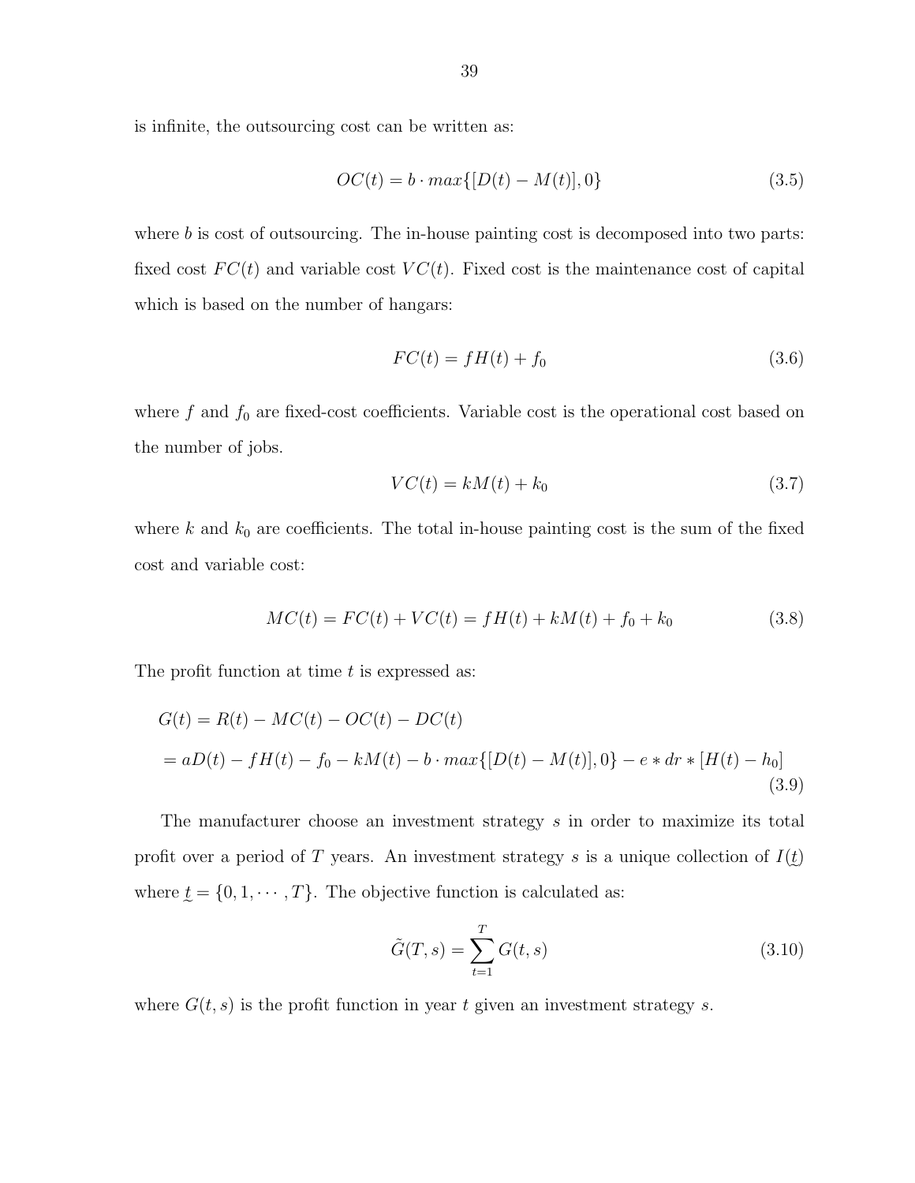is infinite, the outsourcing cost can be written as:

$$OC(t) = b \cdot max\{[D(t) - M(t)], 0\} \tag{3.5}$$

where $b$ is cost of outsourcing. The in-house painting cost is decomposed into two parts: fixed cost $FC(t)$ and variable cost $VC(t)$. Fixed cost is the maintenance cost of capital which is based on the number of hangars:

$$FC(t) = fH(t) + f_0 \tag{3.6}$$

where $f$ and $f_0$ are fixed-cost coefficients. Variable cost is the operational cost based on the number of jobs.

$$VC(t) = kM(t) + k_0 \tag{3.7}$$

where $k$ and $k_0$ are coefficients. The total in-house painting cost is the sum of the fixed cost and variable cost:

$$MC(t) = FC(t) + VC(t) = fH(t) + kM(t) + f_0 + k_0 \tag{3.8}$$

The profit function at time $t$ is expressed as:

$$\begin{aligned} G(t) &= R(t) - MC(t) - OC(t) - DC(t) \\ &= aD(t) - fH(t) - f_0 - kM(t) - b \cdot max\{[D(t) - M(t)], 0\} - e * dr * [H(t) - h_0] \end{aligned} \tag{3.9}$$

The manufacturer choose an investment strategy $s$ in order to maximize its total profit over a period of $T$ years. An investment strategy $s$ is a unique collection of $I(\underset{\sim}{t})$ where $\underset{\sim}{t} = \{0, 1, \cdots, T\}$. The objective function is calculated as:

$$\tilde{G}(T, s) = \sum_{t=1}^{T} G(t, s) \tag{3.10}$$

where $G(t, s)$ is the profit function in year $t$ given an investment strategy $s$.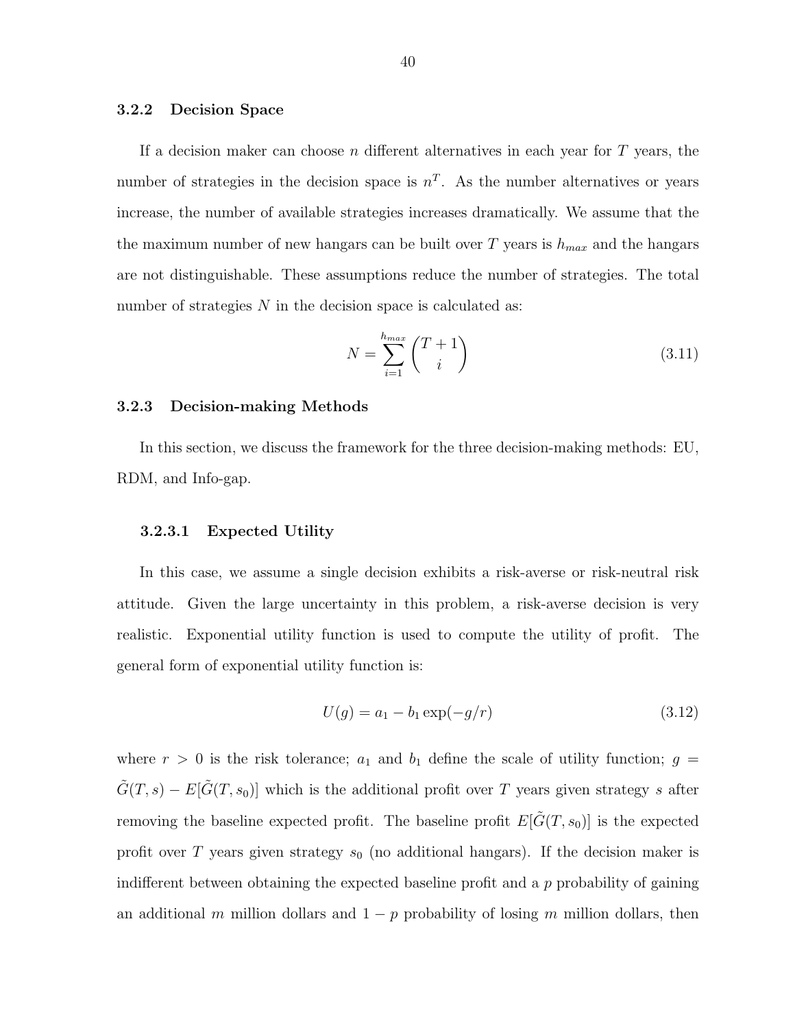### 3.2.2 Decision Space

If a decision maker can choose $n$ different alternatives in each year for $T$ years, the number of strategies in the decision space is $n^T$. As the number alternatives or years increase, the number of available strategies increases dramatically. We assume that the the maximum number of new hangars can be built over $T$ years is $h_{max}$ and the hangars are not distinguishable. These assumptions reduce the number of strategies. The total number of strategies $N$ in the decision space is calculated as:

$$N = \sum_{i=1}^{h_{max}} \binom{T+1}{i} \tag{3.11}$$

### 3.2.3 Decision-making Methods

In this section, we discuss the framework for the three decision-making methods: EU, RDM, and Info-gap.

#### 3.2.3.1 Expected Utility

In this case, we assume a single decision exhibits a risk-averse or risk-neutral risk attitude. Given the large uncertainty in this problem, a risk-averse decision is very realistic. Exponential utility function is used to compute the utility of profit. The general form of exponential utility function is:

$$U(g) = a_1 - b_1 \exp(-g/r) \tag{3.12}$$

where $r > 0$ is the risk tolerance; $a_1$ and $b_1$ define the scale of utility function; $g = \tilde{G}(T, s) - E[\tilde{G}(T, s_0)]$ which is the additional profit over $T$ years given strategy $s$ after removing the baseline expected profit. The baseline profit $E[\tilde{G}(T, s_0)]$ is the expected profit over $T$ years given strategy $s_0$ (no additional hangars). If the decision maker is indifferent between obtaining the expected baseline profit and a $p$ probability of gaining an additional $m$ million dollars and $1 - p$ probability of losing $m$ million dollars, then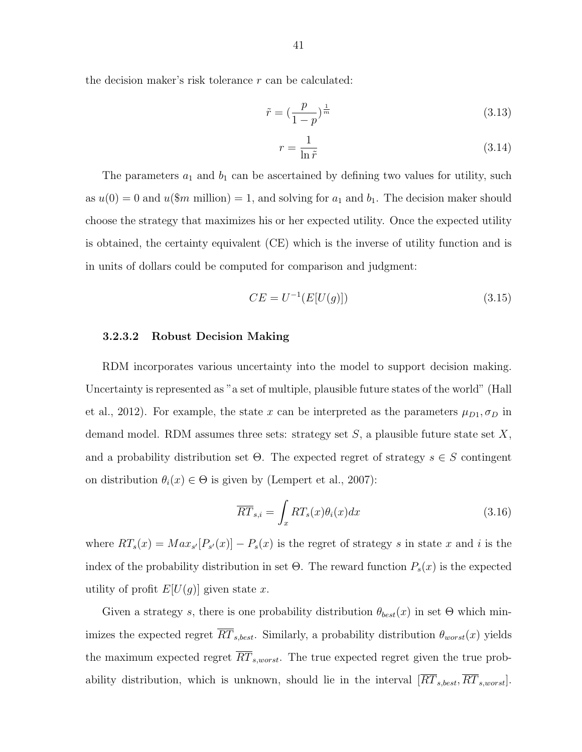the decision maker's risk tolerance $r$ can be calculated:

$$\tilde{r} = (\frac{p}{1-p})^{\frac{1}{m}} \tag{3.13}$$

$$r = \frac{1}{\ln \tilde{r}} \tag{3.14}$$

The parameters $a_1$ and $b_1$ can be ascertained by defining two values for utility, such as $u(0) = 0$ and $u(\$m \text{ million}) = 1$, and solving for $a_1$ and $b_1$. The decision maker should choose the strategy that maximizes his or her expected utility. Once the expected utility is obtained, the certainty equivalent (CE) which is the inverse of utility function and is in units of dollars could be computed for comparison and judgment:

$$CE = U^{-1}(E[U(g)]) \tag{3.15}$$

#### 3.2.3.2 Robust Decision Making

RDM incorporates various uncertainty into the model to support decision making. Uncertainty is represented as "a set of multiple, plausible future states of the world" (Hall et al., 2012). For example, the state $x$ can be interpreted as the parameters $\mu_{D1}, \sigma_D$ in demand model. RDM assumes three sets: strategy set $S$, a plausible future state set $X$, and a probability distribution set $\Theta$. The expected regret of strategy $s \in S$ contingent on distribution $\theta_i(x) \in \Theta$ is given by (Lempert et al., 2007):

$$\overline{RT}_{s,i} = \int_x RT_s(x)\theta_i(x)dx \tag{3.16}$$

where $RT_s(x) = Max_{s'}[P_{s'}(x)] - P_s(x)$ is the regret of strategy $s$ in state $x$ and $i$ is the index of the probability distribution in set $\Theta$. The reward function $P_s(x)$ is the expected utility of profit $E[U(g)]$ given state $x$.

Given a strategy $s$, there is one probability distribution $\theta_{best}(x)$ in set $\Theta$ which minimizes the expected regret $\overline{RT}_{s,best}$. Similarly, a probability distribution $\theta_{worst}(x)$ yields the maximum expected regret $\overline{RT}_{s,worst}$. The true expected regret given the true probability distribution, which is unknown, should lie in the interval $[\overline{RT}_{s,best}, \overline{RT}_{s,worst}]$.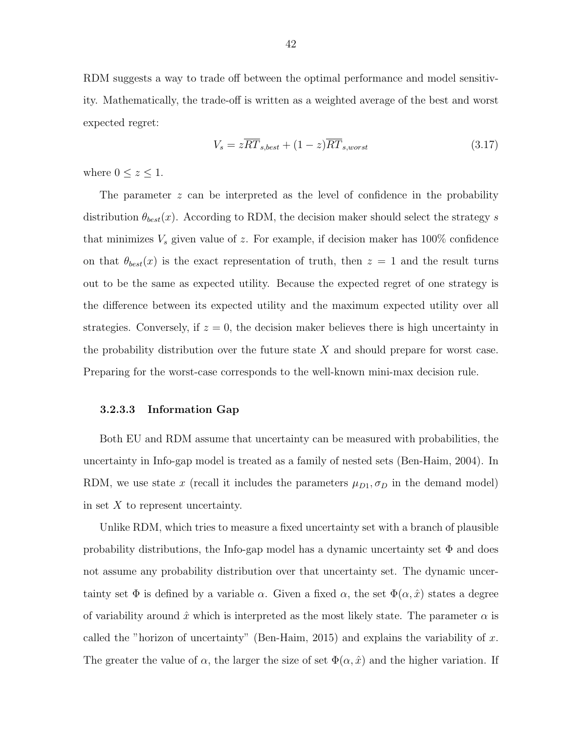RDM suggests a way to trade off between the optimal performance and model sensitivity. Mathematically, the trade-off is written as a weighted average of the best and worst expected regret:

$$V_s = z\overline{RT}_{s,best} + (1-z)\overline{RT}_{s,worst} \tag{3.17}$$

where $0 \leq z \leq 1$.

The parameter $z$ can be interpreted as the level of confidence in the probability distribution $\theta_{best}(x)$. According to RDM, the decision maker should select the strategy $s$ that minimizes $V_s$ given value of $z$. For example, if decision maker has 100% confidence on that $\theta_{best}(x)$ is the exact representation of truth, then $z = 1$ and the result turns out to be the same as expected utility. Because the expected regret of one strategy is the difference between its expected utility and the maximum expected utility over all strategies. Conversely, if $z = 0$, the decision maker believes there is high uncertainty in the probability distribution over the future state $X$ and should prepare for worst case. Preparing for the worst-case corresponds to the well-known mini-max decision rule.

#### 3.2.3.3 Information Gap

Both EU and RDM assume that uncertainty can be measured with probabilities, the uncertainty in Info-gap model is treated as a family of nested sets (Ben-Haim, 2004). In RDM, we use state $x$ (recall it includes the parameters $\mu_{D1}, \sigma_D$ in the demand model) in set $X$ to represent uncertainty.

Unlike RDM, which tries to measure a fixed uncertainty set with a branch of plausible probability distributions, the Info-gap model has a dynamic uncertainty set $\Phi$ and does not assume any probability distribution over that uncertainty set. The dynamic uncertainty set $\Phi$ is defined by a variable $\alpha$. Given a fixed $\alpha$, the set $\Phi(\alpha, \hat{x})$ states a degree of variability around $\hat{x}$ which is interpreted as the most likely state. The parameter $\alpha$ is called the "horizon of uncertainty" (Ben-Haim, 2015) and explains the variability of $x$. The greater the value of $\alpha$, the larger the size of set $\Phi(\alpha, \hat{x})$ and the higher variation. If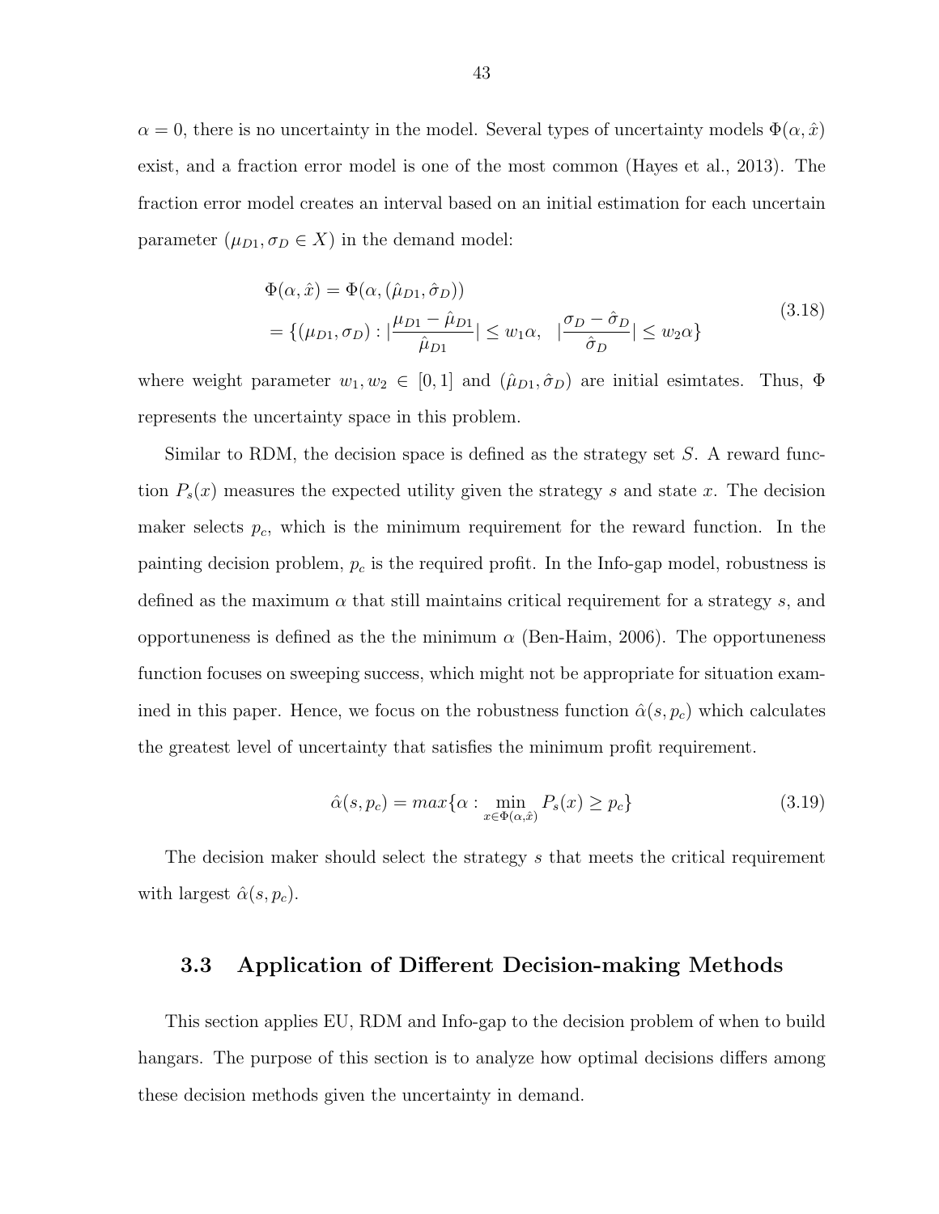$\alpha = 0$, there is no uncertainty in the model. Several types of uncertainty models $\Phi(\alpha, \hat{x})$ exist, and a fraction error model is one of the most common (Hayes et al., 2013). The fraction error model creates an interval based on an initial estimation for each uncertain parameter ($\mu_{D1}, \sigma_D \in X$) in the demand model:

$$
\begin{aligned}
\Phi(\alpha, \hat{x}) &= \Phi(\alpha, (\hat{\mu}_{D1}, \hat{\sigma}_D)) \\
&= \{(\mu_{D1}, \sigma_D) : |\frac{\mu_{D1} - \hat{\mu}_{D1}}{\hat{\mu}_{D1}}| \leq w_1\alpha, \quad |\frac{\sigma_D - \hat{\sigma}_D}{\hat{\sigma}_D}| \leq w_2\alpha\}
\end{aligned}
\tag{3.18}
$$

where weight parameter $w_1, w_2 \in [0, 1]$ and $(\hat{\mu}_{D1}, \hat{\sigma}_D)$ are initial esimtates. Thus, $\Phi$ represents the uncertainty space in this problem.

Similar to RDM, the decision space is defined as the strategy set $S$. A reward function $P_s(x)$ measures the expected utility given the strategy $s$ and state $x$. The decision maker selects $p_c$, which is the minimum requirement for the reward function. In the painting decision problem, $p_c$ is the required profit. In the Info-gap model, robustness is defined as the maximum $\alpha$ that still maintains critical requirement for a strategy $s$, and opportuneness is defined as the the minimum $\alpha$ (Ben-Haim, 2006). The opportuneness function focuses on sweeping success, which might not be appropriate for situation examined in this paper. Hence, we focus on the robustness function $\hat{\alpha}(s, p_c)$ which calculates the greatest level of uncertainty that satisfies the minimum profit requirement.

$$
\hat{\alpha}(s, p_c) = max\{\alpha : \min_{x \in \Phi(\alpha, \hat{x})} P_s(x) \geq p_c\}
\tag{3.19}
$$

The decision maker should select the strategy $s$ that meets the critical requirement with largest $\hat{\alpha}(s, p_c)$.

## 3.3 Application of Different Decision-making Methods

This section applies EU, RDM and Info-gap to the decision problem of when to build hangars. The purpose of this section is to analyze how optimal decisions differs among these decision methods given the uncertainty in demand.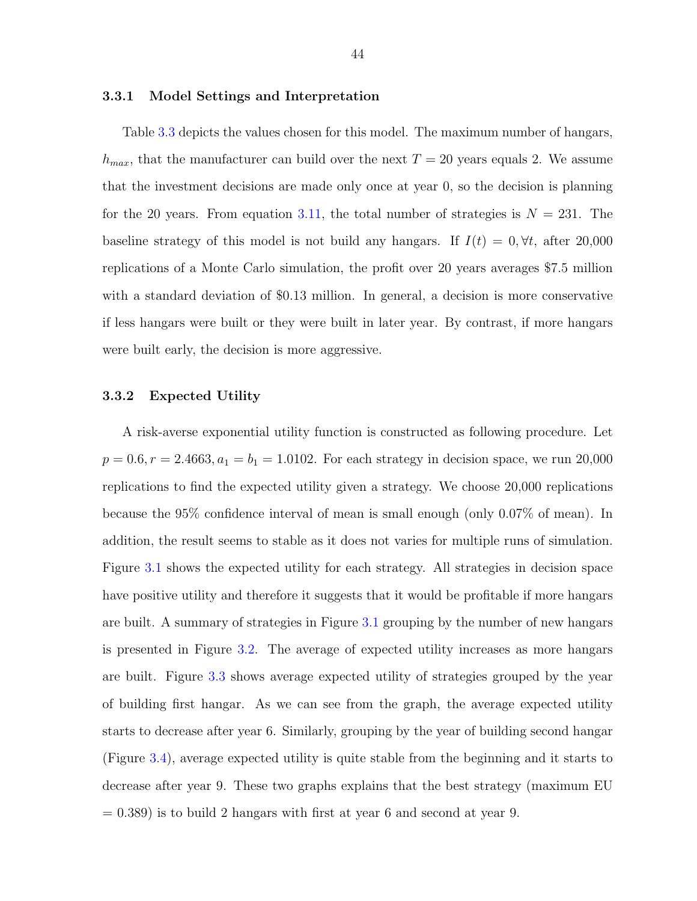### 3.3.1 Model Settings and Interpretation

Table 3.3 depicts the values chosen for this model. The maximum number of hangars, $h_{max}$, that the manufacturer can build over the next $T = 20$ years equals 2. We assume that the investment decisions are made only once at year 0, so the decision is planning for the 20 years. From equation 3.11, the total number of strategies is $N = 231$. The baseline strategy of this model is not build any hangars. If $I(t) = 0, \forall t$, after 20,000 replications of a Monte Carlo simulation, the profit over 20 years averages $7.5 million with a standard deviation of $0.13 million. In general, a decision is more conservative if less hangars were built or they were built in later year. By contrast, if more hangars were built early, the decision is more aggressive.

### 3.3.2 Expected Utility

A risk-averse exponential utility function is constructed as following procedure. Let $p = 0.6, r = 2.4663, a_1 = b_1 = 1.0102$. For each strategy in decision space, we run 20,000 replications to find the expected utility given a strategy. We choose 20,000 replications because the 95% confidence interval of mean is small enough (only 0.07% of mean). In addition, the result seems to stable as it does not varies for multiple runs of simulation. Figure 3.1 shows the expected utility for each strategy. All strategies in decision space have positive utility and therefore it suggests that it would be profitable if more hangars are built. A summary of strategies in Figure 3.1 grouping by the number of new hangars is presented in Figure 3.2. The average of expected utility increases as more hangars are built. Figure 3.3 shows average expected utility of strategies grouped by the year of building first hangar. As we can see from the graph, the average expected utility starts to decrease after year 6. Similarly, grouping by the year of building second hangar (Figure 3.4), average expected utility is quite stable from the beginning and it starts to decrease after year 9. These two graphs explains that the best strategy (maximum EU = 0.389) is to build 2 hangars with first at year 6 and second at year 9.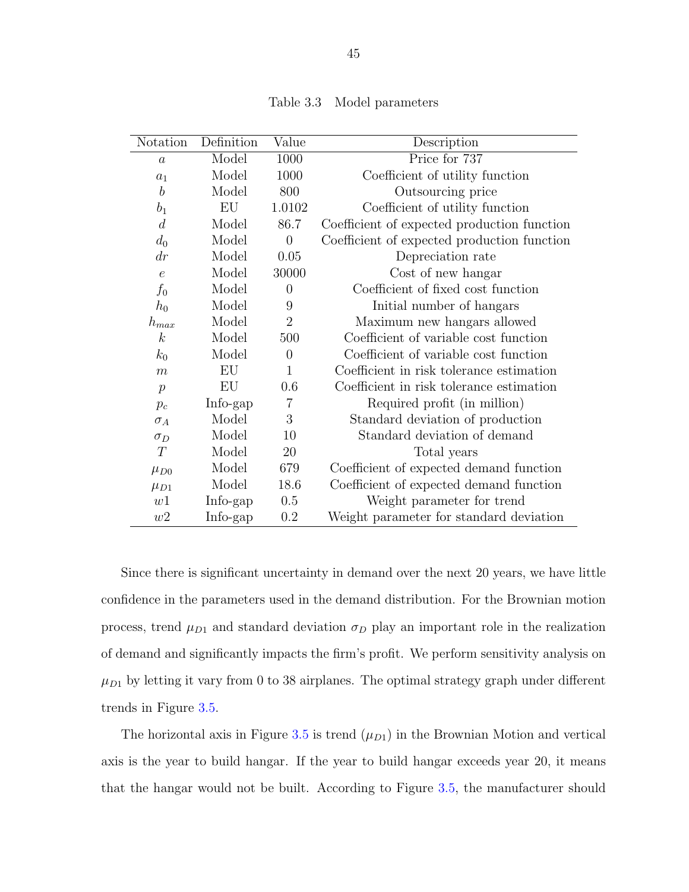Table 3.3 Model parameters

| Notation | Definition | Value | Description |
|---|---|---|---|
| $a$ | Model | 1000 | Price for 737 |
| $a_1$ | Model | 1000 | Coefficient of utility function |
| $b$ | Model | 800 | Outsourcing price |
| $b_1$ | EU | 1.0102 | Coefficient of utility function |
| $d$ | Model | 86.7 | Coefficient of expected production function |
| $d_0$ | Model | 0 | Coefficient of expected production function |
| $dr$ | Model | 0.05 | Depreciation rate |
| $e$ | Model | 30000 | Cost of new hangar |
| $f_0$ | Model | 0 | Coefficient of fixed cost function |
| $h_0$ | Model | 9 | Initial number of hangars |
| $h_{max}$ | Model | 2 | Maximum new hangars allowed |
| $k$ | Model | 500 | Coefficient of variable cost function |
| $k_0$ | Model | 0 | Coefficient of variable cost function |
| $m$ | EU | 1 | Coefficient in risk tolerance estimation |
| $p$ | EU | 0.6 | Coefficient in risk tolerance estimation |
| $p_c$ | Info-gap | 7 | Required profit (in million) |
| $\sigma_A$ | Model | 3 | Standard deviation of production |
| $\sigma_D$ | Model | 10 | Standard deviation of demand |
| $T$ | Model | 20 | Total years |
| $\mu_{D0}$ | Model | 679 | Coefficient of expected demand function |
| $\mu_{D1}$ | Model | 18.6 | Coefficient of expected demand function |
| $w1$ | Info-gap | 0.5 | Weight parameter for trend |
| $w2$ | Info-gap | 0.2 | Weight parameter for standard deviation |

Since there is significant uncertainty in demand over the next 20 years, we have little confidence in the parameters used in the demand distribution. For the Brownian motion process, trend $\mu_{D1}$ and standard deviation $\sigma_D$ play an important role in the realization of demand and significantly impacts the firm's profit. We perform sensitivity analysis on $\mu_{D1}$ by letting it vary from 0 to 38 airplanes. The optimal strategy graph under different trends in Figure 3.5.

The horizontal axis in Figure 3.5 is trend ($\mu_{D1}$) in the Brownian Motion and vertical axis is the year to build hangar. If the year to build hangar exceeds year 20, it means that the hangar would not be built. According to Figure 3.5, the manufacturer should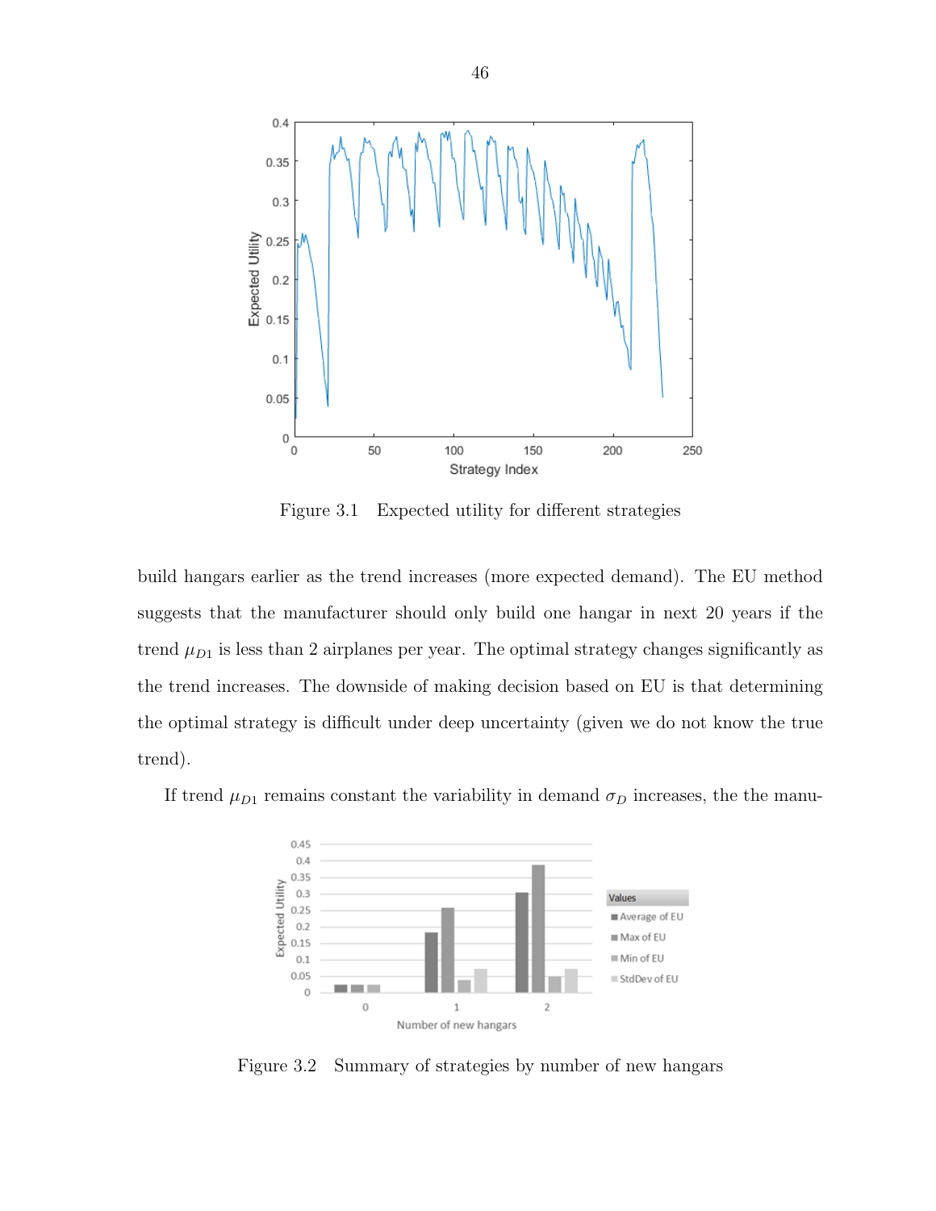Figure 3.1 Expected utility for different strategies

build hangars earlier as the trend increases (more expected demand). The EU method suggests that the manufacturer should only build one hangar in next 20 years if the trend $\mu_{D1}$ is less than 2 airplanes per year. The optimal strategy changes significantly as the trend increases. The downside of making decision based on EU is that determining the optimal strategy is difficult under deep uncertainty (given we do not know the true trend).

If trend $\mu_{D1}$ remains constant the variability in demand $\sigma_D$ increases, the the manu-

Figure 3.2 Summary of strategies by number of new hangars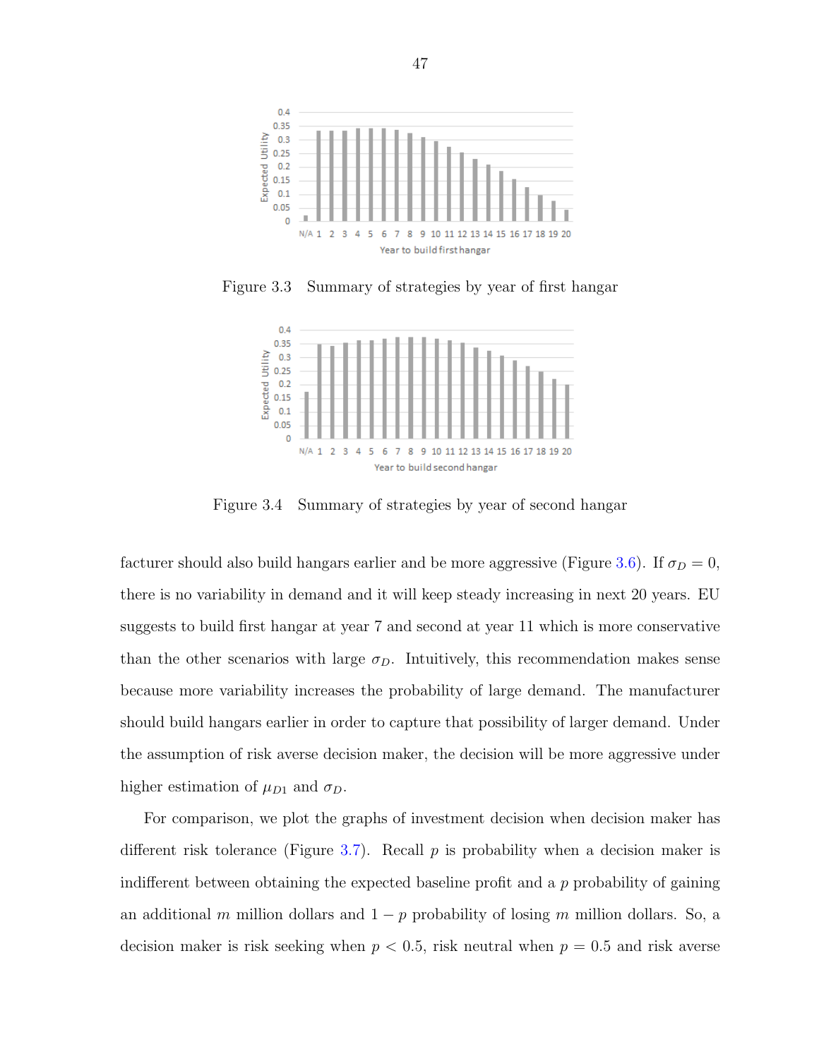Figure 3.3 Summary of strategies by year of first hangar

Figure 3.4 Summary of strategies by year of second hangar

facturer should also build hangars earlier and be more aggressive (Figure 3.6). If $\sigma_D = 0$, there is no variability in demand and it will keep steady increasing in next 20 years. EU suggests to build first hangar at year 7 and second at year 11 which is more conservative than the other scenarios with large $\sigma_D$. Intuitively, this recommendation makes sense because more variability increases the probability of large demand. The manufacturer should build hangars earlier in order to capture that possibility of larger demand. Under the assumption of risk averse decision maker, the decision will be more aggressive under higher estimation of $\mu_{D1}$ and $\sigma_D$.

For comparison, we plot the graphs of investment decision when decision maker has different risk tolerance (Figure 3.7). Recall $p$ is probability when a decision maker is indifferent between obtaining the expected baseline profit and a $p$ probability of gaining an additional $m$ million dollars and $1 - p$ probability of losing $m$ million dollars. So, a decision maker is risk seeking when $p < 0.5$, risk neutral when $p = 0.5$ and risk averse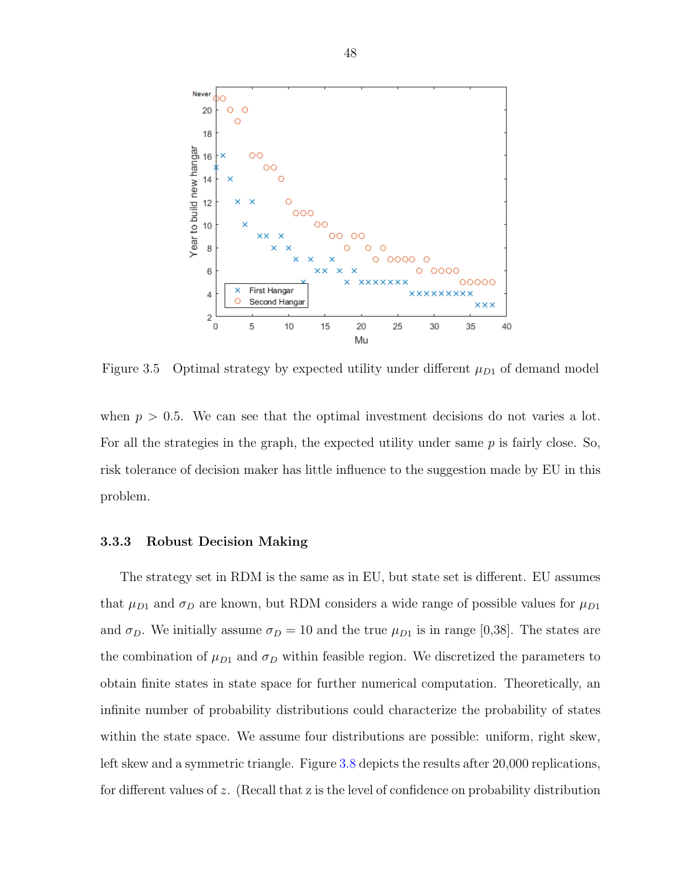Figure 3.5 Optimal strategy by expected utility under different $\mu_{D1}$ of demand model

when $p > 0.5$. We can see that the optimal investment decisions do not varies a lot. For all the strategies in the graph, the expected utility under same $p$ is fairly close. So, risk tolerance of decision maker has little influence to the suggestion made by EU in this problem.

### 3.3.3 Robust Decision Making

The strategy set in RDM is the same as in EU, but state set is different. EU assumes that $\mu_{D1}$ and $\sigma_D$ are known, but RDM considers a wide range of possible values for $\mu_{D1}$ and $\sigma_D$. We initially assume $\sigma_D = 10$ and the true $\mu_{D1}$ is in range [0,38]. The states are the combination of $\mu_{D1}$ and $\sigma_D$ within feasible region. We discretized the parameters to obtain finite states in state space for further numerical computation. Theoretically, an infinite number of probability distributions could characterize the probability of states within the state space. We assume four distributions are possible: uniform, right skew, left skew and a symmetric triangle. Figure 3.8 depicts the results after 20,000 replications, for different values of $z$. (Recall that z is the level of confidence on probability distribution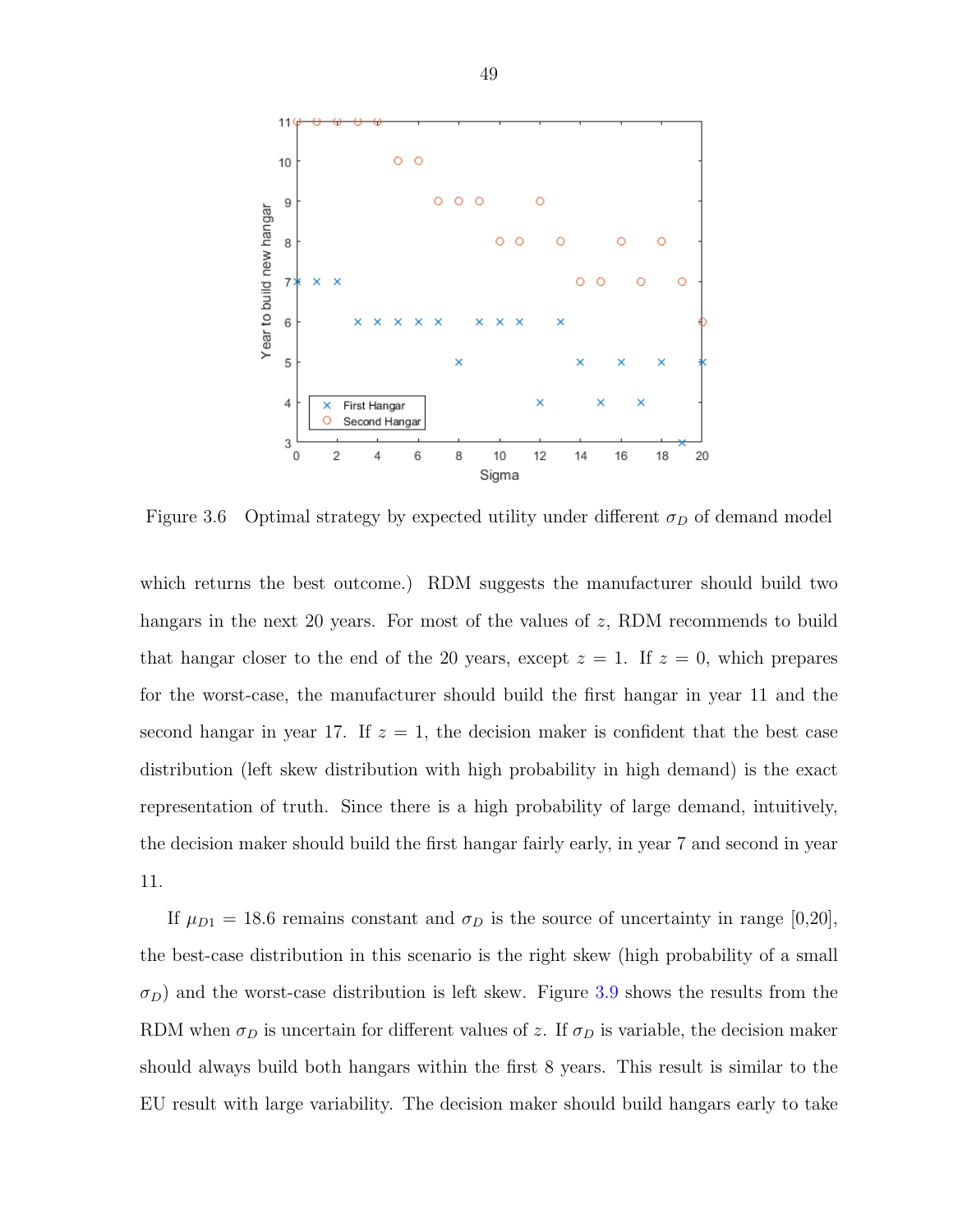Figure 3.6 Optimal strategy by expected utility under different $\sigma_D$ of demand model

which returns the best outcome.) RDM suggests the manufacturer should build two hangars in the next 20 years. For most of the values of $z$, RDM recommends to build that hangar closer to the end of the 20 years, except $z = 1$. If $z = 0$, which prepares for the worst-case, the manufacturer should build the first hangar in year 11 and the second hangar in year 17. If $z = 1$, the decision maker is confident that the best case distribution (left skew distribution with high probability in high demand) is the exact representation of truth. Since there is a high probability of large demand, intuitively, the decision maker should build the first hangar fairly early, in year 7 and second in year 11.

If $\mu_{D1} = 18.6$ remains constant and $\sigma_D$ is the source of uncertainty in range [0,20], the best-case distribution in this scenario is the right skew (high probability of a small $\sigma_D$) and the worst-case distribution is left skew. Figure 3.9 shows the results from the RDM when $\sigma_D$ is uncertain for different values of $z$. If $\sigma_D$ is variable, the decision maker should always build both hangars within the first 8 years. This result is similar to the EU result with large variability. The decision maker should build hangars early to take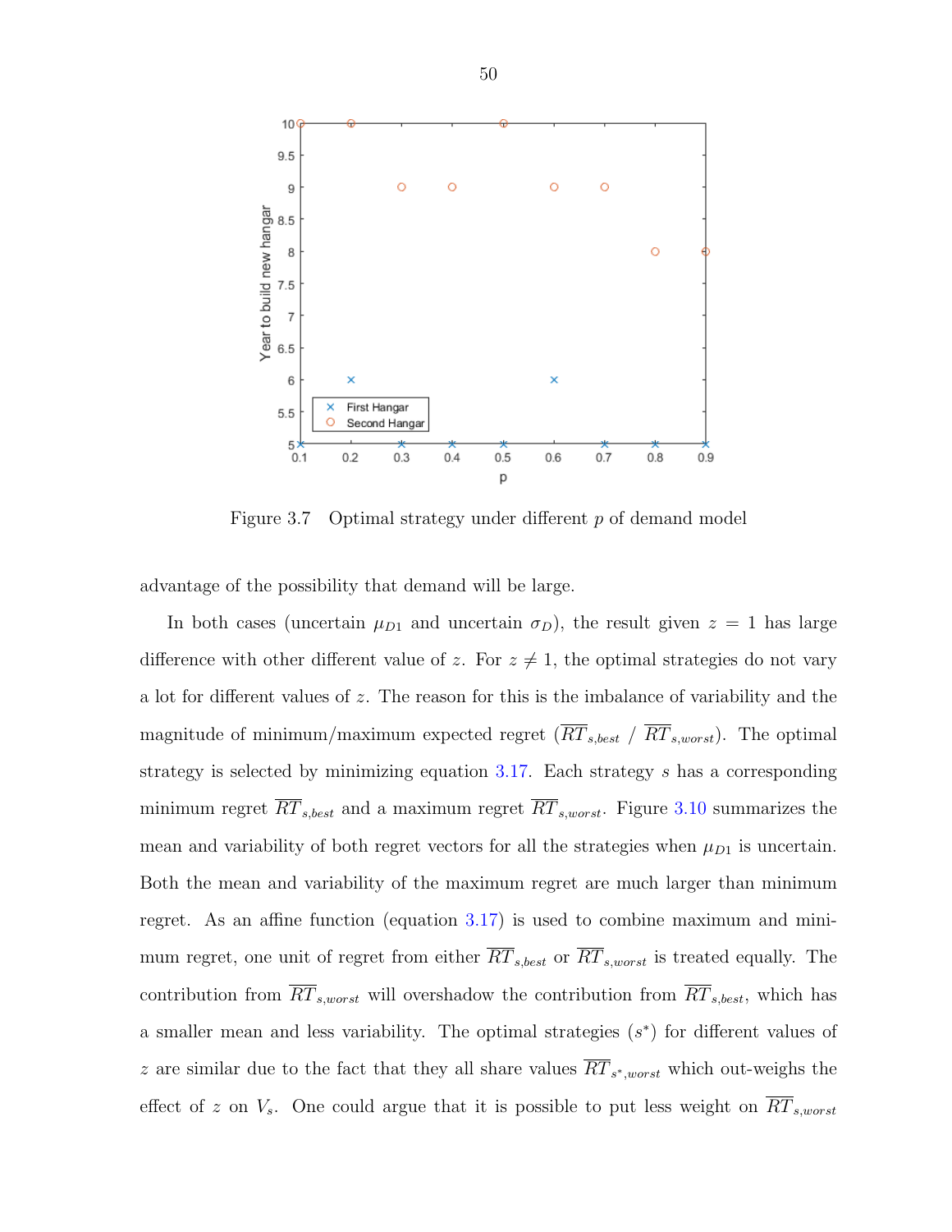Figure 3.7 Optimal strategy under different $p$ of demand model

advantage of the possibility that demand will be large.

In both cases (uncertain $\mu_{D1}$ and uncertain $\sigma_D$), the result given $z = 1$ has large difference with other different value of $z$. For $z \neq 1$, the optimal strategies do not vary a lot for different values of $z$. The reason for this is the imbalance of variability and the magnitude of minimum/maximum expected regret ($\overline{RT}_{s,best}$ / $\overline{RT}_{s,worst}$). The optimal strategy is selected by minimizing equation 3.17. Each strategy $s$ has a corresponding minimum regret $\overline{RT}_{s,best}$ and a maximum regret $\overline{RT}_{s,worst}$. Figure 3.10 summarizes the mean and variability of both regret vectors for all the strategies when $\mu_{D1}$ is uncertain. Both the mean and variability of the maximum regret are much larger than minimum regret. As an affine function (equation 3.17) is used to combine maximum and minimum regret, one unit of regret from either $\overline{RT}_{s,best}$ or $\overline{RT}_{s,worst}$ is treated equally. The contribution from $\overline{RT}_{s,worst}$ will overshadow the contribution from $\overline{RT}_{s,best}$, which has a smaller mean and less variability. The optimal strategies ($s^*$) for different values of $z$ are similar due to the fact that they all share values $\overline{RT}_{s^*,worst}$ which out-weighs the effect of $z$ on $V_s$. One could argue that it is possible to put less weight on $\overline{RT}_{s,worst}$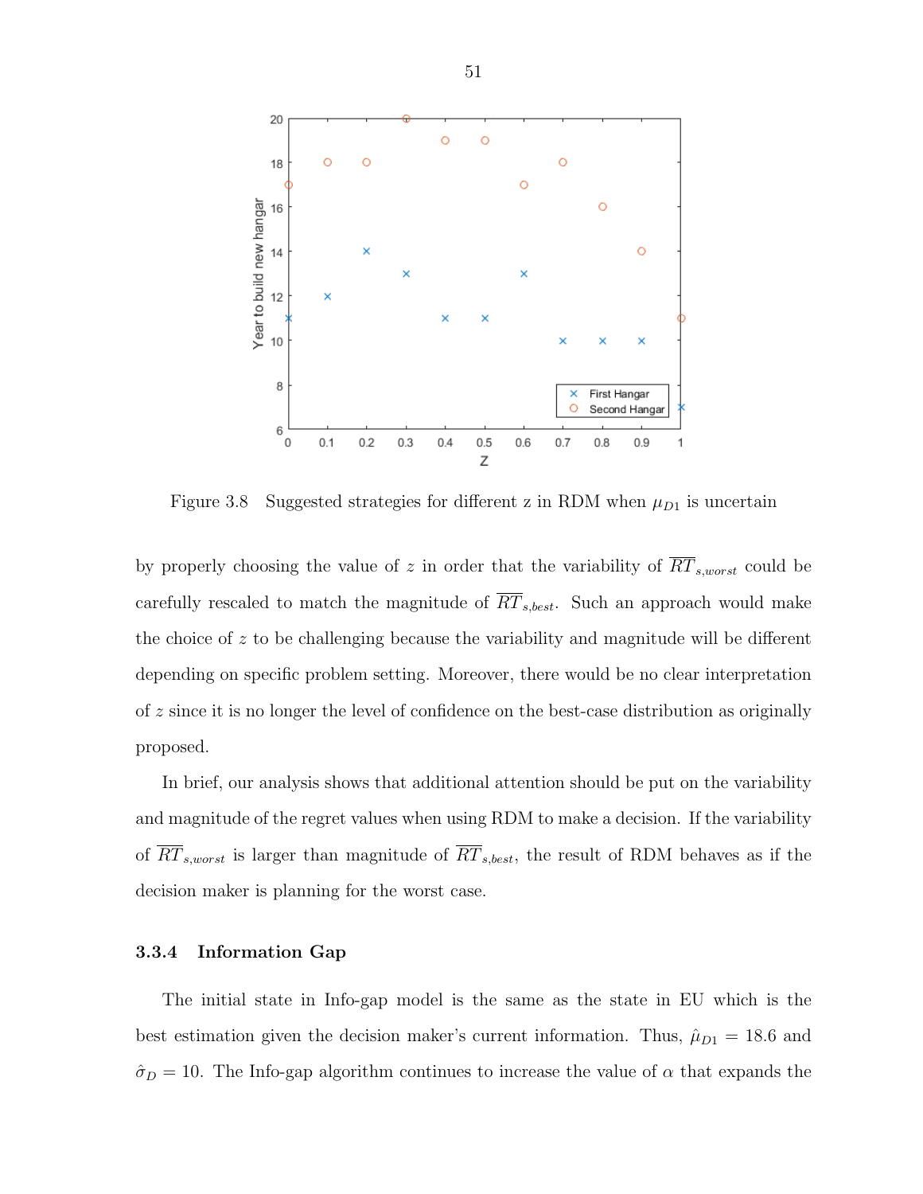Figure 3.8 Suggested strategies for different z in RDM when $\mu_{D1}$ is uncertain

by properly choosing the value of $z$ in order that the variability of $\overline{RT}_{s,worst}$ could be carefully rescaled to match the magnitude of $\overline{RT}_{s,best}$. Such an approach would make the choice of $z$ to be challenging because the variability and magnitude will be different depending on specific problem setting. Moreover, there would be no clear interpretation of $z$ since it is no longer the level of confidence on the best-case distribution as originally proposed.

In brief, our analysis shows that additional attention should be put on the variability and magnitude of the regret values when using RDM to make a decision. If the variability of $\overline{RT}_{s,worst}$ is larger than magnitude of $\overline{RT}_{s,best}$, the result of RDM behaves as if the decision maker is planning for the worst case.

### 3.3.4 Information Gap

The initial state in Info-gap model is the same as the state in EU which is the best estimation given the decision maker's current information. Thus, $\hat{\mu}_{D1} = 18.6$ and $\hat{\sigma}_D = 10$. The Info-gap algorithm continues to increase the value of $\alpha$ that expands the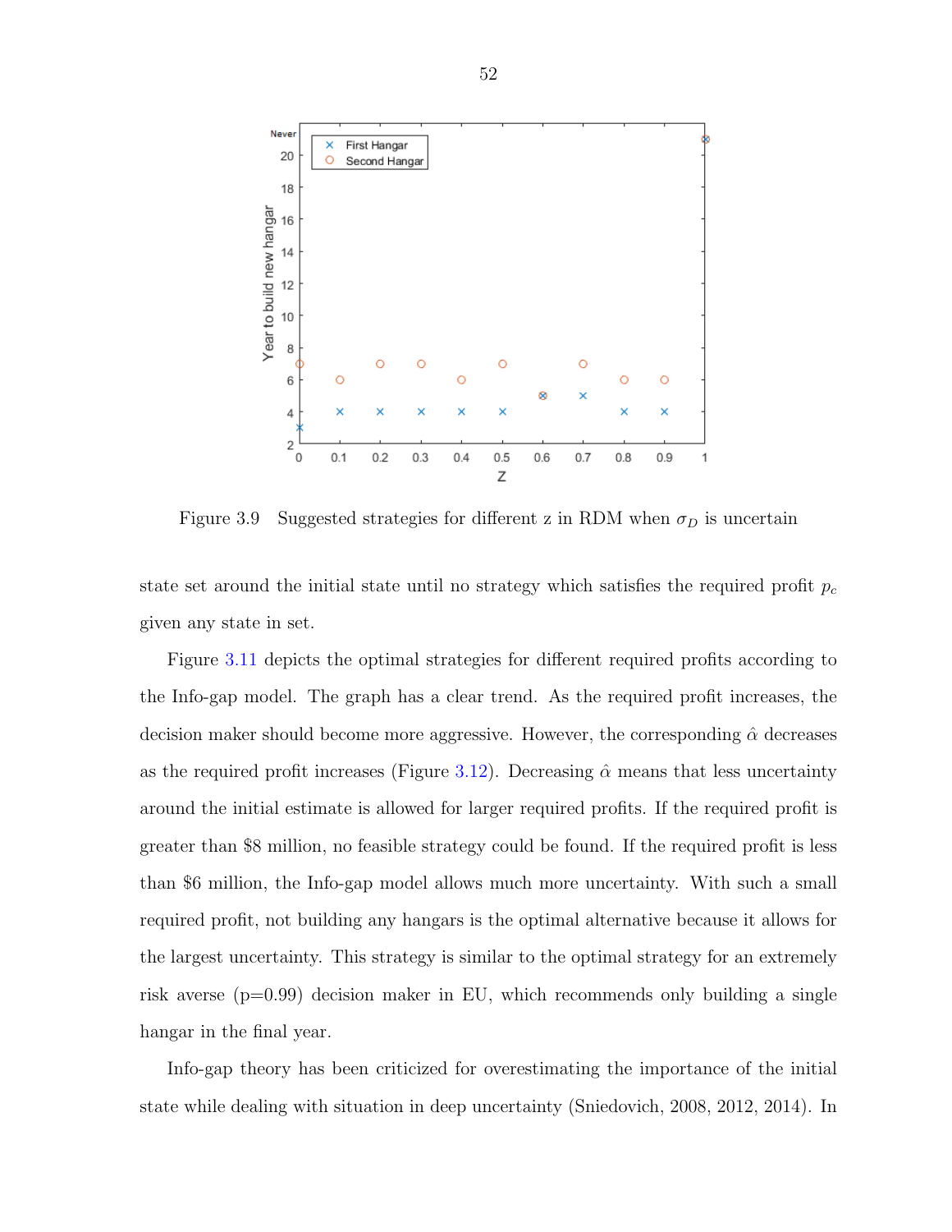Figure 3.9 Suggested strategies for different z in RDM when $\sigma_D$ is uncertain

state set around the initial state until no strategy which satisfies the required profit $p_c$ given any state in set.

Figure 3.11 depicts the optimal strategies for different required profits according to the Info-gap model. The graph has a clear trend. As the required profit increases, the decision maker should become more aggressive. However, the corresponding $\hat{\alpha}$ decreases as the required profit increases (Figure 3.12). Decreasing $\hat{\alpha}$ means that less uncertainty around the initial estimate is allowed for larger required profits. If the required profit is greater than \$8 million, no feasible strategy could be found. If the required profit is less than \$6 million, the Info-gap model allows much more uncertainty. With such a small required profit, not building any hangars is the optimal alternative because it allows for the largest uncertainty. This strategy is similar to the optimal strategy for an extremely risk averse (p=0.99) decision maker in EU, which recommends only building a single hangar in the final year.

Info-gap theory has been criticized for overestimating the importance of the initial state while dealing with situation in deep uncertainty (Sniedovich, 2008, 2012, 2014). In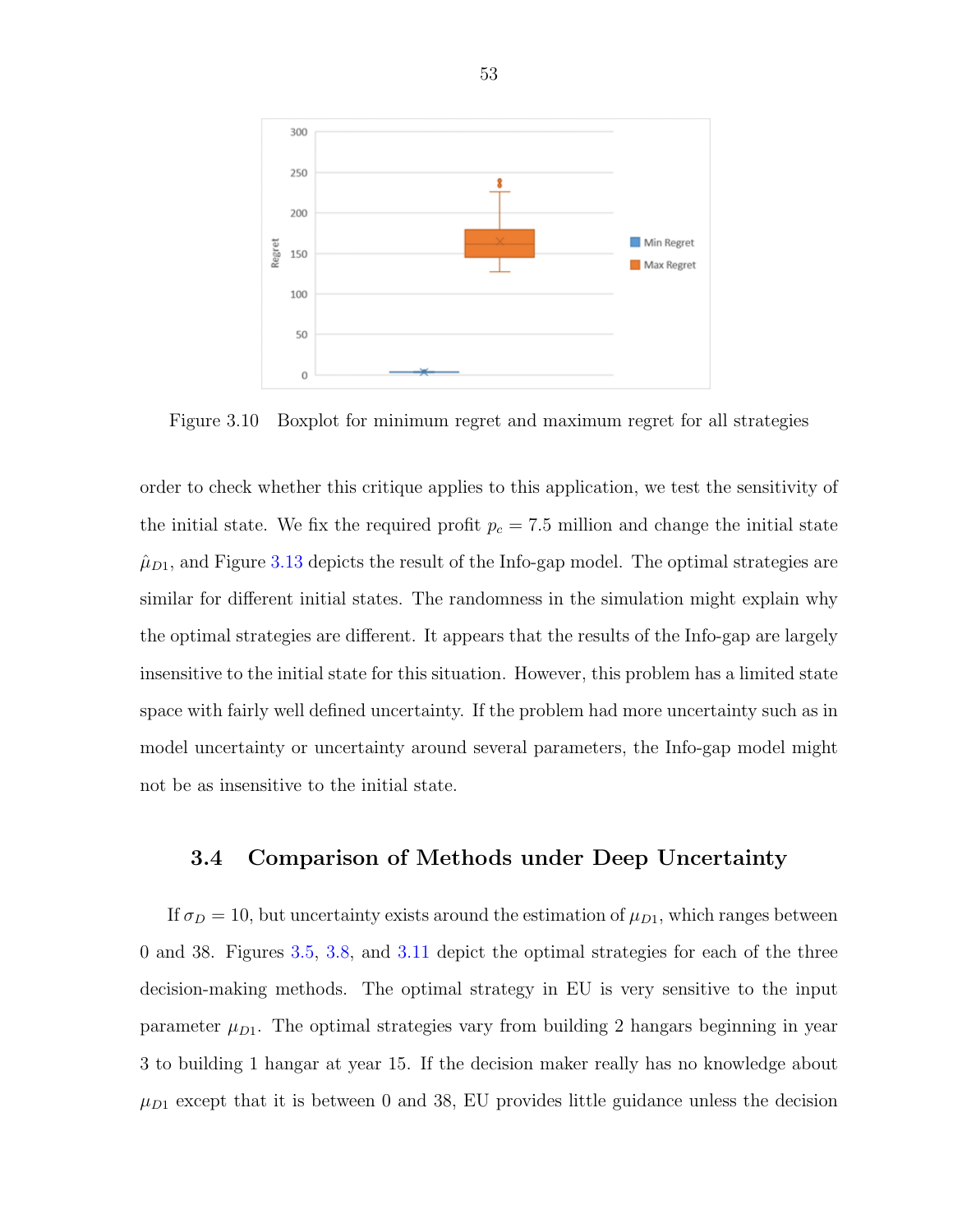Figure 3.10 Boxplot for minimum regret and maximum regret for all strategies

order to check whether this critique applies to this application, we test the sensitivity of the initial state. We fix the required profit $p_c = 7.5$ million and change the initial state $\hat{\mu}_{D1}$, and Figure 3.13 depicts the result of the Info-gap model. The optimal strategies are similar for different initial states. The randomness in the simulation might explain why the optimal strategies are different. It appears that the results of the Info-gap are largely insensitive to the initial state for this situation. However, this problem has a limited state space with fairly well defined uncertainty. If the problem had more uncertainty such as in model uncertainty or uncertainty around several parameters, the Info-gap model might not be as insensitive to the initial state.

## 3.4 Comparison of Methods under Deep Uncertainty

If $\sigma_D = 10$, but uncertainty exists around the estimation of $\mu_{D1}$, which ranges between 0 and 38. Figures 3.5, 3.8, and 3.11 depict the optimal strategies for each of the three decision-making methods. The optimal strategy in EU is very sensitive to the input parameter $\mu_{D1}$. The optimal strategies vary from building 2 hangars beginning in year 3 to building 1 hangar at year 15. If the decision maker really has no knowledge about $\mu_{D1}$ except that it is between 0 and 38, EU provides little guidance unless the decision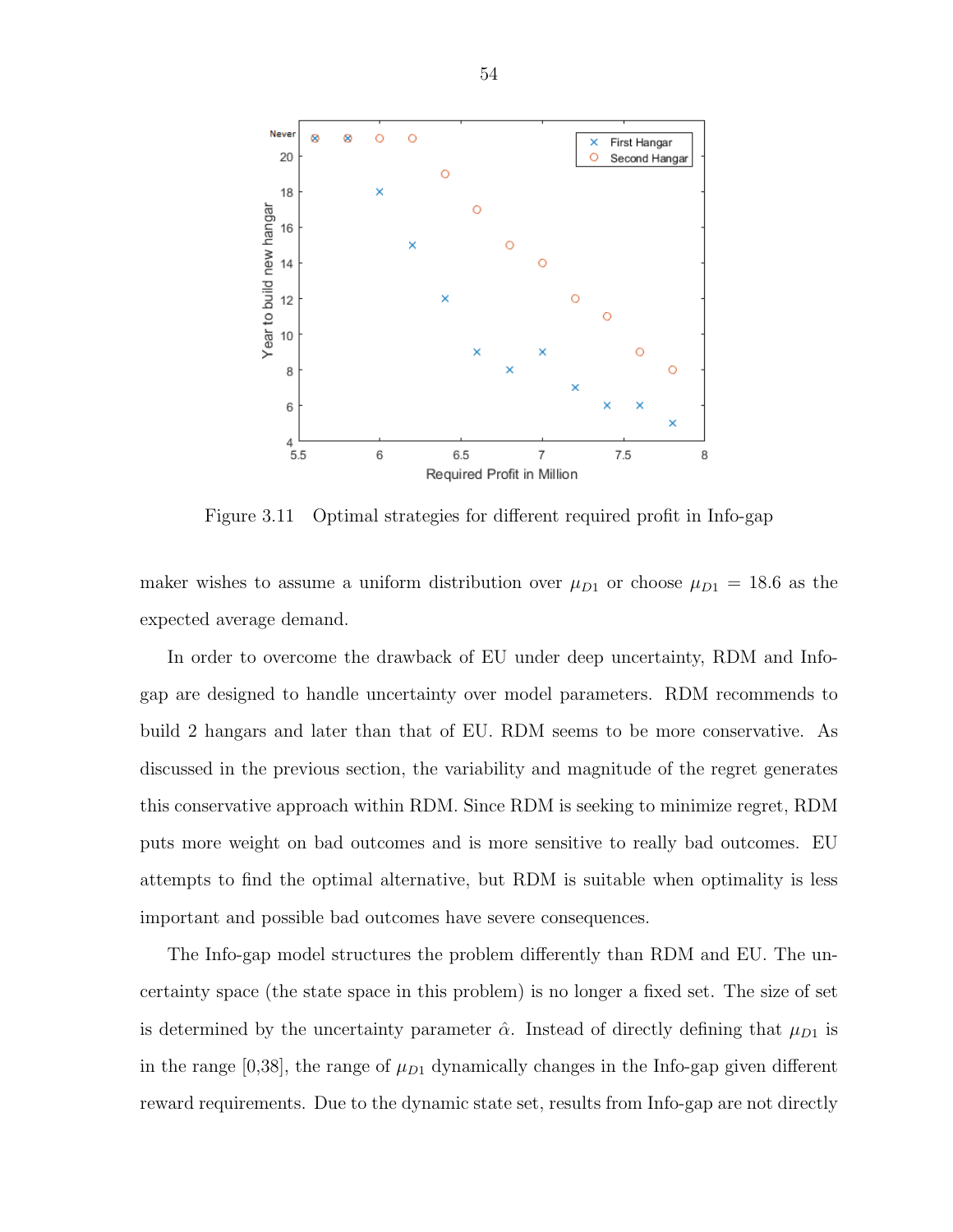Figure 3.11 Optimal strategies for different required profit in Info-gap

maker wishes to assume a uniform distribution over $\mu_{D1}$ or choose $\mu_{D1} = 18.6$ as the expected average demand.

In order to overcome the drawback of EU under deep uncertainty, RDM and Info-gap are designed to handle uncertainty over model parameters. RDM recommends to build 2 hangars and later than that of EU. RDM seems to be more conservative. As discussed in the previous section, the variability and magnitude of the regret generates this conservative approach within RDM. Since RDM is seeking to minimize regret, RDM puts more weight on bad outcomes and is more sensitive to really bad outcomes. EU attempts to find the optimal alternative, but RDM is suitable when optimality is less important and possible bad outcomes have severe consequences.

The Info-gap model structures the problem differently than RDM and EU. The uncertainty space (the state space in this problem) is no longer a fixed set. The size of set is determined by the uncertainty parameter $\hat{\alpha}$. Instead of directly defining that $\mu_{D1}$ is in the range [0,38], the range of $\mu_{D1}$ dynamically changes in the Info-gap given different reward requirements. Due to the dynamic state set, results from Info-gap are not directly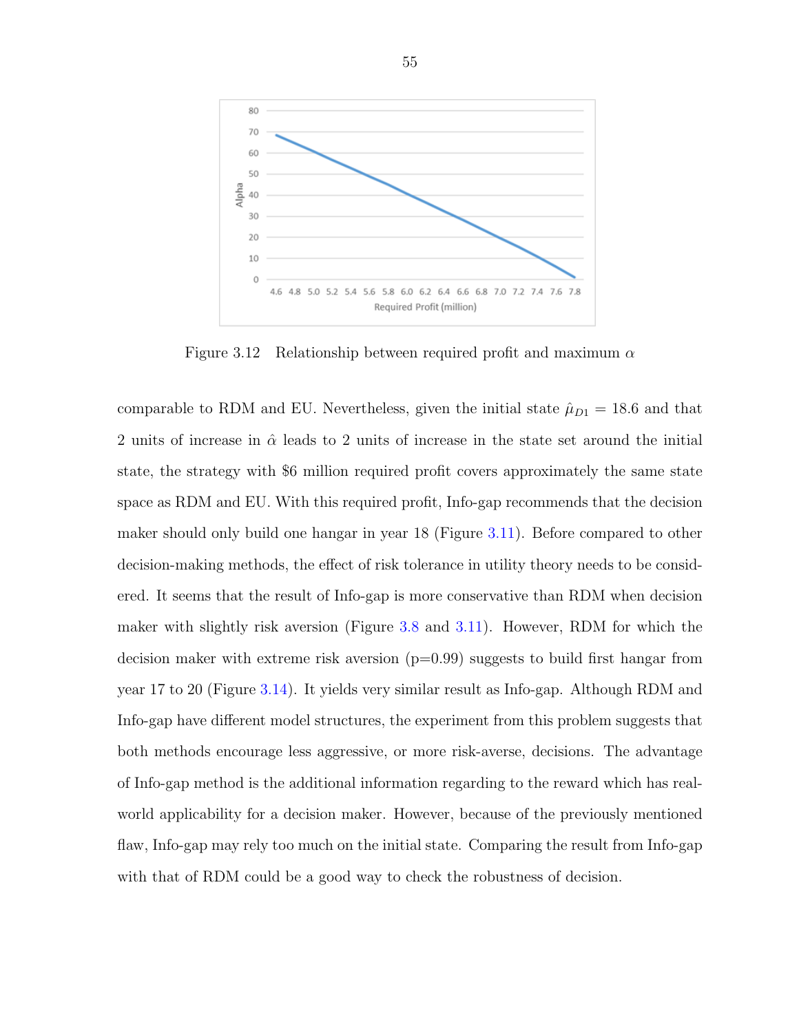Figure 3.12 Relationship between required profit and maximum $\alpha$

comparable to RDM and EU. Nevertheless, given the initial state $\hat{\mu}_{D1} = 18.6$ and that 2 units of increase in $\hat{\alpha}$ leads to 2 units of increase in the state set around the initial state, the strategy with $6 million required profit covers approximately the same state space as RDM and EU. With this required profit, Info-gap recommends that the decision maker should only build one hangar in year 18 (Figure 3.11). Before compared to other decision-making methods, the effect of risk tolerance in utility theory needs to be considered. It seems that the result of Info-gap is more conservative than RDM when decision maker with slightly risk aversion (Figure 3.8 and 3.11). However, RDM for which the decision maker with extreme risk aversion (p=0.99) suggests to build first hangar from year 17 to 20 (Figure 3.14). It yields very similar result as Info-gap. Although RDM and Info-gap have different model structures, the experiment from this problem suggests that both methods encourage less aggressive, or more risk-averse, decisions. The advantage of Info-gap method is the additional information regarding to the reward which has real-world applicability for a decision maker. However, because of the previously mentioned flaw, Info-gap may rely too much on the initial state. Comparing the result from Info-gap with that of RDM could be a good way to check the robustness of decision.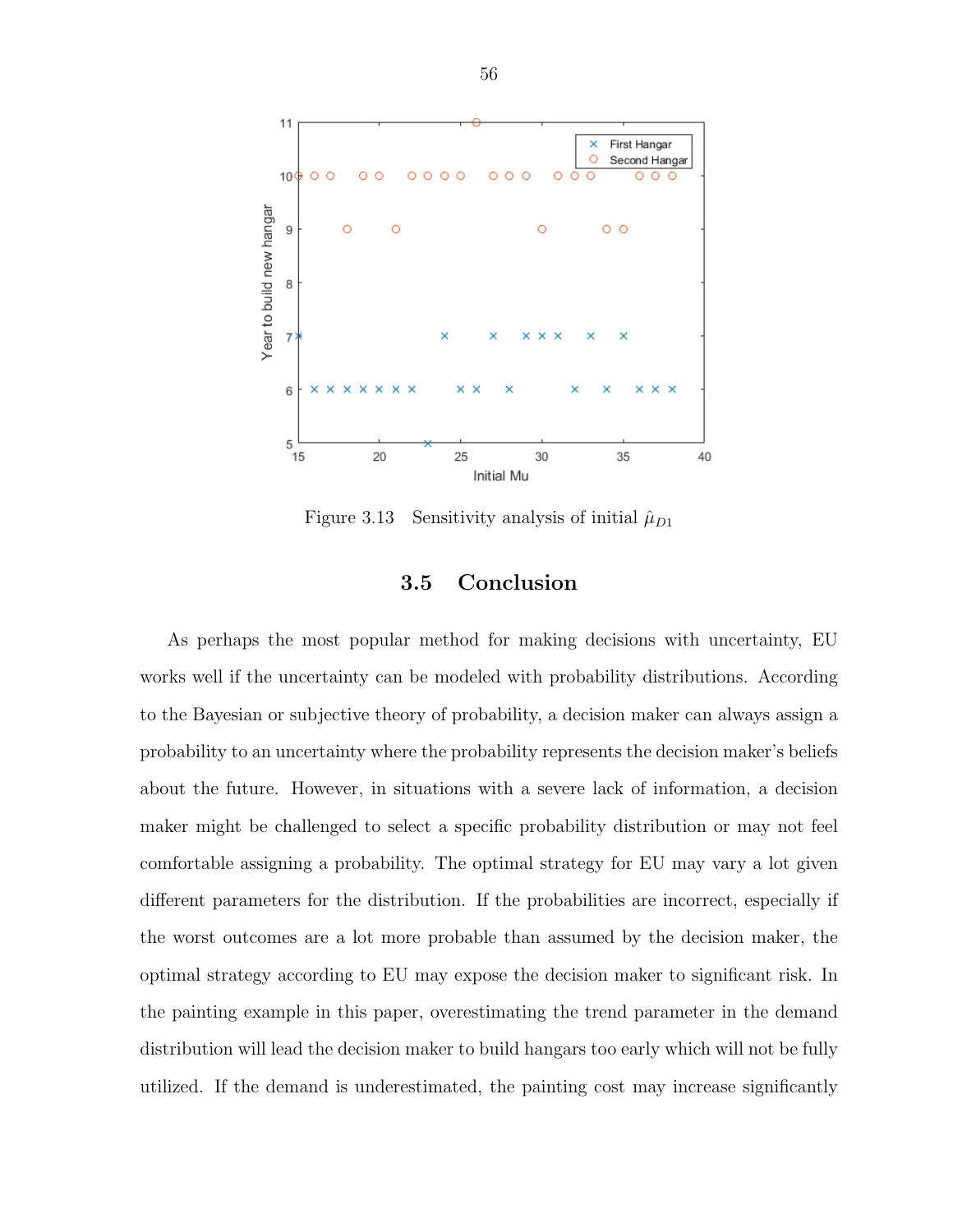Figure 3.13 Sensitivity analysis of initial $\hat{\mu}_{D1}$

## 3.5 Conclusion

As perhaps the most popular method for making decisions with uncertainty, EU works well if the uncertainty can be modeled with probability distributions. According to the Bayesian or subjective theory of probability, a decision maker can always assign a probability to an uncertainty where the probability represents the decision maker's beliefs about the future. However, in situations with a severe lack of information, a decision maker might be challenged to select a specific probability distribution or may not feel comfortable assigning a probability. The optimal strategy for EU may vary a lot given different parameters for the distribution. If the probabilities are incorrect, especially if the worst outcomes are a lot more probable than assumed by the decision maker, the optimal strategy according to EU may expose the decision maker to significant risk. In the painting example in this paper, overestimating the trend parameter in the demand distribution will lead the decision maker to build hangars too early which will not be fully utilized. If the demand is underestimated, the painting cost may increase significantly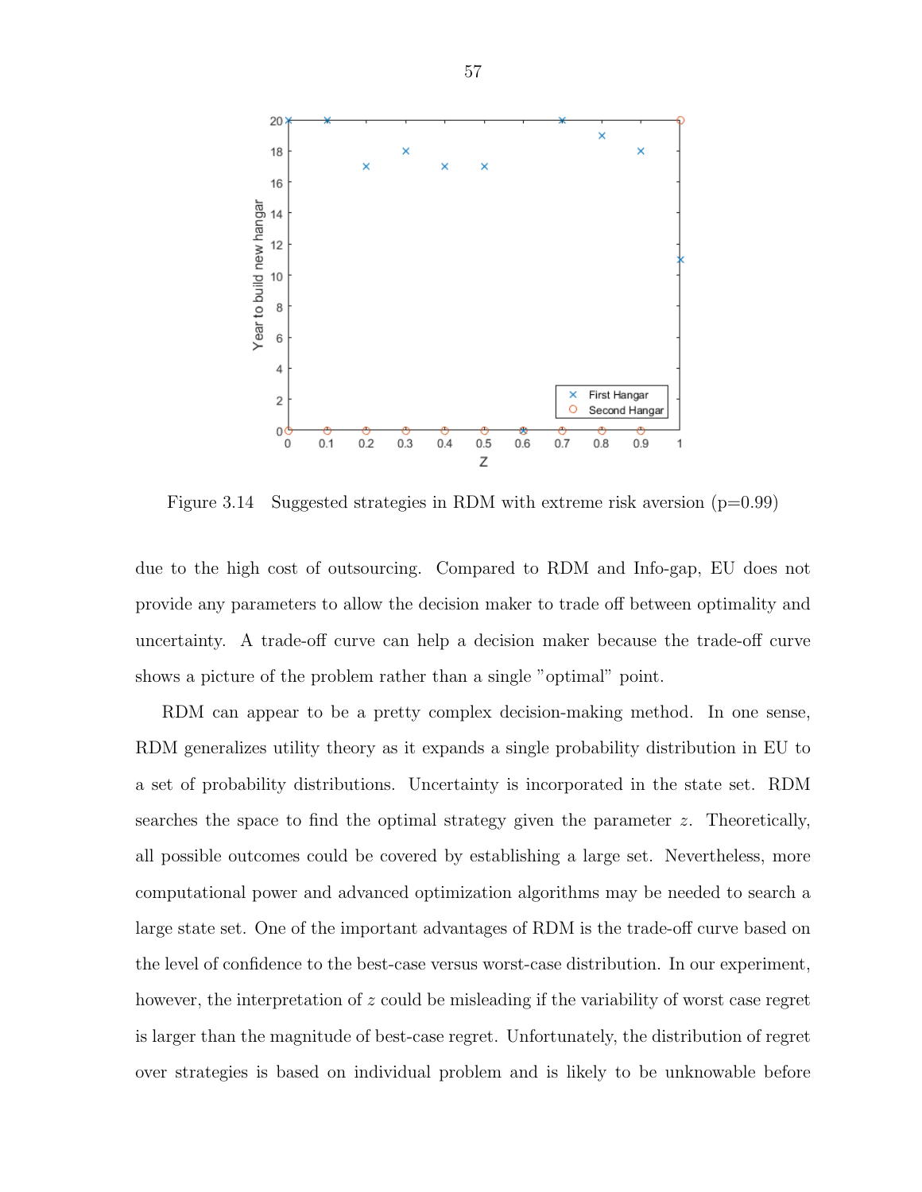Figure 3.14 Suggested strategies in RDM with extreme risk aversion (p=0.99)

due to the high cost of outsourcing. Compared to RDM and Info-gap, EU does not provide any parameters to allow the decision maker to trade off between optimality and uncertainty. A trade-off curve can help a decision maker because the trade-off curve shows a picture of the problem rather than a single "optimal" point.

RDM can appear to be a pretty complex decision-making method. In one sense, RDM generalizes utility theory as it expands a single probability distribution in EU to a set of probability distributions. Uncertainty is incorporated in the state set. RDM searches the space to find the optimal strategy given the parameter $z$. Theoretically, all possible outcomes could be covered by establishing a large set. Nevertheless, more computational power and advanced optimization algorithms may be needed to search a large state set. One of the important advantages of RDM is the trade-off curve based on the level of confidence to the best-case versus worst-case distribution. In our experiment, however, the interpretation of $z$ could be misleading if the variability of worst case regret is larger than the magnitude of best-case regret. Unfortunately, the distribution of regret over strategies is based on individual problem and is likely to be unknowable before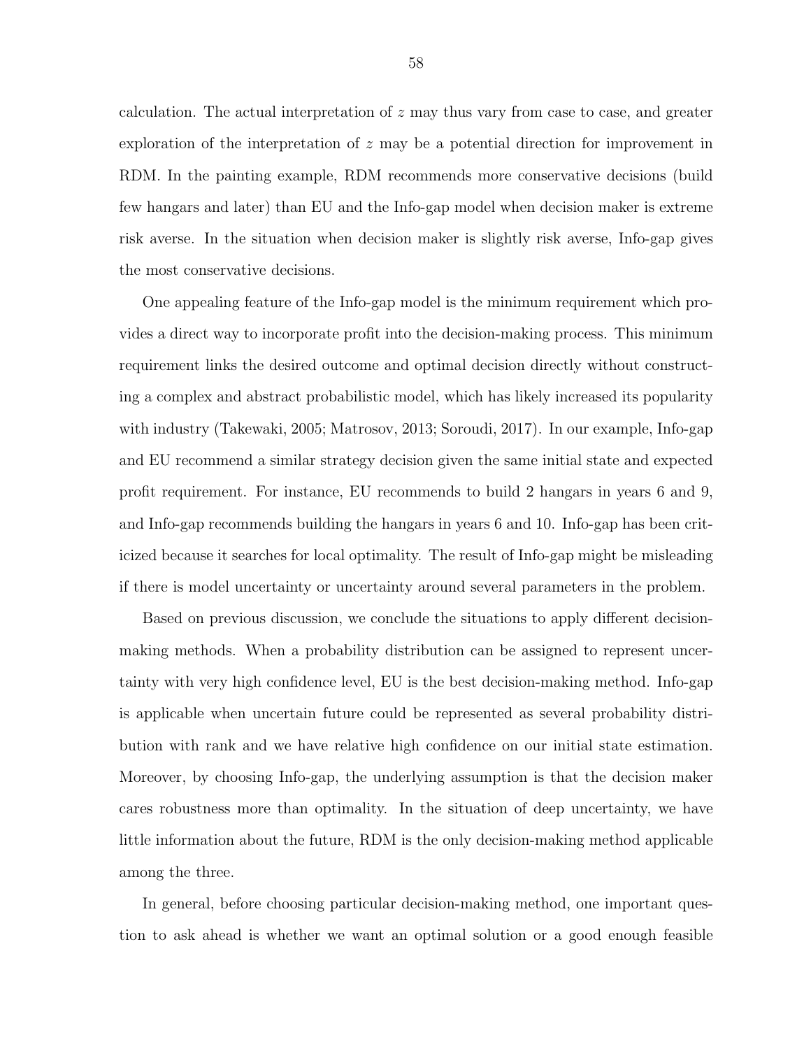calculation. The actual interpretation of $z$ may thus vary from case to case, and greater exploration of the interpretation of $z$ may be a potential direction for improvement in RDM. In the painting example, RDM recommends more conservative decisions (build few hangars and later) than EU and the Info-gap model when decision maker is extreme risk averse. In the situation when decision maker is slightly risk averse, Info-gap gives the most conservative decisions.

One appealing feature of the Info-gap model is the minimum requirement which provides a direct way to incorporate profit into the decision-making process. This minimum requirement links the desired outcome and optimal decision directly without constructing a complex and abstract probabilistic model, which has likely increased its popularity with industry (Takewaki, 2005; Matrosov, 2013; Soroudi, 2017). In our example, Info-gap and EU recommend a similar strategy decision given the same initial state and expected profit requirement. For instance, EU recommends to build 2 hangars in years 6 and 9, and Info-gap recommends building the hangars in years 6 and 10. Info-gap has been criticized because it searches for local optimality. The result of Info-gap might be misleading if there is model uncertainty or uncertainty around several parameters in the problem.

Based on previous discussion, we conclude the situations to apply different decision-making methods. When a probability distribution can be assigned to represent uncertainty with very high confidence level, EU is the best decision-making method. Info-gap is applicable when uncertain future could be represented as several probability distribution with rank and we have relative high confidence on our initial state estimation. Moreover, by choosing Info-gap, the underlying assumption is that the decision maker cares robustness more than optimality. In the situation of deep uncertainty, we have little information about the future, RDM is the only decision-making method applicable among the three.

In general, before choosing particular decision-making method, one important question to ask ahead is whether we want an optimal solution or a good enough feasible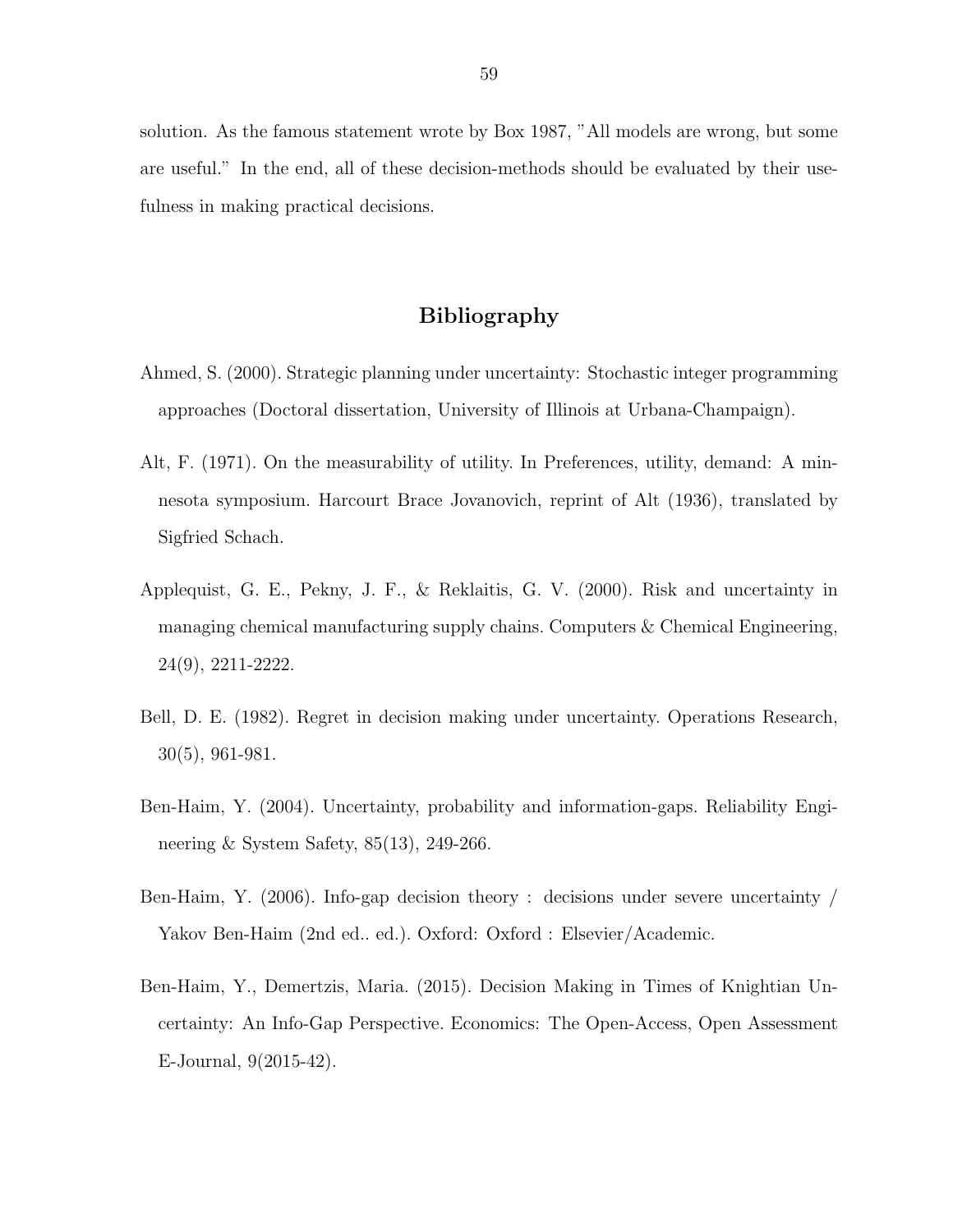solution. As the famous statement wrote by Box 1987, "All models are wrong, but some are useful." In the end, all of these decision-methods should be evaluated by their usefulness in making practical decisions.

## Bibliography

Ahmed, S. (2000). Strategic planning under uncertainty: Stochastic integer programming approaches (Doctoral dissertation, University of Illinois at Urbana-Champaign).

Alt, F. (1971). On the measurability of utility. In Preferences, utility, demand: A minnesota symposium. Harcourt Brace Jovanovich, reprint of Alt (1936), translated by Sigfried Schach.

Applequist, G. E., Pekny, J. F., & Reklaitis, G. V. (2000). Risk and uncertainty in managing chemical manufacturing supply chains. Computers & Chemical Engineering, 24(9), 2211-2222.

Bell, D. E. (1982). Regret in decision making under uncertainty. Operations Research, 30(5), 961-981.

Ben-Haim, Y. (2004). Uncertainty, probability and information-gaps. Reliability Engineering & System Safety, 85(13), 249-266.

Ben-Haim, Y. (2006). Info-gap decision theory : decisions under severe uncertainty / Yakov Ben-Haim (2nd ed.. ed.). Oxford: Oxford : Elsevier/Academic.

Ben-Haim, Y., Demertzis, Maria. (2015). Decision Making in Times of Knightian Uncertainty: An Info-Gap Perspective. Economics: The Open-Access, Open Assessment E-Journal, 9(2015-42).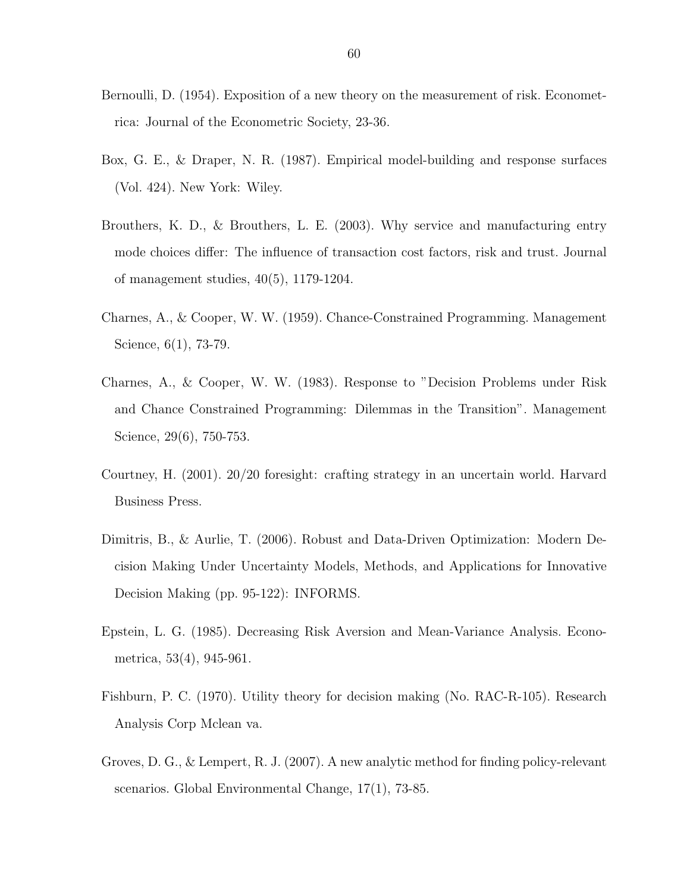Bernoulli, D. (1954). Exposition of a new theory on the measurement of risk. Econometrica: Journal of the Econometric Society, 23-36.

Box, G. E., & Draper, N. R. (1987). Empirical model-building and response surfaces (Vol. 424). New York: Wiley.

Brouthers, K. D., & Brouthers, L. E. (2003). Why service and manufacturing entry mode choices differ: The influence of transaction cost factors, risk and trust. Journal of management studies, 40(5), 1179-1204.

Charnes, A., & Cooper, W. W. (1959). Chance-Constrained Programming. Management Science, 6(1), 73-79.

Charnes, A., & Cooper, W. W. (1983). Response to "Decision Problems under Risk and Chance Constrained Programming: Dilemmas in the Transition". Management Science, 29(6), 750-753.

Courtney, H. (2001). 20/20 foresight: crafting strategy in an uncertain world. Harvard Business Press.

Dimitris, B., & Aurlie, T. (2006). Robust and Data-Driven Optimization: Modern Decision Making Under Uncertainty Models, Methods, and Applications for Innovative Decision Making (pp. 95-122): INFORMS.

Epstein, L. G. (1985). Decreasing Risk Aversion and Mean-Variance Analysis. Econometrica, 53(4), 945-961.

Fishburn, P. C. (1970). Utility theory for decision making (No. RAC-R-105). Research Analysis Corp Mclean va.

Groves, D. G., & Lempert, R. J. (2007). A new analytic method for finding policy-relevant scenarios. Global Environmental Change, 17(1), 73-85.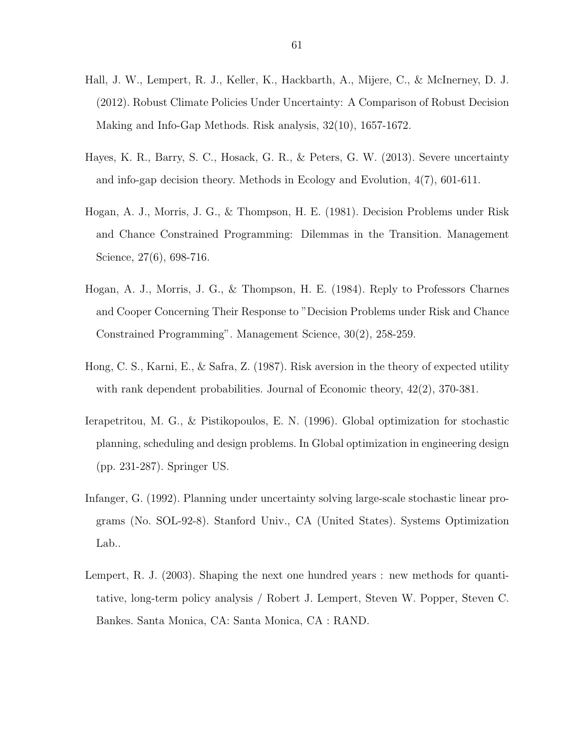Hall, J. W., Lempert, R. J., Keller, K., Hackbarth, A., Mijere, C., & McInerney, D. J. (2012). Robust Climate Policies Under Uncertainty: A Comparison of Robust Decision Making and Info-Gap Methods. Risk analysis, 32(10), 1657-1672.

Hayes, K. R., Barry, S. C., Hosack, G. R., & Peters, G. W. (2013). Severe uncertainty and info-gap decision theory. Methods in Ecology and Evolution, 4(7), 601-611.

Hogan, A. J., Morris, J. G., & Thompson, H. E. (1981). Decision Problems under Risk and Chance Constrained Programming: Dilemmas in the Transition. Management Science, 27(6), 698-716.

Hogan, A. J., Morris, J. G., & Thompson, H. E. (1984). Reply to Professors Charnes and Cooper Concerning Their Response to "Decision Problems under Risk and Chance Constrained Programming". Management Science, 30(2), 258-259.

Hong, C. S., Karni, E., & Safra, Z. (1987). Risk aversion in the theory of expected utility with rank dependent probabilities. Journal of Economic theory, 42(2), 370-381.

Ierapetritou, M. G., & Pistikopoulos, E. N. (1996). Global optimization for stochastic planning, scheduling and design problems. In Global optimization in engineering design (pp. 231-287). Springer US.

Infanger, G. (1992). Planning under uncertainty solving large-scale stochastic linear programs (No. SOL-92-8). Stanford Univ., CA (United States). Systems Optimization Lab..

Lempert, R. J. (2003). Shaping the next one hundred years : new methods for quantitative, long-term policy analysis / Robert J. Lempert, Steven W. Popper, Steven C. Bankes. Santa Monica, CA: Santa Monica, CA : RAND.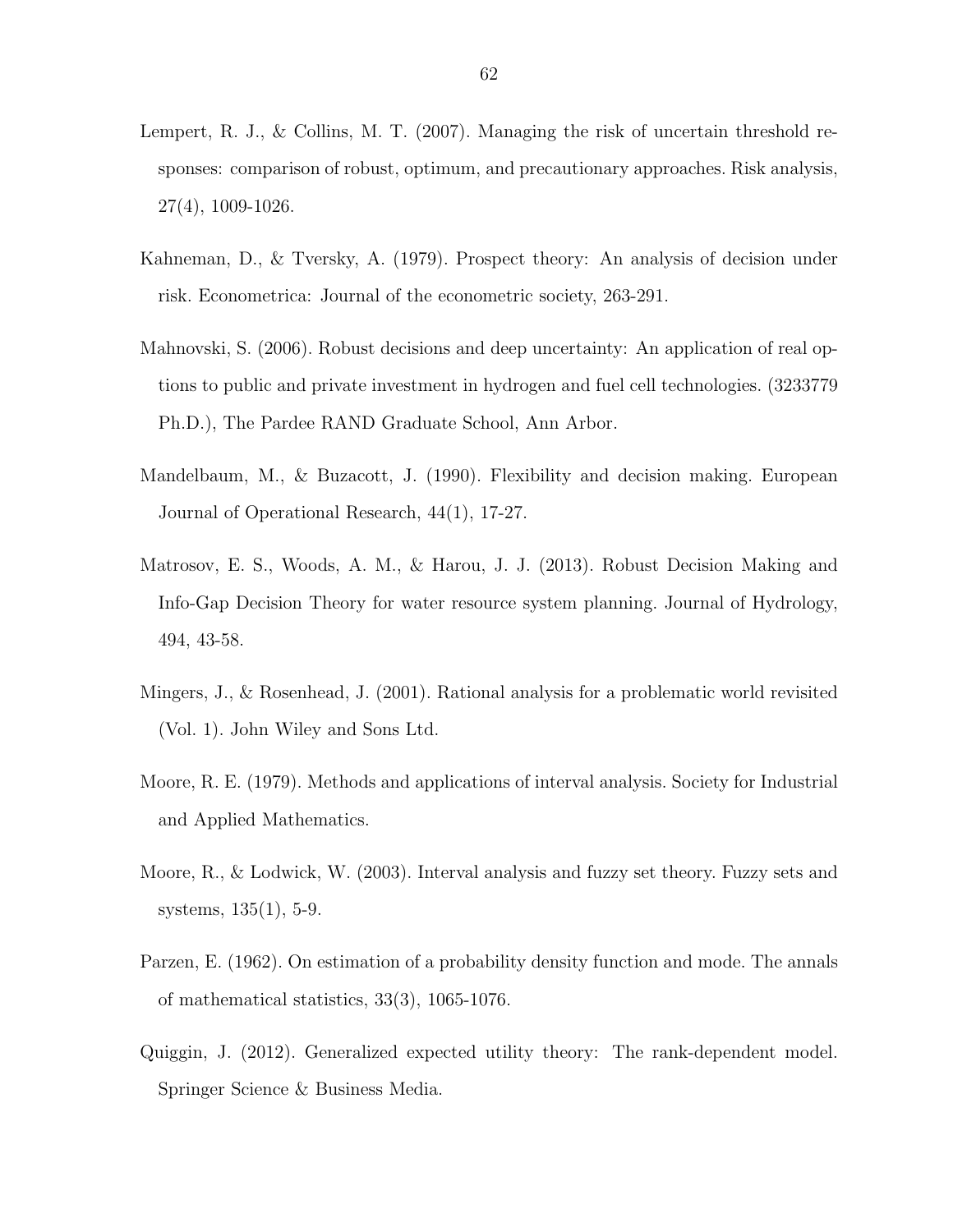Lempert, R. J., & Collins, M. T. (2007). Managing the risk of uncertain threshold responses: comparison of robust, optimum, and precautionary approaches. Risk analysis, 27(4), 1009-1026.

Kahneman, D., & Tversky, A. (1979). Prospect theory: An analysis of decision under risk. Econometrica: Journal of the econometric society, 263-291.

Mahnovski, S. (2006). Robust decisions and deep uncertainty: An application of real options to public and private investment in hydrogen and fuel cell technologies. (3233779 Ph.D.), The Pardee RAND Graduate School, Ann Arbor.

Mandelbaum, M., & Buzacott, J. (1990). Flexibility and decision making. European Journal of Operational Research, 44(1), 17-27.

Matrosov, E. S., Woods, A. M., & Harou, J. J. (2013). Robust Decision Making and Info-Gap Decision Theory for water resource system planning. Journal of Hydrology, 494, 43-58.

Mingers, J., & Rosenhead, J. (2001). Rational analysis for a problematic world revisited (Vol. 1). John Wiley and Sons Ltd.

Moore, R. E. (1979). Methods and applications of interval analysis. Society for Industrial and Applied Mathematics.

Moore, R., & Lodwick, W. (2003). Interval analysis and fuzzy set theory. Fuzzy sets and systems, 135(1), 5-9.

Parzen, E. (1962). On estimation of a probability density function and mode. The annals of mathematical statistics, 33(3), 1065-1076.

Quiggin, J. (2012). Generalized expected utility theory: The rank-dependent model. Springer Science & Business Media.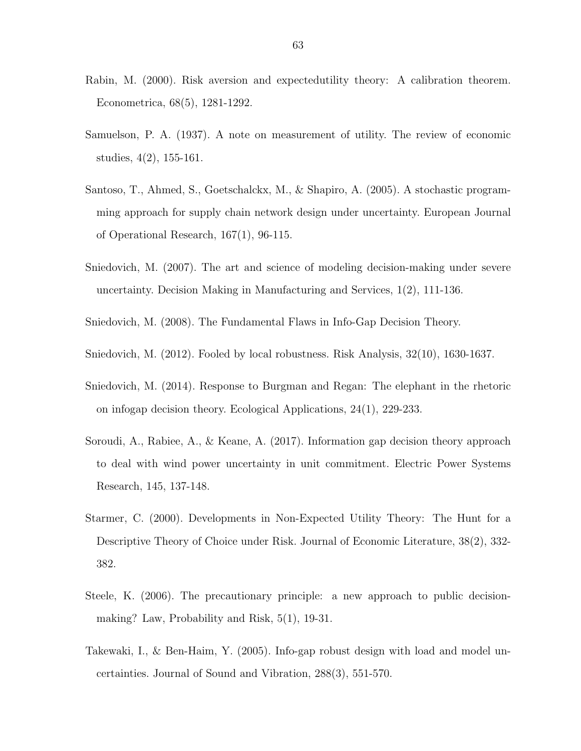Rabin, M. (2000). Risk aversion and expectedutility theory: A calibration theorem. Econometrica, 68(5), 1281-1292.

Samuelson, P. A. (1937). A note on measurement of utility. The review of economic studies, 4(2), 155-161.

Santoso, T., Ahmed, S., Goetschalckx, M., & Shapiro, A. (2005). A stochastic programming approach for supply chain network design under uncertainty. European Journal of Operational Research, 167(1), 96-115.

Sniedovich, M. (2007). The art and science of modeling decision-making under severe uncertainty. Decision Making in Manufacturing and Services, 1(2), 111-136.

Sniedovich, M. (2008). The Fundamental Flaws in Info-Gap Decision Theory.

Sniedovich, M. (2012). Fooled by local robustness. Risk Analysis, 32(10), 1630-1637.

Sniedovich, M. (2014). Response to Burgman and Regan: The elephant in the rhetoric on infogap decision theory. Ecological Applications, 24(1), 229-233.

Soroudi, A., Rabiee, A., & Keane, A. (2017). Information gap decision theory approach to deal with wind power uncertainty in unit commitment. Electric Power Systems Research, 145, 137-148.

Starmer, C. (2000). Developments in Non-Expected Utility Theory: The Hunt for a Descriptive Theory of Choice under Risk. Journal of Economic Literature, 38(2), 332-382.

Steele, K. (2006). The precautionary principle: a new approach to public decision-making? Law, Probability and Risk, 5(1), 19-31.

Takewaki, I., & Ben-Haim, Y. (2005). Info-gap robust design with load and model uncertainties. Journal of Sound and Vibration, 288(3), 551-570.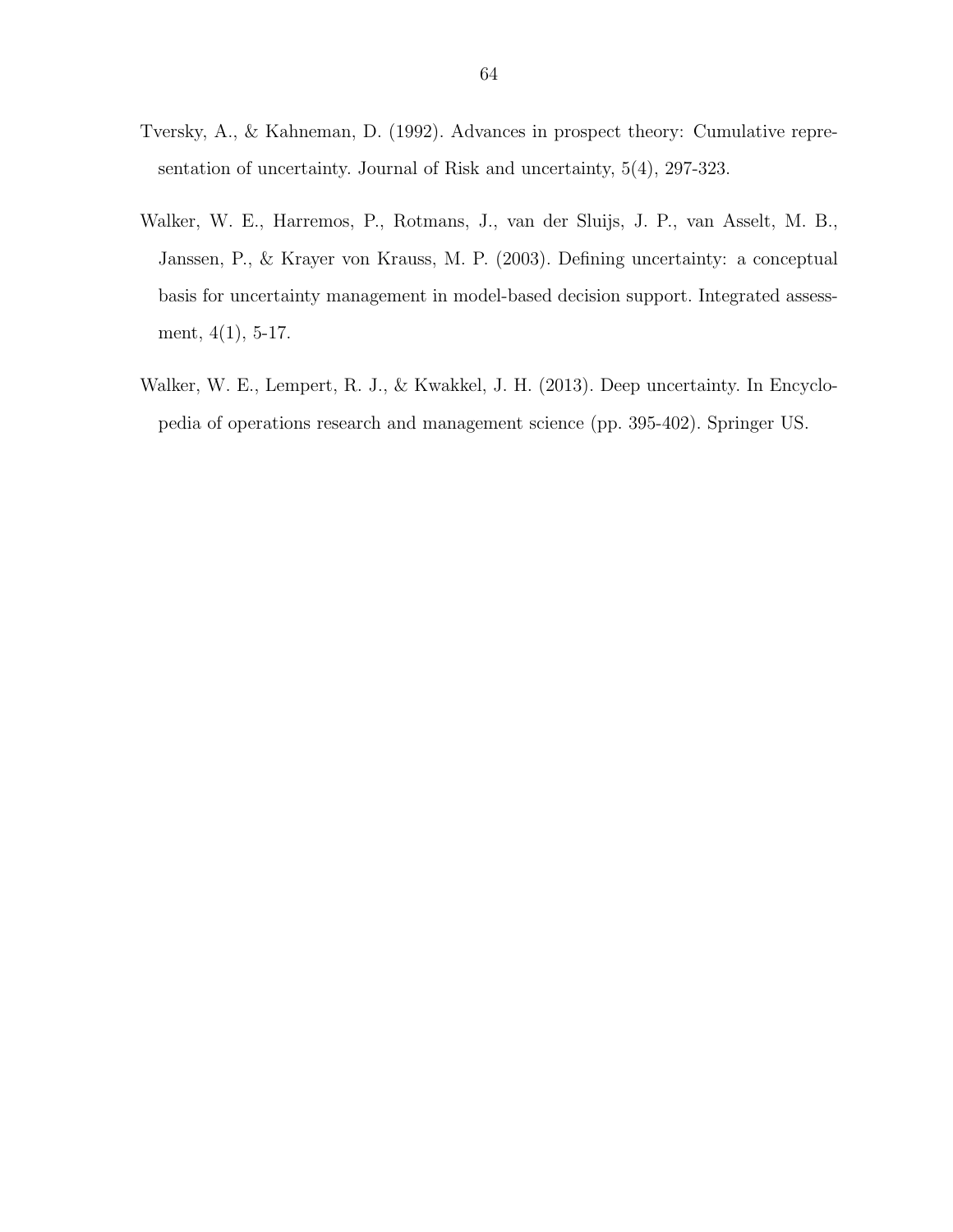Tversky, A., & Kahneman, D. (1992). Advances in prospect theory: Cumulative representation of uncertainty. Journal of Risk and uncertainty, 5(4), 297-323.

Walker, W. E., Harremos, P., Rotmans, J., van der Sluijs, J. P., van Asselt, M. B., Janssen, P., & Krayer von Krauss, M. P. (2003). Defining uncertainty: a conceptual basis for uncertainty management in model-based decision support. Integrated assessment, 4(1), 5-17.

Walker, W. E., Lempert, R. J., & Kwakkel, J. H. (2013). Deep uncertainty. In Encyclopedia of operations research and management science (pp. 395-402). Springer US.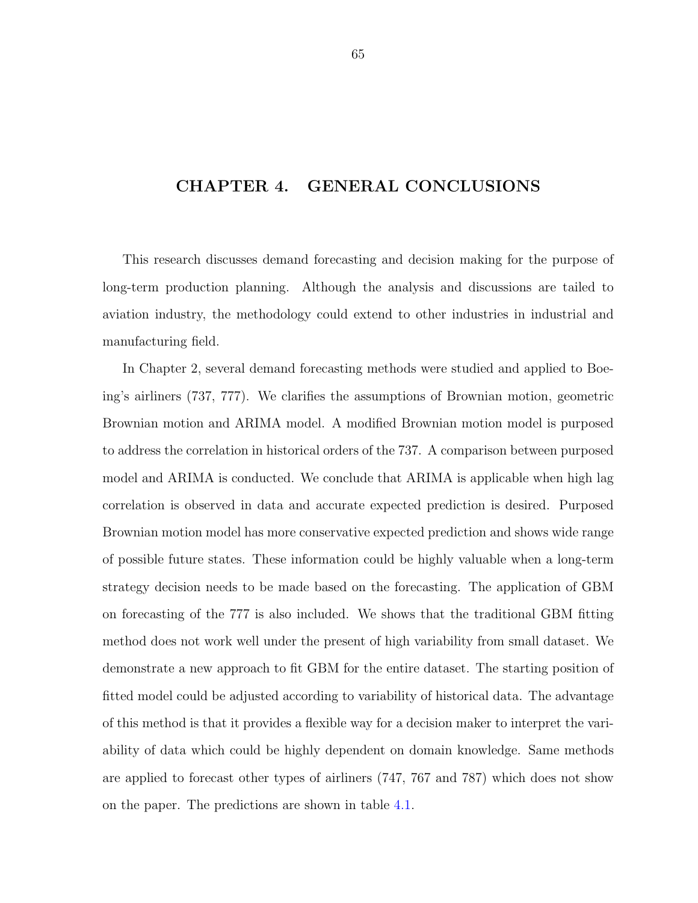# CHAPTER 4. GENERAL CONCLUSIONS

This research discusses demand forecasting and decision making for the purpose of long-term production planning. Although the analysis and discussions are tailed to aviation industry, the methodology could extend to other industries in industrial and manufacturing field.

In Chapter 2, several demand forecasting methods were studied and applied to Boeing's airliners (737, 777). We clarifies the assumptions of Brownian motion, geometric Brownian motion and ARIMA model. A modified Brownian motion model is purposed to address the correlation in historical orders of the 737. A comparison between purposed model and ARIMA is conducted. We conclude that ARIMA is applicable when high lag correlation is observed in data and accurate expected prediction is desired. Purposed Brownian motion model has more conservative expected prediction and shows wide range of possible future states. These information could be highly valuable when a long-term strategy decision needs to be made based on the forecasting. The application of GBM on forecasting of the 777 is also included. We shows that the traditional GBM fitting method does not work well under the present of high variability from small dataset. We demonstrate a new approach to fit GBM for the entire dataset. The starting position of fitted model could be adjusted according to variability of historical data. The advantage of this method is that it provides a flexible way for a decision maker to interpret the variability of data which could be highly dependent on domain knowledge. Same methods are applied to forecast other types of airliners (747, 767 and 787) which does not show on the paper. The predictions are shown in table 4.1.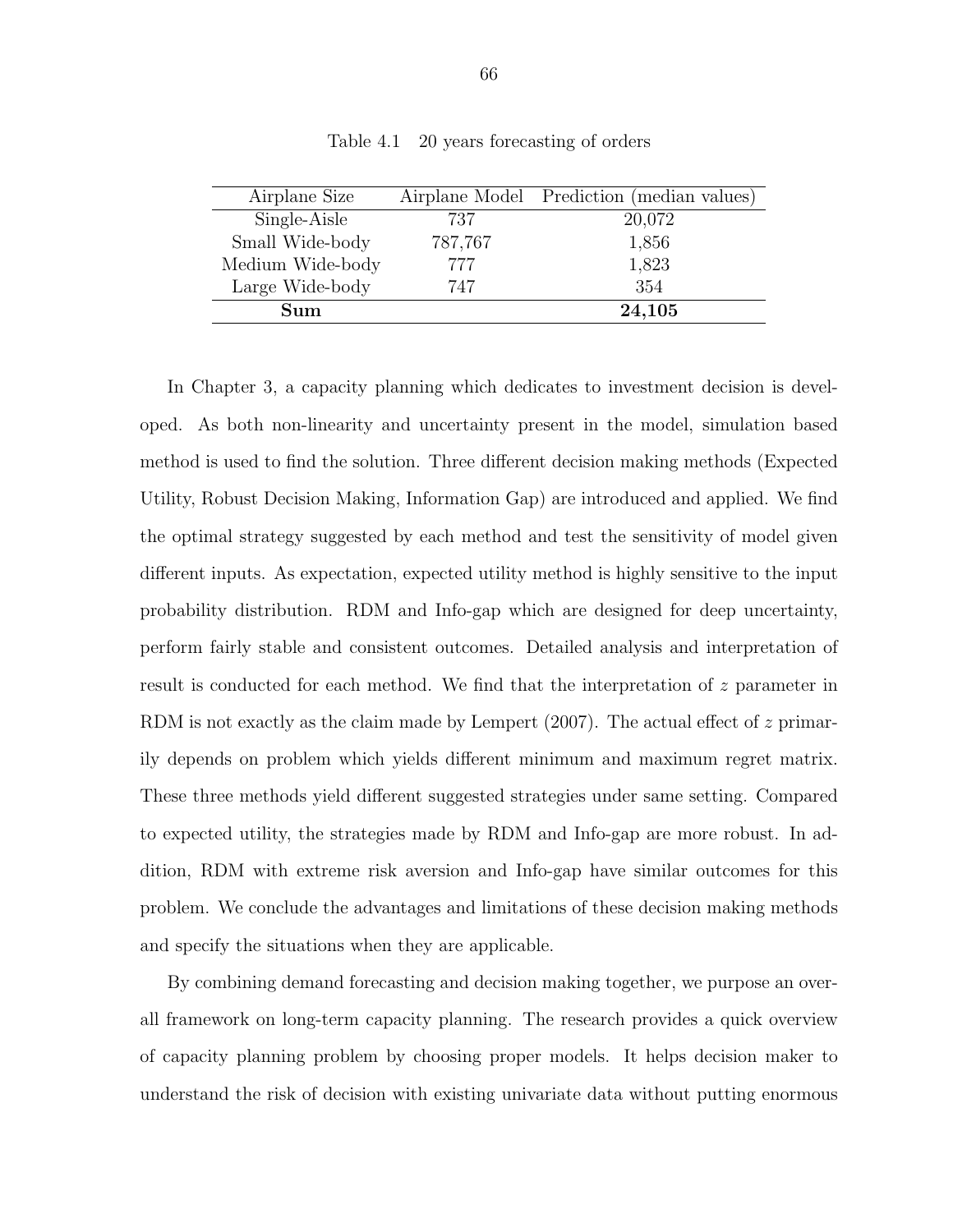Table 4.1 20 years forecasting of orders

| Airplane Size | Airplane Model | Prediction (median values) |
|---|---|---|
| Single-Aisle | 737 | 20,072 |
| Small Wide-body | 787,767 | 1,856 |
| Medium Wide-body | 777 | 1,823 |
| Large Wide-body | 747 | 354 |
| **Sum** | | **24,105** |

In Chapter 3, a capacity planning which dedicates to investment decision is developed. As both non-linearity and uncertainty present in the model, simulation based method is used to find the solution. Three different decision making methods (Expected Utility, Robust Decision Making, Information Gap) are introduced and applied. We find the optimal strategy suggested by each method and test the sensitivity of model given different inputs. As expectation, expected utility method is highly sensitive to the input probability distribution. RDM and Info-gap which are designed for deep uncertainty, perform fairly stable and consistent outcomes. Detailed analysis and interpretation of result is conducted for each method. We find that the interpretation of $z$ parameter in RDM is not exactly as the claim made by Lempert (2007). The actual effect of $z$ primarily depends on problem which yields different minimum and maximum regret matrix. These three methods yield different suggested strategies under same setting. Compared to expected utility, the strategies made by RDM and Info-gap are more robust. In addition, RDM with extreme risk aversion and Info-gap have similar outcomes for this problem. We conclude the advantages and limitations of these decision making methods and specify the situations when they are applicable.

By combining demand forecasting and decision making together, we purpose an overall framework on long-term capacity planning. The research provides a quick overview of capacity planning problem by choosing proper models. It helps decision maker to understand the risk of decision with existing univariate data without putting enormous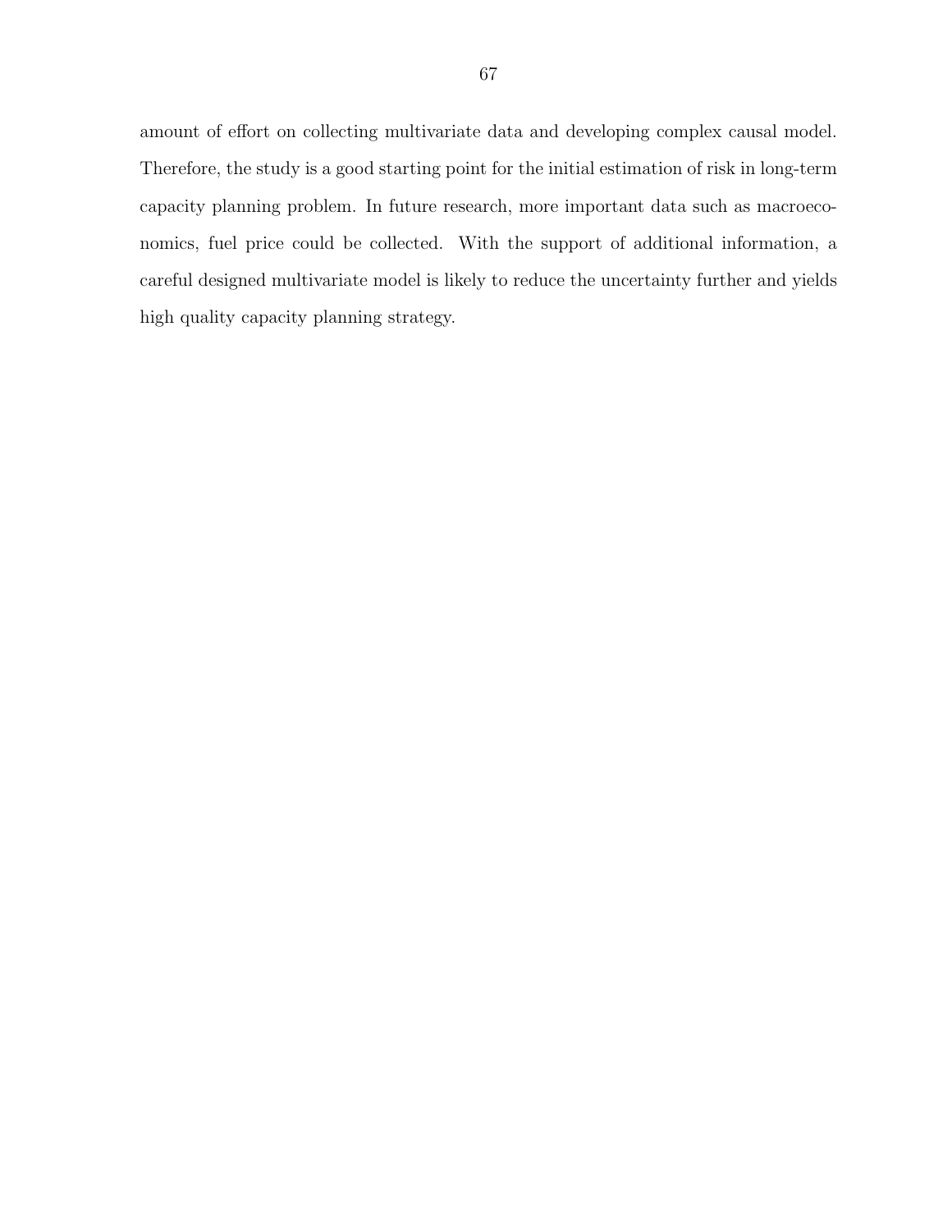amount of effort on collecting multivariate data and developing complex causal model. Therefore, the study is a good starting point for the initial estimation of risk in long-term capacity planning problem. In future research, more important data such as macroeconomics, fuel price could be collected. With the support of additional information, a careful designed multivariate model is likely to reduce the uncertainty further and yields high quality capacity planning strategy.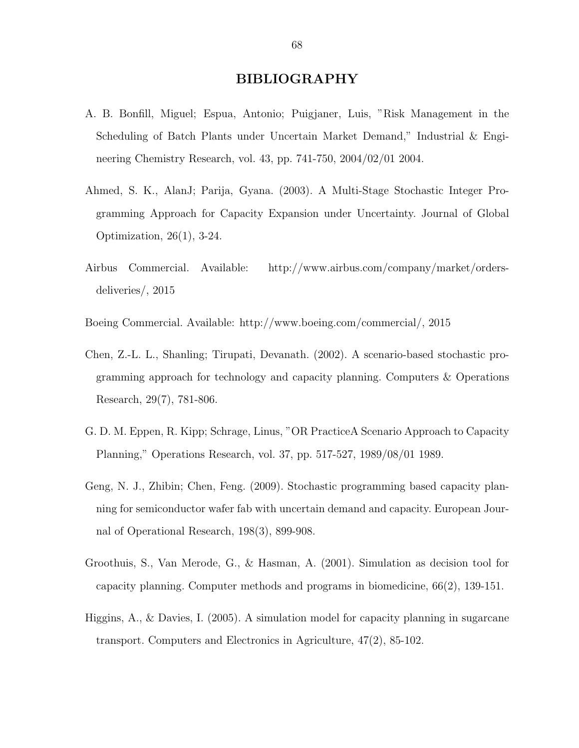# BIBLIOGRAPHY

A. B. Bonfill, Miguel; Espua, Antonio; Puigjaner, Luis, "Risk Management in the Scheduling of Batch Plants under Uncertain Market Demand," Industrial & Engineering Chemistry Research, vol. 43, pp. 741-750, 2004/02/01 2004.

Ahmed, S. K., AlanJ; Parija, Gyana. (2003). A Multi-Stage Stochastic Integer Programming Approach for Capacity Expansion under Uncertainty. Journal of Global Optimization, 26(1), 3-24.

Airbus Commercial. Available: http://www.airbus.com/company/market/orders-deliveries/, 2015

Boeing Commercial. Available: http://www.boeing.com/commercial/, 2015

Chen, Z.-L. L., Shanling; Tirupati, Devanath. (2002). A scenario-based stochastic programming approach for technology and capacity planning. Computers & Operations Research, 29(7), 781-806.

G. D. M. Eppen, R. Kipp; Schrage, Linus, "OR PracticeA Scenario Approach to Capacity Planning," Operations Research, vol. 37, pp. 517-527, 1989/08/01 1989.

Geng, N. J., Zhibin; Chen, Feng. (2009). Stochastic programming based capacity planning for semiconductor wafer fab with uncertain demand and capacity. European Journal of Operational Research, 198(3), 899-908.

Groothuis, S., Van Merode, G., & Hasman, A. (2001). Simulation as decision tool for capacity planning. Computer methods and programs in biomedicine, 66(2), 139-151.

Higgins, A., & Davies, I. (2005). A simulation model for capacity planning in sugarcane transport. Computers and Electronics in Agriculture, 47(2), 85-102.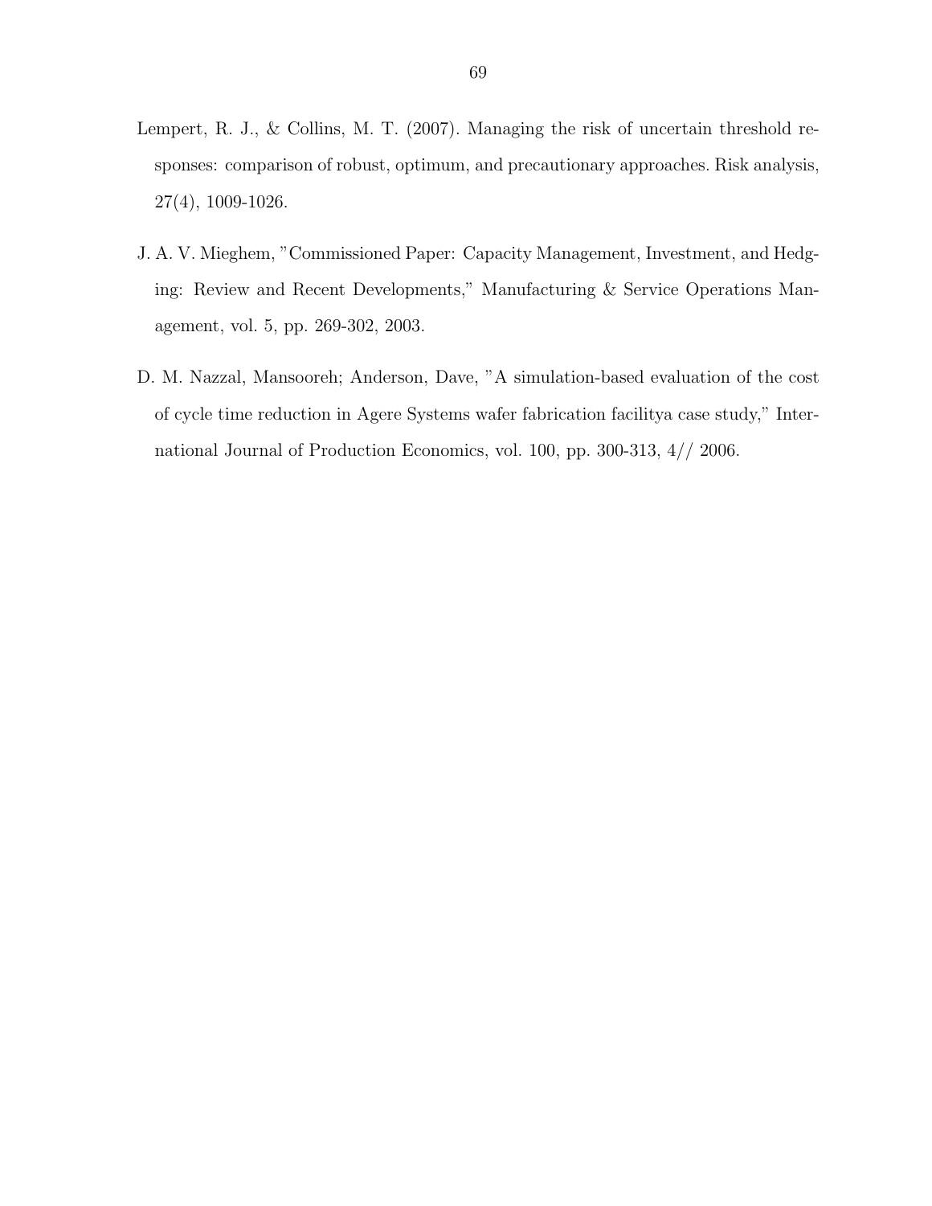Lempert, R. J., & Collins, M. T. (2007). Managing the risk of uncertain threshold responses: comparison of robust, optimum, and precautionary approaches. Risk analysis, 27(4), 1009-1026.

J. A. V. Mieghem, "Commissioned Paper: Capacity Management, Investment, and Hedging: Review and Recent Developments," Manufacturing & Service Operations Management, vol. 5, pp. 269-302, 2003.

D. M. Nazzal, Mansooreh; Anderson, Dave, "A simulation-based evaluation of the cost of cycle time reduction in Agere Systems wafer fabrication facilitya case study," International Journal of Production Economics, vol. 100, pp. 300-313, 4// 2006.